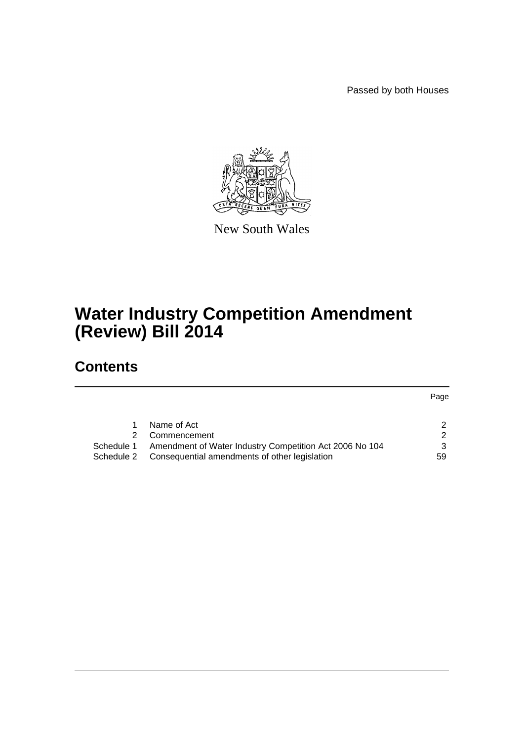Passed by both Houses

New South Wales

# Water Industry Competition Amendment (Review) Bill 2014

## Contents

| | | Page |
|---|---|---|
| 1 | Name of Act | 2 |
| 2 | Commencement | 2 |
| Schedule 1 | Amendment of Water Industry Competition Act 2006 No 104 | 3 |
| Schedule 2 | Consequential amendments of other legislation | 59 |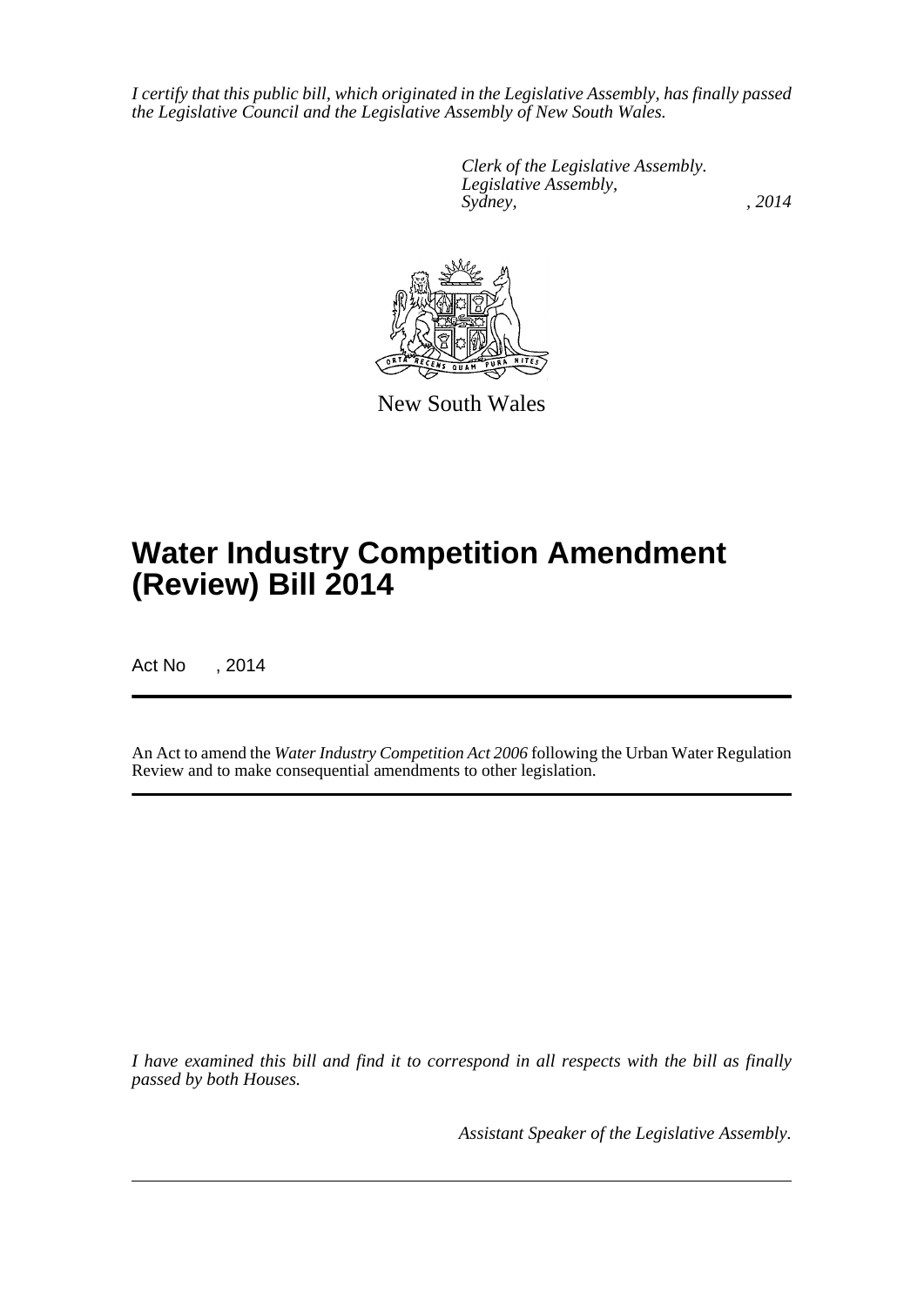*I certify that this public bill, which originated in the Legislative Assembly, has finally passed the Legislative Council and the Legislative Assembly of New South Wales.*

*Clerk of the Legislative Assembly.*
*Legislative Assembly,*
*Sydney, , 2014*

New South Wales

# Water Industry Competition Amendment (Review) Bill 2014

Act No , 2014

An Act to amend the *Water Industry Competition Act 2006* following the Urban Water Regulation Review and to make consequential amendments to other legislation.

*I have examined this bill and find it to correspond in all respects with the bill as finally passed by both Houses.*

*Assistant Speaker of the Legislative Assembly.*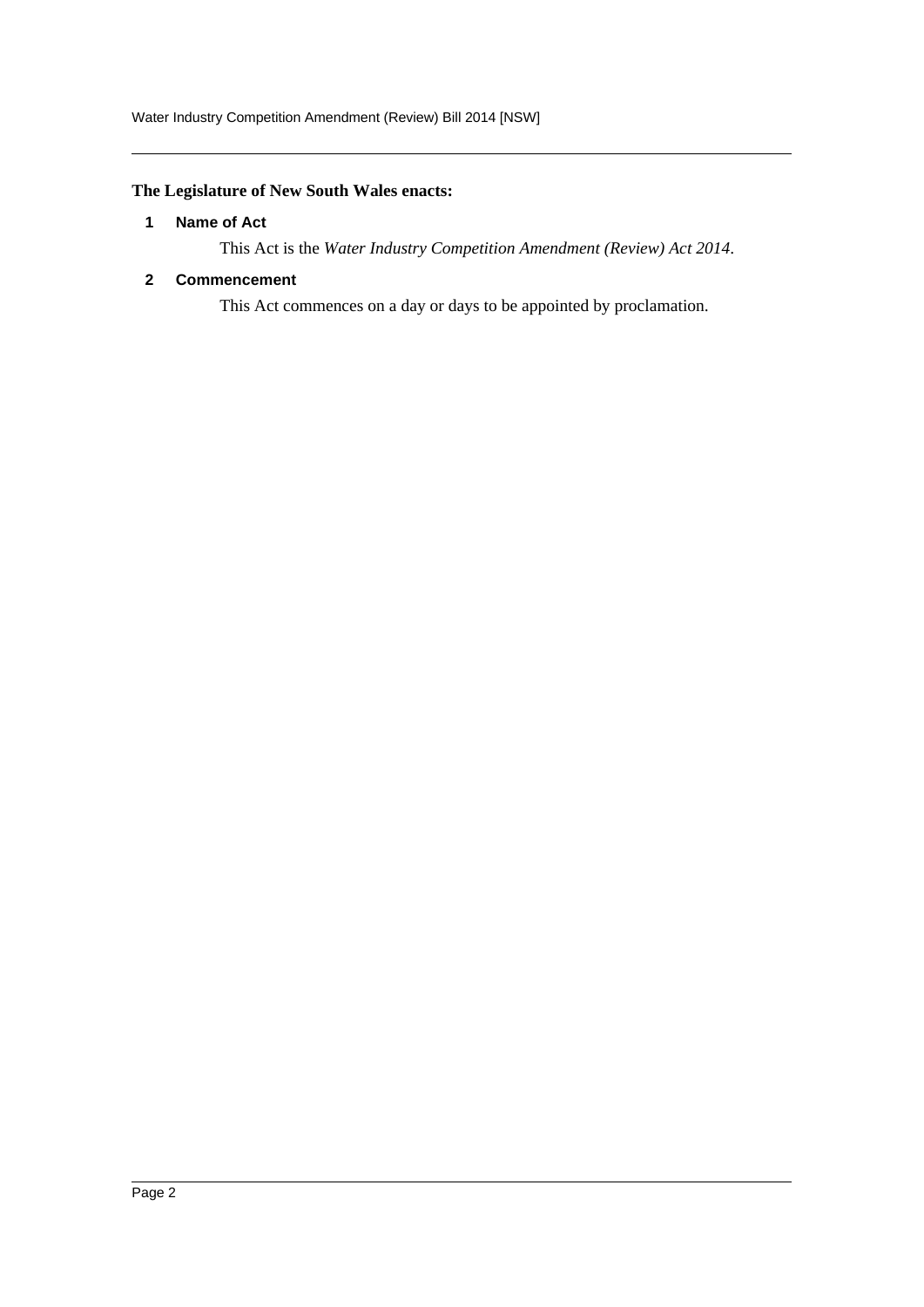**The Legislature of New South Wales enacts:**

### 1 Name of Act

This Act is the *Water Industry Competition Amendment (Review) Act 2014*.

### 2 Commencement

This Act commences on a day or days to be appointed by proclamation.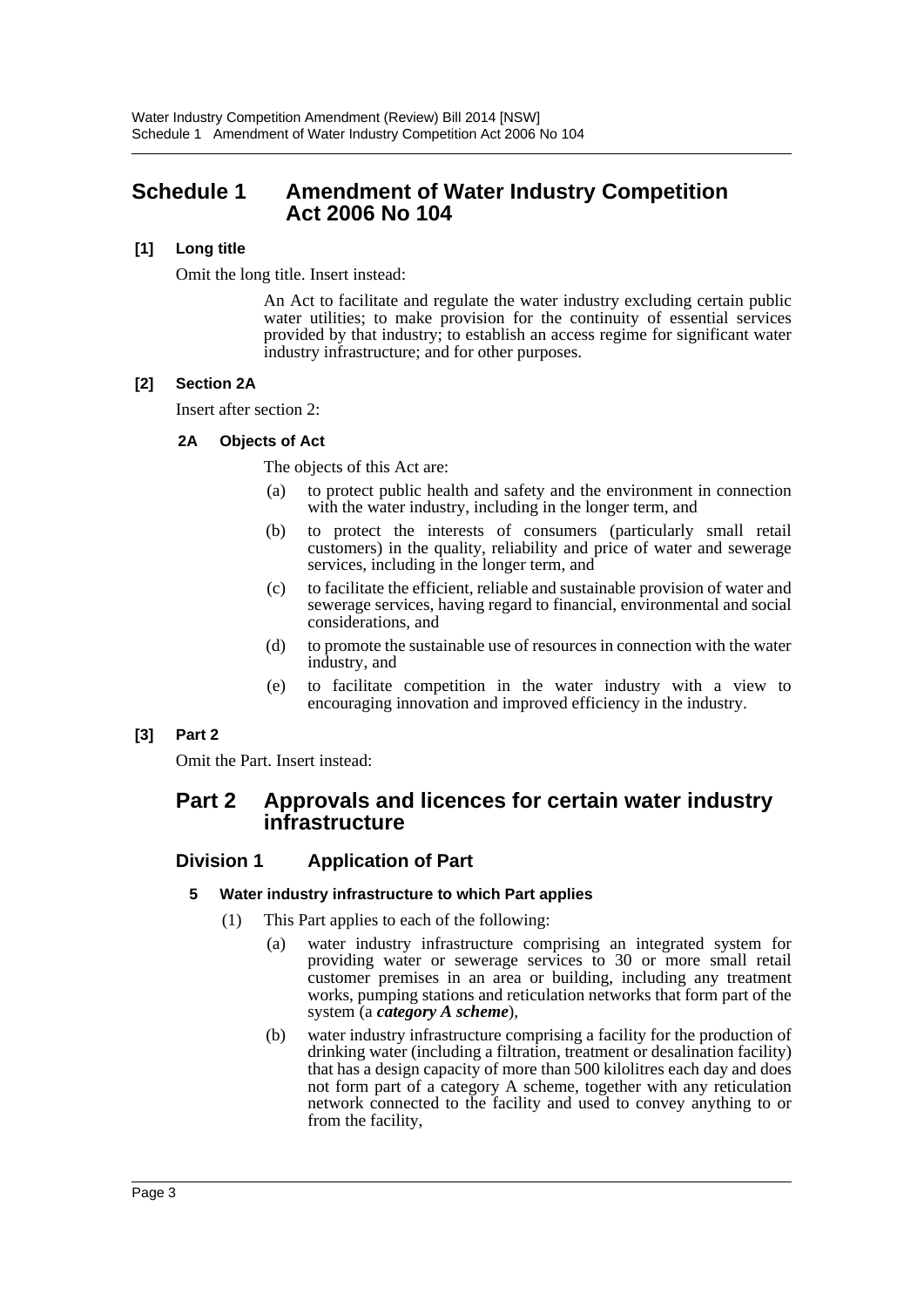# Schedule 1 Amendment of Water Industry Competition Act 2006 No 104

**[1] Long title**

Omit the long title. Insert instead:

> An Act to facilitate and regulate the water industry excluding certain public water utilities; to make provision for the continuity of essential services provided by that industry; to establish an access regime for significant water industry infrastructure; and for other purposes.

**[2] Section 2A**

Insert after section 2:

**2A Objects of Act**

The objects of this Act are:

(a) to protect public health and safety and the environment in connection with the water industry, including in the longer term, and

(b) to protect the interests of consumers (particularly small retail customers) in the quality, reliability and price of water and sewerage services, including in the longer term, and

(c) to facilitate the efficient, reliable and sustainable provision of water and sewerage services, having regard to financial, environmental and social considerations, and

(d) to promote the sustainable use of resources in connection with the water industry, and

(e) to facilitate competition in the water industry with a view to encouraging innovation and improved efficiency in the industry.

**[3] Part 2**

Omit the Part. Insert instead:

## Part 2 Approvals and licences for certain water industry infrastructure

### Division 1 Application of Part

**5 Water industry infrastructure to which Part applies**

(1) This Part applies to each of the following:

(a) water industry infrastructure comprising an integrated system for providing water or sewerage services to 30 or more small retail customer premises in an area or building, including any treatment works, pumping stations and reticulation networks that form part of the system (a ***category A scheme***),

(b) water industry infrastructure comprising a facility for the production of drinking water (including a filtration, treatment or desalination facility) that has a design capacity of more than 500 kilolitres each day and does not form part of a category A scheme, together with any reticulation network connected to the facility and used to convey anything to or from the facility,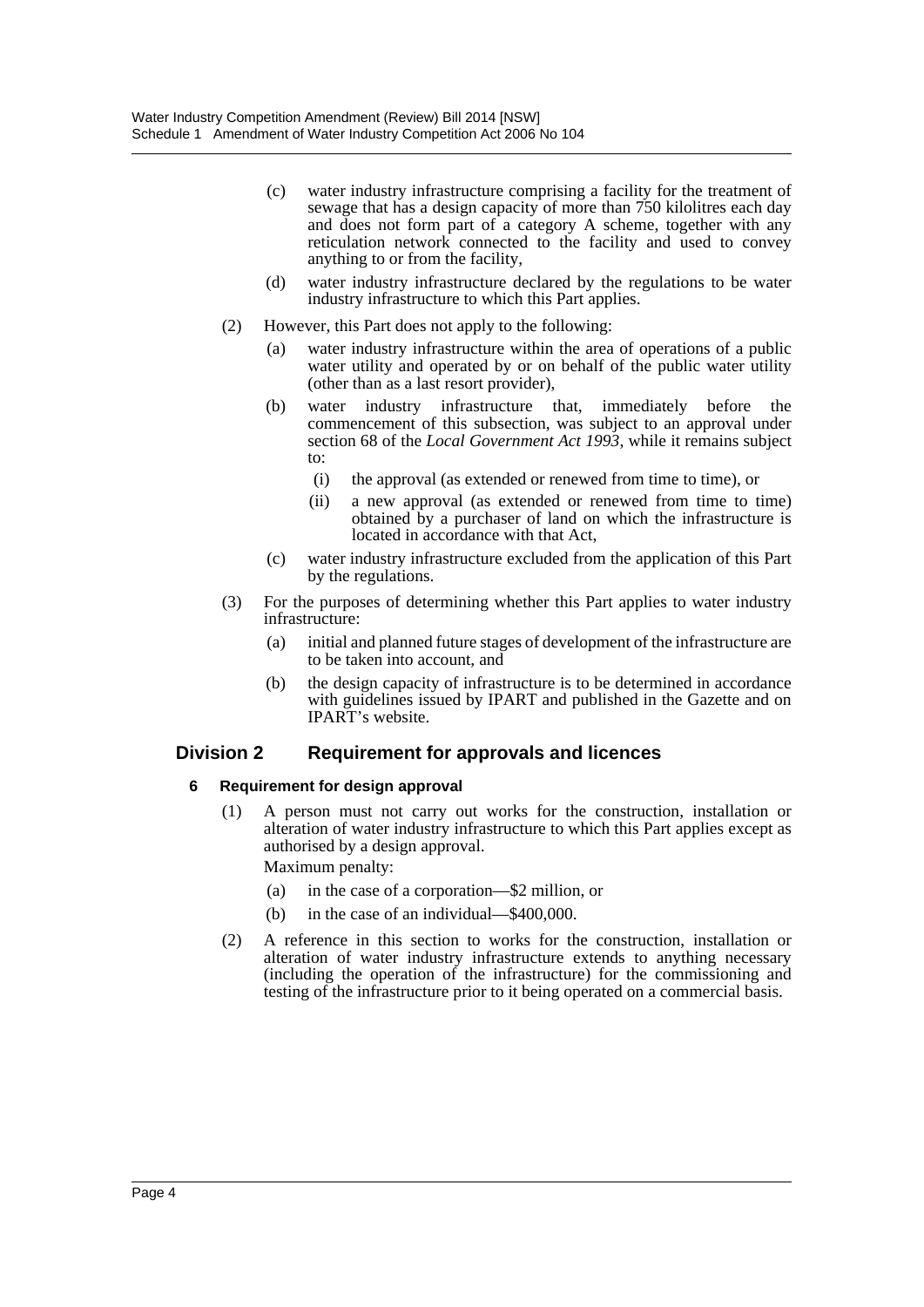(c) water industry infrastructure comprising a facility for the treatment of sewage that has a design capacity of more than 750 kilolitres each day and does not form part of a category A scheme, together with any reticulation network connected to the facility and used to convey anything to or from the facility,

(d) water industry infrastructure declared by the regulations to be water industry infrastructure to which this Part applies.

(2) However, this Part does not apply to the following:

(a) water industry infrastructure within the area of operations of a public water utility and operated by or on behalf of the public water utility (other than as a last resort provider),

(b) water industry infrastructure that, immediately before the commencement of this subsection, was subject to an approval under section 68 of the *Local Government Act 1993*, while it remains subject to:

(i) the approval (as extended or renewed from time to time), or

(ii) a new approval (as extended or renewed from time to time) obtained by a purchaser of land on which the infrastructure is located in accordance with that Act,

(c) water industry infrastructure excluded from the application of this Part by the regulations.

(3) For the purposes of determining whether this Part applies to water industry infrastructure:

(a) initial and planned future stages of development of the infrastructure are to be taken into account, and

(b) the design capacity of infrastructure is to be determined in accordance with guidelines issued by IPART and published in the Gazette and on IPART's website.

## Division 2 Requirement for approvals and licences

### 6 Requirement for design approval

(1) A person must not carry out works for the construction, installation or alteration of water industry infrastructure to which this Part applies except as authorised by a design approval.

Maximum penalty:

(a) in the case of a corporation—$2 million, or

(b) in the case of an individual—$400,000.

(2) A reference in this section to works for the construction, installation or alteration of water industry infrastructure extends to anything necessary (including the operation of the infrastructure) for the commissioning and testing of the infrastructure prior to it being operated on a commercial basis.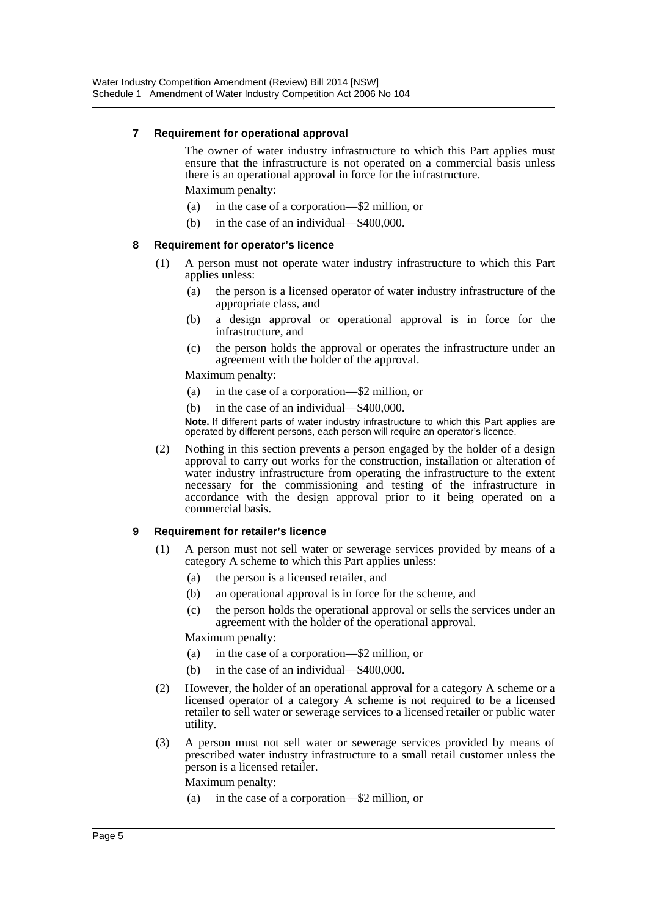#### 7 Requirement for operational approval

The owner of water industry infrastructure to which this Part applies must ensure that the infrastructure is not operated on a commercial basis unless there is an operational approval in force for the infrastructure.

Maximum penalty:

(a) in the case of a corporation—$2 million, or

(b) in the case of an individual—$400,000.

#### 8 Requirement for operator's licence

(1) A person must not operate water industry infrastructure to which this Part applies unless:

(a) the person is a licensed operator of water industry infrastructure of the appropriate class, and

(b) a design approval or operational approval is in force for the infrastructure, and

(c) the person holds the approval or operates the infrastructure under an agreement with the holder of the approval.

Maximum penalty:

(a) in the case of a corporation—$2 million, or

(b) in the case of an individual—$400,000.

**Note.** If different parts of water industry infrastructure to which this Part applies are operated by different persons, each person will require an operator's licence.

(2) Nothing in this section prevents a person engaged by the holder of a design approval to carry out works for the construction, installation or alteration of water industry infrastructure from operating the infrastructure to the extent necessary for the commissioning and testing of the infrastructure in accordance with the design approval prior to it being operated on a commercial basis.

#### 9 Requirement for retailer's licence

(1) A person must not sell water or sewerage services provided by means of a category A scheme to which this Part applies unless:

(a) the person is a licensed retailer, and

(b) an operational approval is in force for the scheme, and

(c) the person holds the operational approval or sells the services under an agreement with the holder of the operational approval.

Maximum penalty:

(a) in the case of a corporation—$2 million, or

(b) in the case of an individual—$400,000.

(2) However, the holder of an operational approval for a category A scheme or a licensed operator of a category A scheme is not required to be a licensed retailer to sell water or sewerage services to a licensed retailer or public water utility.

(3) A person must not sell water or sewerage services provided by means of prescribed water industry infrastructure to a small retail customer unless the person is a licensed retailer.

Maximum penalty:

(a) in the case of a corporation—$2 million, or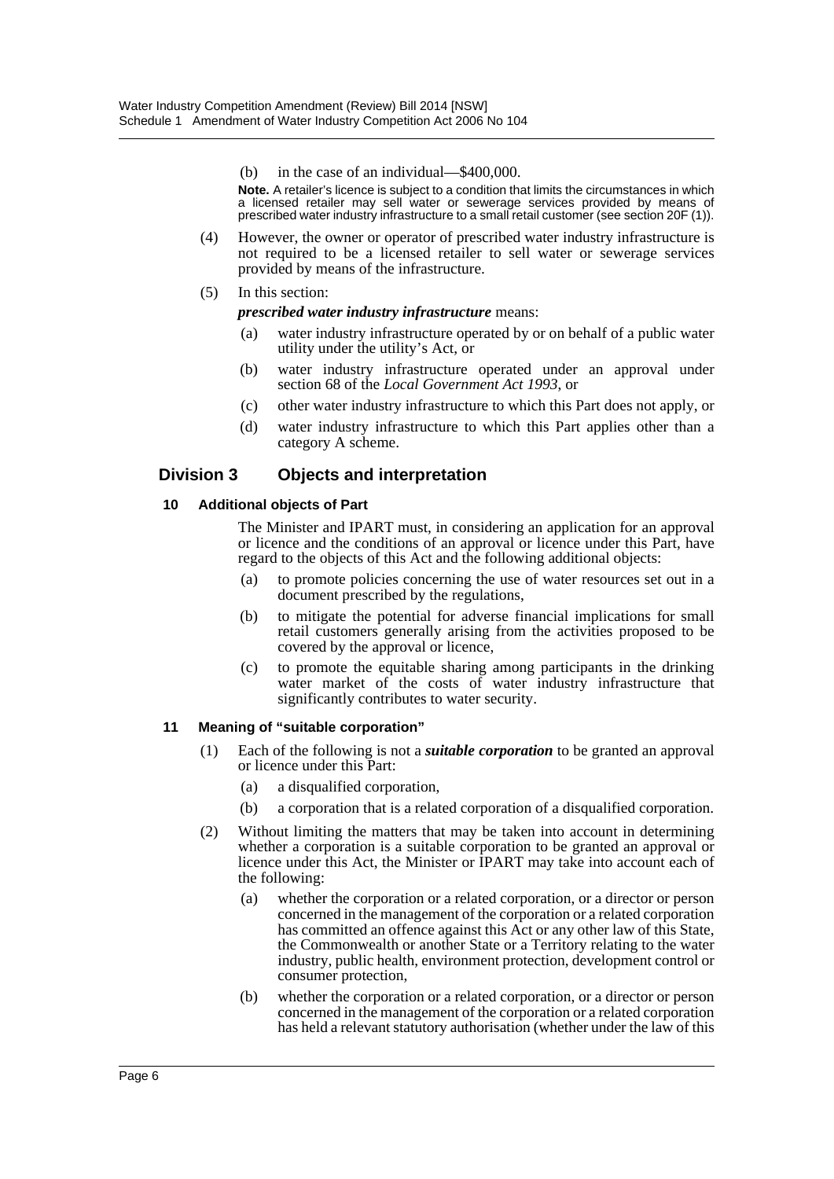(b) in the case of an individual—$400,000.

**Note.** A retailer's licence is subject to a condition that limits the circumstances in which a licensed retailer may sell water or sewerage services provided by means of prescribed water industry infrastructure to a small retail customer (see section 20F (1)).

(4) However, the owner or operator of prescribed water industry infrastructure is not required to be a licensed retailer to sell water or sewerage services provided by means of the infrastructure.

(5) In this section:

***prescribed water industry infrastructure*** means:

(a) water industry infrastructure operated by or on behalf of a public water utility under the utility's Act, or

(b) water industry infrastructure operated under an approval under section 68 of the *Local Government Act 1993*, or

(c) other water industry infrastructure to which this Part does not apply, or

(d) water industry infrastructure to which this Part applies other than a category A scheme.

## Division 3 Objects and interpretation

#### 10 Additional objects of Part

The Minister and IPART must, in considering an application for an approval or licence and the conditions of an approval or licence under this Part, have regard to the objects of this Act and the following additional objects:

(a) to promote policies concerning the use of water resources set out in a document prescribed by the regulations,

(b) to mitigate the potential for adverse financial implications for small retail customers generally arising from the activities proposed to be covered by the approval or licence,

(c) to promote the equitable sharing among participants in the drinking water market of the costs of water industry infrastructure that significantly contributes to water security.

#### 11 Meaning of "suitable corporation"

(1) Each of the following is not a ***suitable corporation*** to be granted an approval or licence under this Part:

(a) a disqualified corporation,

(b) a corporation that is a related corporation of a disqualified corporation.

(2) Without limiting the matters that may be taken into account in determining whether a corporation is a suitable corporation to be granted an approval or licence under this Act, the Minister or IPART may take into account each of the following:

(a) whether the corporation or a related corporation, or a director or person concerned in the management of the corporation or a related corporation has committed an offence against this Act or any other law of this State, the Commonwealth or another State or a Territory relating to the water industry, public health, environment protection, development control or consumer protection,

(b) whether the corporation or a related corporation, or a director or person concerned in the management of the corporation or a related corporation has held a relevant statutory authorisation (whether under the law of this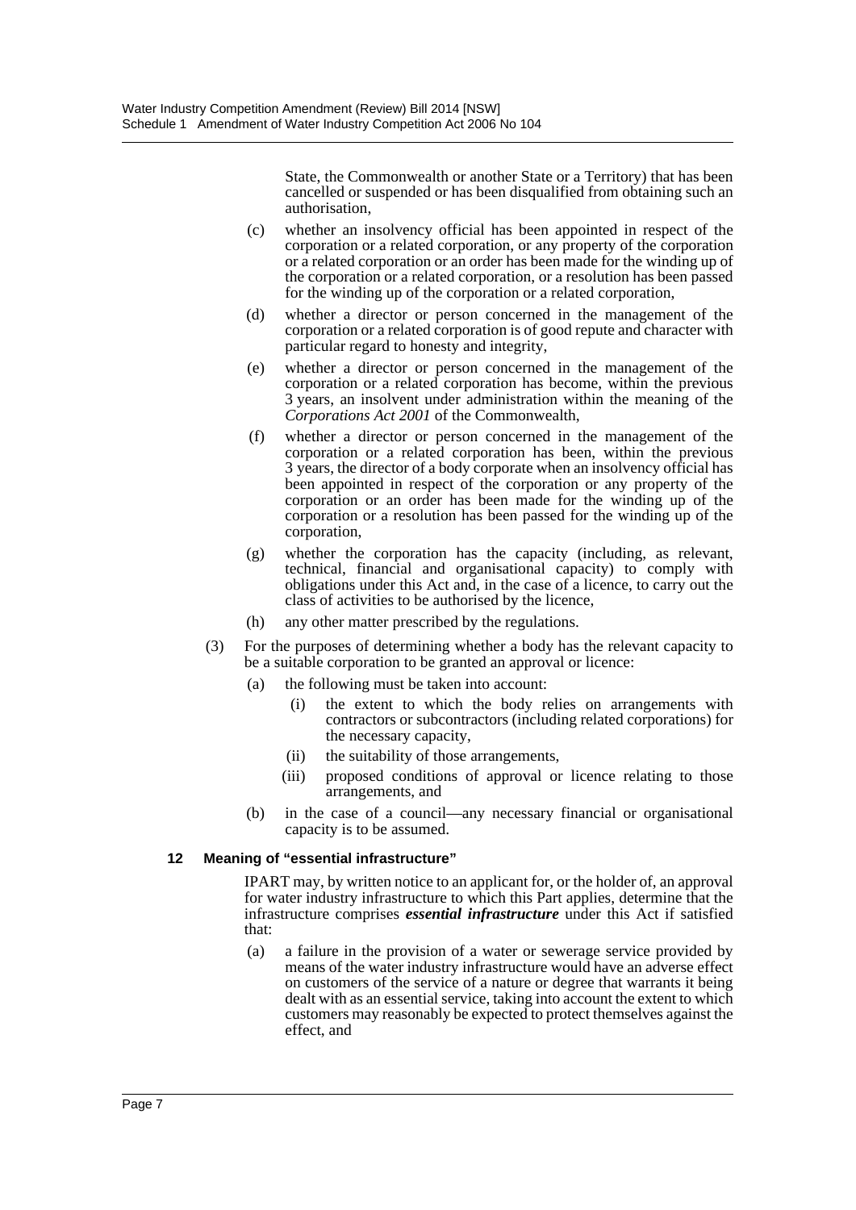State, the Commonwealth or another State or a Territory) that has been cancelled or suspended or has been disqualified from obtaining such an authorisation,

(c) whether an insolvency official has been appointed in respect of the corporation or a related corporation, or any property of the corporation or a related corporation or an order has been made for the winding up of the corporation or a related corporation, or a resolution has been passed for the winding up of the corporation or a related corporation,

(d) whether a director or person concerned in the management of the corporation or a related corporation is of good repute and character with particular regard to honesty and integrity,

(e) whether a director or person concerned in the management of the corporation or a related corporation has become, within the previous 3 years, an insolvent under administration within the meaning of the *Corporations Act 2001* of the Commonwealth,

(f) whether a director or person concerned in the management of the corporation or a related corporation has been, within the previous 3 years, the director of a body corporate when an insolvency official has been appointed in respect of the corporation or any property of the corporation or an order has been made for the winding up of the corporation or a resolution has been passed for the winding up of the corporation,

(g) whether the corporation has the capacity (including, as relevant, technical, financial and organisational capacity) to comply with obligations under this Act and, in the case of a licence, to carry out the class of activities to be authorised by the licence,

(h) any other matter prescribed by the regulations.

(3) For the purposes of determining whether a body has the relevant capacity to be a suitable corporation to be granted an approval or licence:

(a) the following must be taken into account:

(i) the extent to which the body relies on arrangements with contractors or subcontractors (including related corporations) for the necessary capacity,

(ii) the suitability of those arrangements,

(iii) proposed conditions of approval or licence relating to those arrangements, and

(b) in the case of a council—any necessary financial or organisational capacity is to be assumed.

**12 Meaning of "essential infrastructure"**

IPART may, by written notice to an applicant for, or the holder of, an approval for water industry infrastructure to which this Part applies, determine that the infrastructure comprises ***essential infrastructure*** under this Act if satisfied that:

(a) a failure in the provision of a water or sewerage service provided by means of the water industry infrastructure would have an adverse effect on customers of the service of a nature or degree that warrants it being dealt with as an essential service, taking into account the extent to which customers may reasonably be expected to protect themselves against the effect, and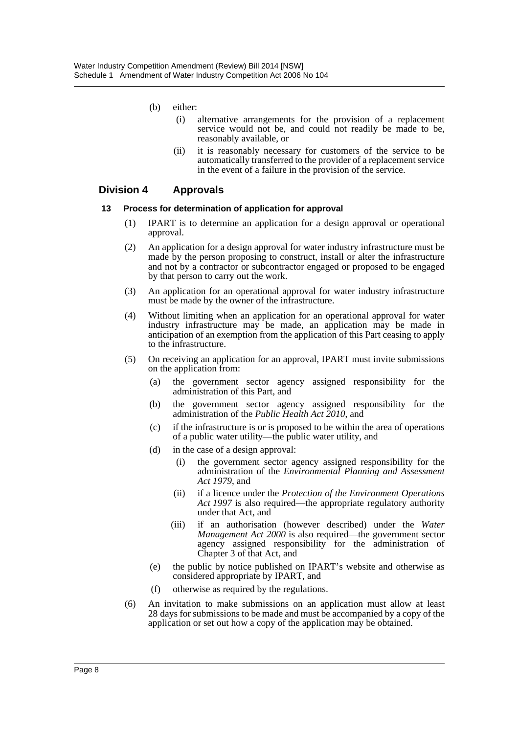(b) either:

(i) alternative arrangements for the provision of a replacement service would not be, and could not readily be made to be, reasonably available, or

(ii) it is reasonably necessary for customers of the service to be automatically transferred to the provider of a replacement service in the event of a failure in the provision of the service.

## Division 4 Approvals

### 13 Process for determination of application for approval

(1) IPART is to determine an application for a design approval or operational approval.

(2) An application for a design approval for water industry infrastructure must be made by the person proposing to construct, install or alter the infrastructure and not by a contractor or subcontractor engaged or proposed to be engaged by that person to carry out the work.

(3) An application for an operational approval for water industry infrastructure must be made by the owner of the infrastructure.

(4) Without limiting when an application for an operational approval for water industry infrastructure may be made, an application may be made in anticipation of an exemption from the application of this Part ceasing to apply to the infrastructure.

(5) On receiving an application for an approval, IPART must invite submissions on the application from:

(a) the government sector agency assigned responsibility for the administration of this Part, and

(b) the government sector agency assigned responsibility for the administration of the *Public Health Act 2010*, and

(c) if the infrastructure is or is proposed to be within the area of operations of a public water utility—the public water utility, and

(d) in the case of a design approval:

(i) the government sector agency assigned responsibility for the administration of the *Environmental Planning and Assessment Act 1979*, and

(ii) if a licence under the *Protection of the Environment Operations Act 1997* is also required—the appropriate regulatory authority under that Act, and

(iii) if an authorisation (however described) under the *Water Management Act 2000* is also required—the government sector agency assigned responsibility for the administration of Chapter 3 of that Act, and

(e) the public by notice published on IPART's website and otherwise as considered appropriate by IPART, and

(f) otherwise as required by the regulations.

(6) An invitation to make submissions on an application must allow at least 28 days for submissions to be made and must be accompanied by a copy of the application or set out how a copy of the application may be obtained.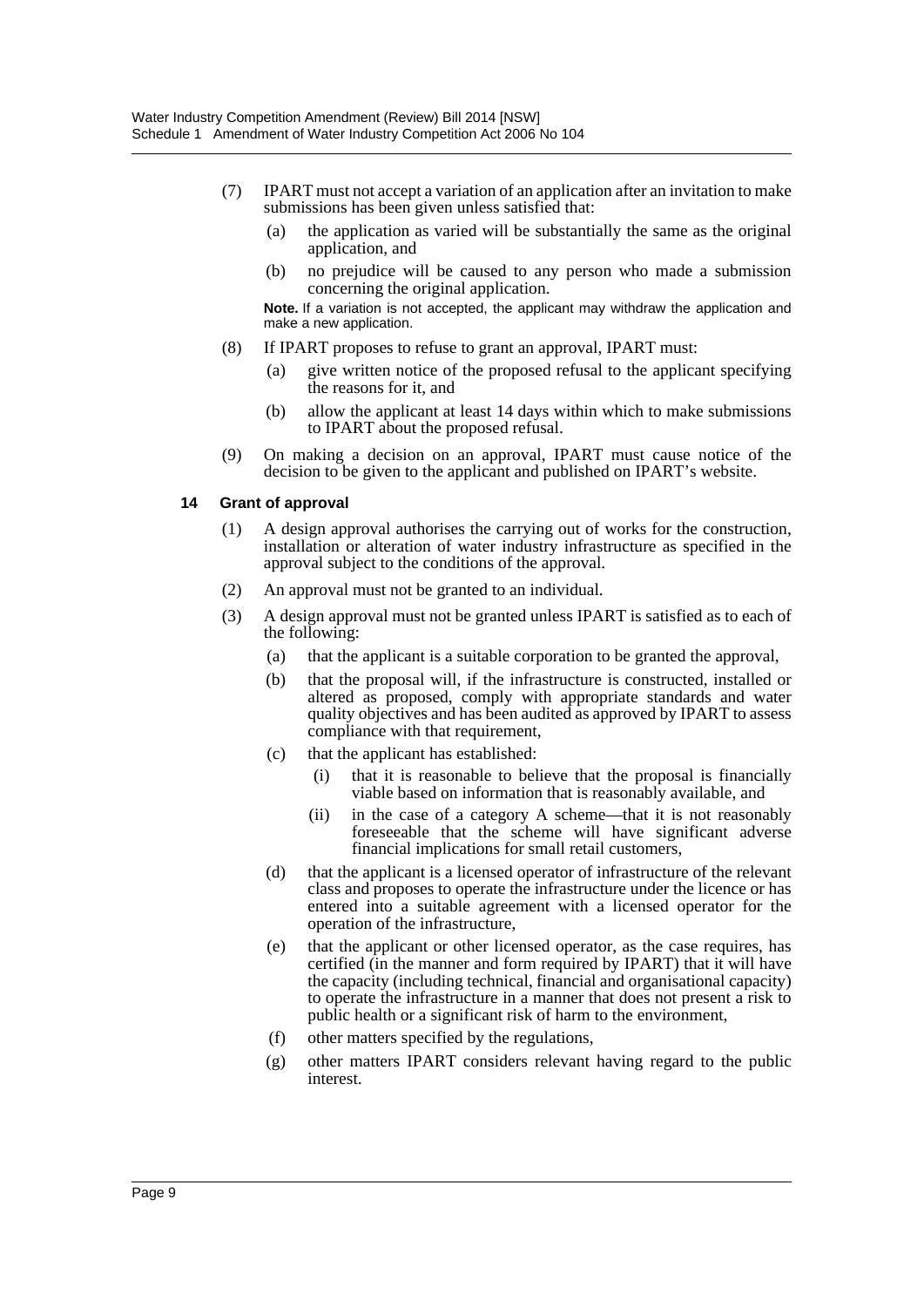(7) IPART must not accept a variation of an application after an invitation to make submissions has been given unless satisfied that:

(a) the application as varied will be substantially the same as the original application, and

(b) no prejudice will be caused to any person who made a submission concerning the original application.

**Note.** If a variation is not accepted, the applicant may withdraw the application and make a new application.

(8) If IPART proposes to refuse to grant an approval, IPART must:

(a) give written notice of the proposed refusal to the applicant specifying the reasons for it, and

(b) allow the applicant at least 14 days within which to make submissions to IPART about the proposed refusal.

(9) On making a decision on an approval, IPART must cause notice of the decision to be given to the applicant and published on IPART's website.

#### 14 Grant of approval

(1) A design approval authorises the carrying out of works for the construction, installation or alteration of water industry infrastructure as specified in the approval subject to the conditions of the approval.

(2) An approval must not be granted to an individual.

(3) A design approval must not be granted unless IPART is satisfied as to each of the following:

(a) that the applicant is a suitable corporation to be granted the approval,

(b) that the proposal will, if the infrastructure is constructed, installed or altered as proposed, comply with appropriate standards and water quality objectives and has been audited as approved by IPART to assess compliance with that requirement,

(c) that the applicant has established:

(i) that it is reasonable to believe that the proposal is financially viable based on information that is reasonably available, and

(ii) in the case of a category A scheme—that it is not reasonably foreseeable that the scheme will have significant adverse financial implications for small retail customers,

(d) that the applicant is a licensed operator of infrastructure of the relevant class and proposes to operate the infrastructure under the licence or has entered into a suitable agreement with a licensed operator for the operation of the infrastructure,

(e) that the applicant or other licensed operator, as the case requires, has certified (in the manner and form required by IPART) that it will have the capacity (including technical, financial and organisational capacity) to operate the infrastructure in a manner that does not present a risk to public health or a significant risk of harm to the environment,

(f) other matters specified by the regulations,

(g) other matters IPART considers relevant having regard to the public interest.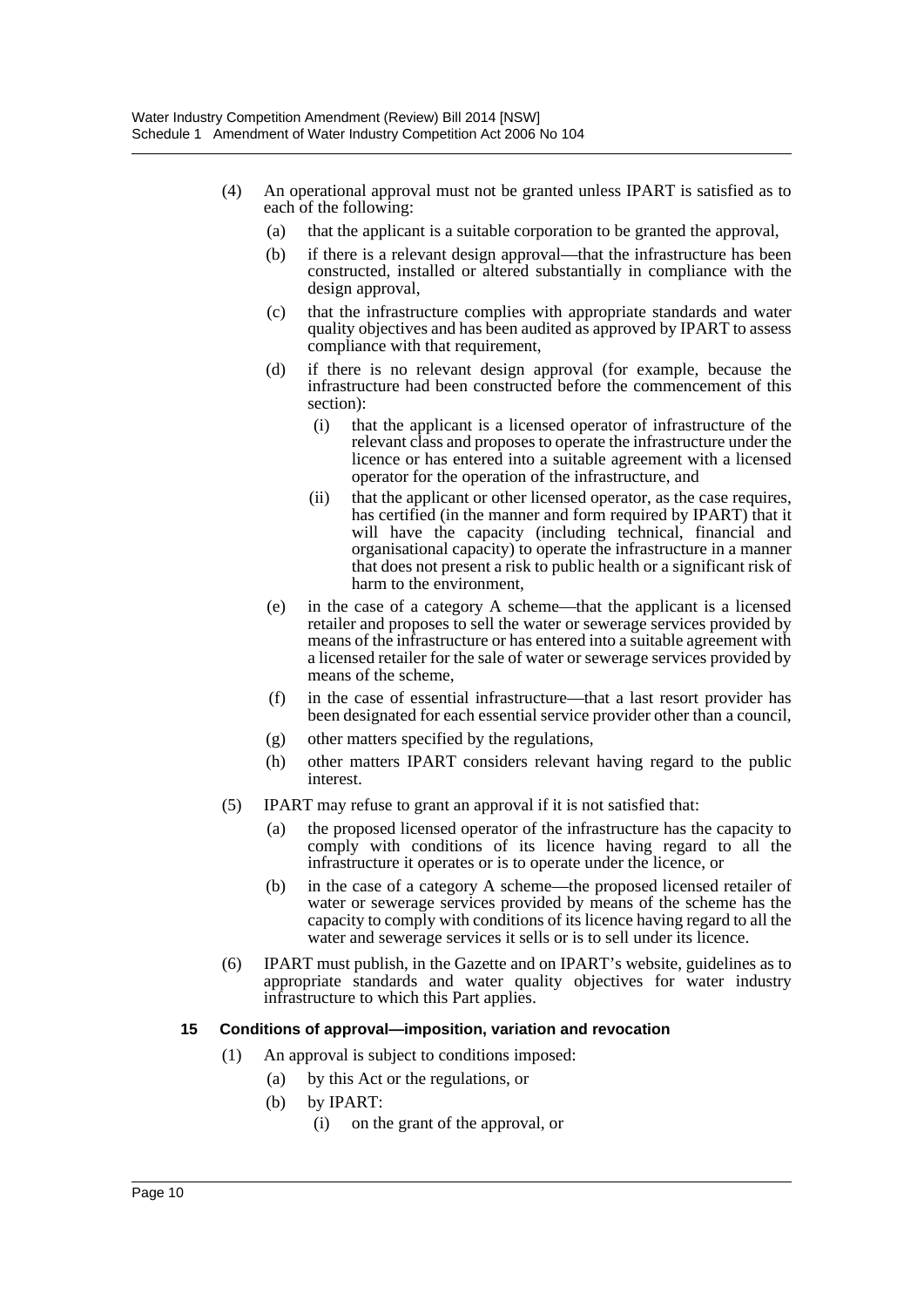(4) An operational approval must not be granted unless IPART is satisfied as to each of the following:

(a) that the applicant is a suitable corporation to be granted the approval,

(b) if there is a relevant design approval—that the infrastructure has been constructed, installed or altered substantially in compliance with the design approval,

(c) that the infrastructure complies with appropriate standards and water quality objectives and has been audited as approved by IPART to assess compliance with that requirement,

(d) if there is no relevant design approval (for example, because the infrastructure had been constructed before the commencement of this section):

(i) that the applicant is a licensed operator of infrastructure of the relevant class and proposes to operate the infrastructure under the licence or has entered into a suitable agreement with a licensed operator for the operation of the infrastructure, and

(ii) that the applicant or other licensed operator, as the case requires, has certified (in the manner and form required by IPART) that it will have the capacity (including technical, financial and organisational capacity) to operate the infrastructure in a manner that does not present a risk to public health or a significant risk of harm to the environment,

(e) in the case of a category A scheme—that the applicant is a licensed retailer and proposes to sell the water or sewerage services provided by means of the infrastructure or has entered into a suitable agreement with a licensed retailer for the sale of water or sewerage services provided by means of the scheme,

(f) in the case of essential infrastructure—that a last resort provider has been designated for each essential service provider other than a council,

(g) other matters specified by the regulations,

(h) other matters IPART considers relevant having regard to the public interest.

(5) IPART may refuse to grant an approval if it is not satisfied that:

(a) the proposed licensed operator of the infrastructure has the capacity to comply with conditions of its licence having regard to all the infrastructure it operates or is to operate under the licence, or

(b) in the case of a category A scheme—the proposed licensed retailer of water or sewerage services provided by means of the scheme has the capacity to comply with conditions of its licence having regard to all the water and sewerage services it sells or is to sell under its licence.

(6) IPART must publish, in the Gazette and on IPART's website, guidelines as to appropriate standards and water quality objectives for water industry infrastructure to which this Part applies.

**15 Conditions of approval—imposition, variation and revocation**

(1) An approval is subject to conditions imposed:

(a) by this Act or the regulations, or

(b) by IPART:

(i) on the grant of the approval, or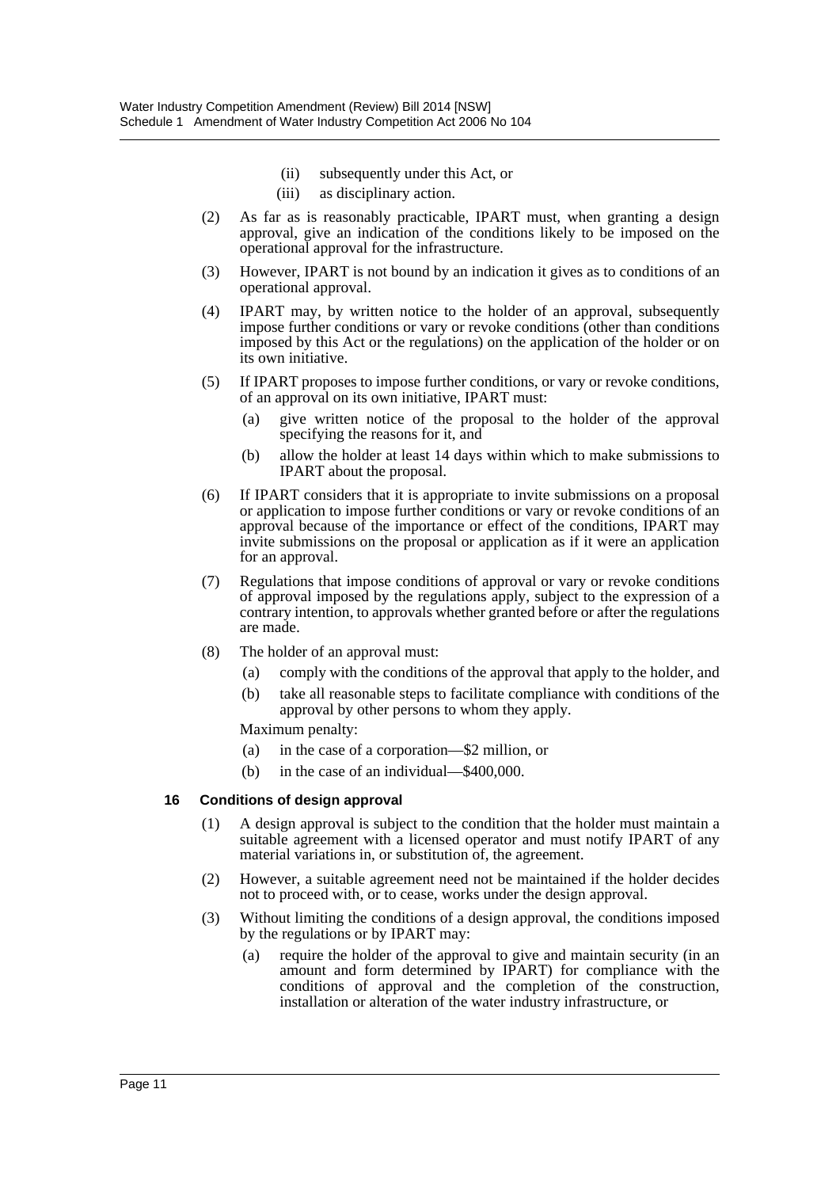(ii) subsequently under this Act, or

(iii) as disciplinary action.

(2) As far as is reasonably practicable, IPART must, when granting a design approval, give an indication of the conditions likely to be imposed on the operational approval for the infrastructure.

(3) However, IPART is not bound by an indication it gives as to conditions of an operational approval.

(4) IPART may, by written notice to the holder of an approval, subsequently impose further conditions or vary or revoke conditions (other than conditions imposed by this Act or the regulations) on the application of the holder or on its own initiative.

(5) If IPART proposes to impose further conditions, or vary or revoke conditions, of an approval on its own initiative, IPART must:

(a) give written notice of the proposal to the holder of the approval specifying the reasons for it, and

(b) allow the holder at least 14 days within which to make submissions to IPART about the proposal.

(6) If IPART considers that it is appropriate to invite submissions on a proposal or application to impose further conditions or vary or revoke conditions of an approval because of the importance or effect of the conditions, IPART may invite submissions on the proposal or application as if it were an application for an approval.

(7) Regulations that impose conditions of approval or vary or revoke conditions of approval imposed by the regulations apply, subject to the expression of a contrary intention, to approvals whether granted before or after the regulations are made.

(8) The holder of an approval must:

(a) comply with the conditions of the approval that apply to the holder, and

(b) take all reasonable steps to facilitate compliance with conditions of the approval by other persons to whom they apply.

Maximum penalty:

(a) in the case of a corporation—$2 million, or

(b) in the case of an individual—$400,000.

### 16 Conditions of design approval

(1) A design approval is subject to the condition that the holder must maintain a suitable agreement with a licensed operator and must notify IPART of any material variations in, or substitution of, the agreement.

(2) However, a suitable agreement need not be maintained if the holder decides not to proceed with, or to cease, works under the design approval.

(3) Without limiting the conditions of a design approval, the conditions imposed by the regulations or by IPART may:

(a) require the holder of the approval to give and maintain security (in an amount and form determined by IPART) for compliance with the conditions of approval and the completion of the construction, installation or alteration of the water industry infrastructure, or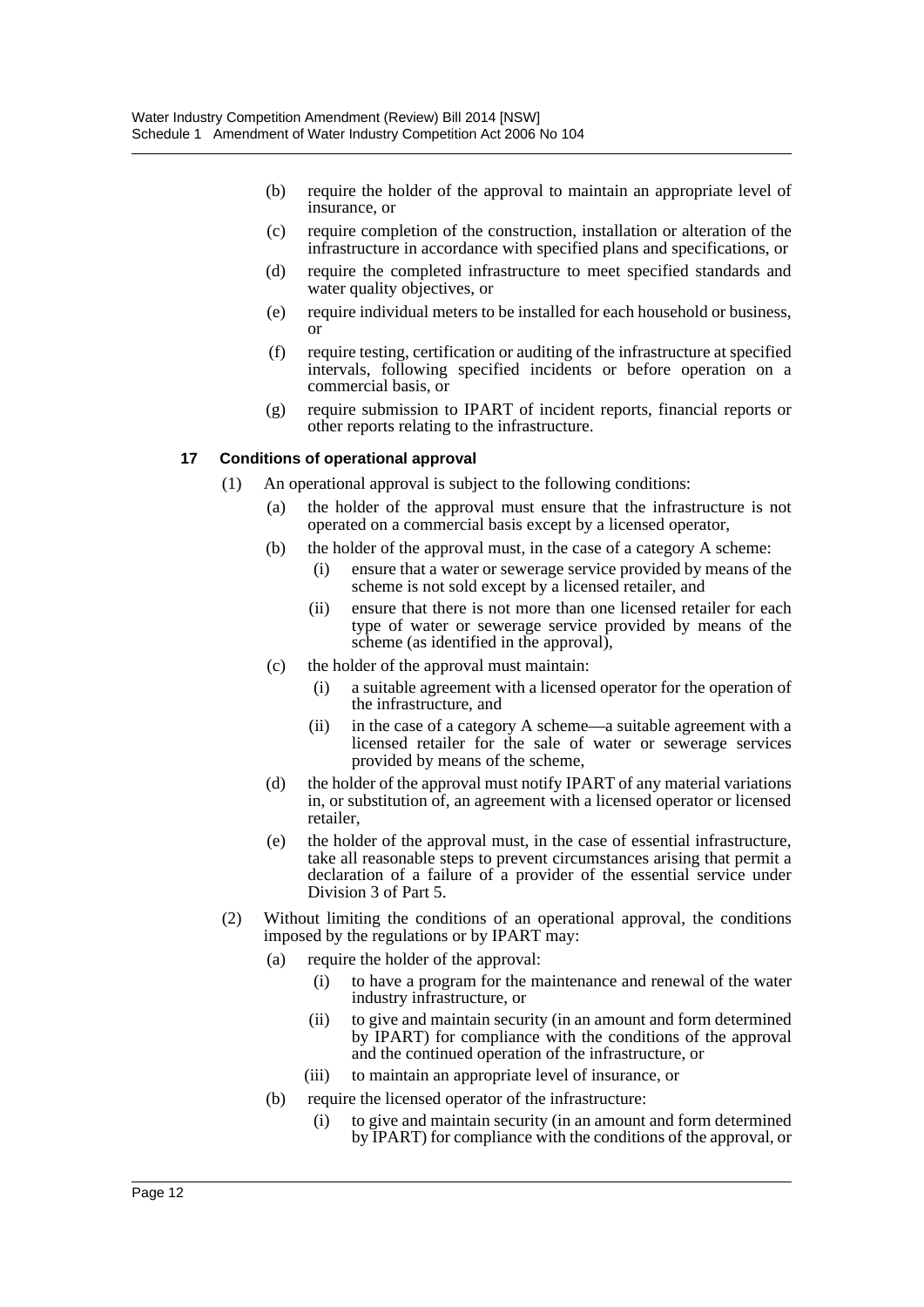(b) require the holder of the approval to maintain an appropriate level of insurance, or

(c) require completion of the construction, installation or alteration of the infrastructure in accordance with specified plans and specifications, or

(d) require the completed infrastructure to meet specified standards and water quality objectives, or

(e) require individual meters to be installed for each household or business, or

(f) require testing, certification or auditing of the infrastructure at specified intervals, following specified incidents or before operation on a commercial basis, or

(g) require submission to IPART of incident reports, financial reports or other reports relating to the infrastructure.

### 17 Conditions of operational approval

(1) An operational approval is subject to the following conditions:

- (a) the holder of the approval must ensure that the infrastructure is not operated on a commercial basis except by a licensed operator,
- (b) the holder of the approval must, in the case of a category A scheme:
  - (i) ensure that a water or sewerage service provided by means of the scheme is not sold except by a licensed retailer, and
  - (ii) ensure that there is not more than one licensed retailer for each type of water or sewerage service provided by means of the scheme (as identified in the approval),
- (c) the holder of the approval must maintain:
  - (i) a suitable agreement with a licensed operator for the operation of the infrastructure, and
  - (ii) in the case of a category A scheme—a suitable agreement with a licensed retailer for the sale of water or sewerage services provided by means of the scheme,
- (d) the holder of the approval must notify IPART of any material variations in, or substitution of, an agreement with a licensed operator or licensed retailer,
- (e) the holder of the approval must, in the case of essential infrastructure, take all reasonable steps to prevent circumstances arising that permit a declaration of a failure of a provider of the essential service under Division 3 of Part 5.

(2) Without limiting the conditions of an operational approval, the conditions imposed by the regulations or by IPART may:

- (a) require the holder of the approval:
  - (i) to have a program for the maintenance and renewal of the water industry infrastructure, or
  - (ii) to give and maintain security (in an amount and form determined by IPART) for compliance with the conditions of the approval and the continued operation of the infrastructure, or
  - (iii) to maintain an appropriate level of insurance, or
- (b) require the licensed operator of the infrastructure:
  - (i) to give and maintain security (in an amount and form determined by IPART) for compliance with the conditions of the approval, or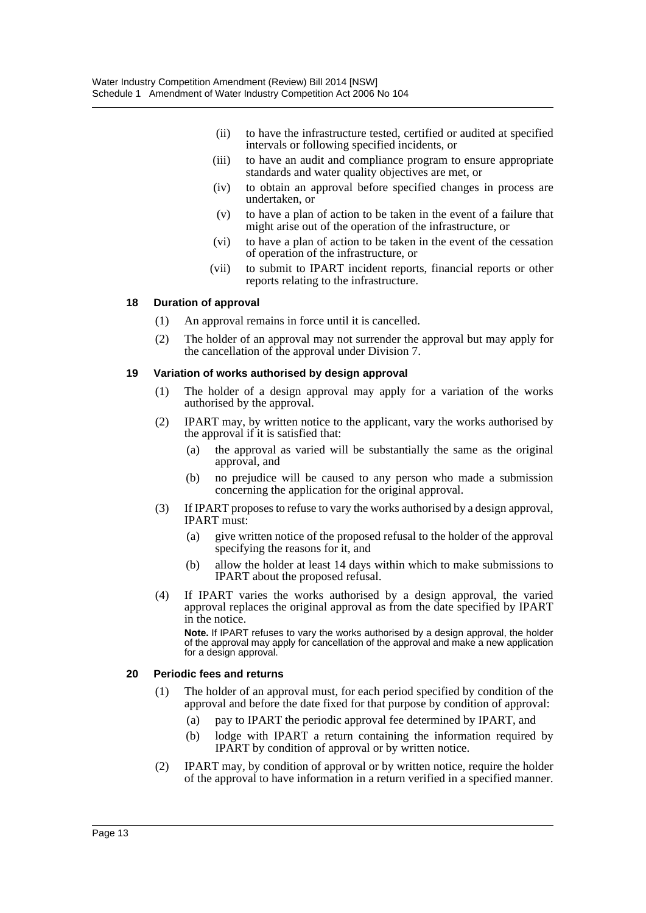- (ii) to have the infrastructure tested, certified or audited at specified intervals or following specified incidents, or
- (iii) to have an audit and compliance program to ensure appropriate standards and water quality objectives are met, or
- (iv) to obtain an approval before specified changes in process are undertaken, or
- (v) to have a plan of action to be taken in the event of a failure that might arise out of the operation of the infrastructure, or
- (vi) to have a plan of action to be taken in the event of the cessation of operation of the infrastructure, or
- (vii) to submit to IPART incident reports, financial reports or other reports relating to the infrastructure.

#### 18 Duration of approval

(1) An approval remains in force until it is cancelled.

(2) The holder of an approval may not surrender the approval but may apply for the cancellation of the approval under Division 7.

#### 19 Variation of works authorised by design approval

(1) The holder of a design approval may apply for a variation of the works authorised by the approval.

(2) IPART may, by written notice to the applicant, vary the works authorised by the approval if it is satisfied that:

- (a) the approval as varied will be substantially the same as the original approval, and
- (b) no prejudice will be caused to any person who made a submission concerning the application for the original approval.

(3) If IPART proposes to refuse to vary the works authorised by a design approval, IPART must:

- (a) give written notice of the proposed refusal to the holder of the approval specifying the reasons for it, and
- (b) allow the holder at least 14 days within which to make submissions to IPART about the proposed refusal.

(4) If IPART varies the works authorised by a design approval, the varied approval replaces the original approval as from the date specified by IPART in the notice.

**Note.** If IPART refuses to vary the works authorised by a design approval, the holder of the approval may apply for cancellation of the approval and make a new application for a design approval.

#### 20 Periodic fees and returns

(1) The holder of an approval must, for each period specified by condition of the approval and before the date fixed for that purpose by condition of approval:

- (a) pay to IPART the periodic approval fee determined by IPART, and
- (b) lodge with IPART a return containing the information required by IPART by condition of approval or by written notice.

(2) IPART may, by condition of approval or by written notice, require the holder of the approval to have information in a return verified in a specified manner.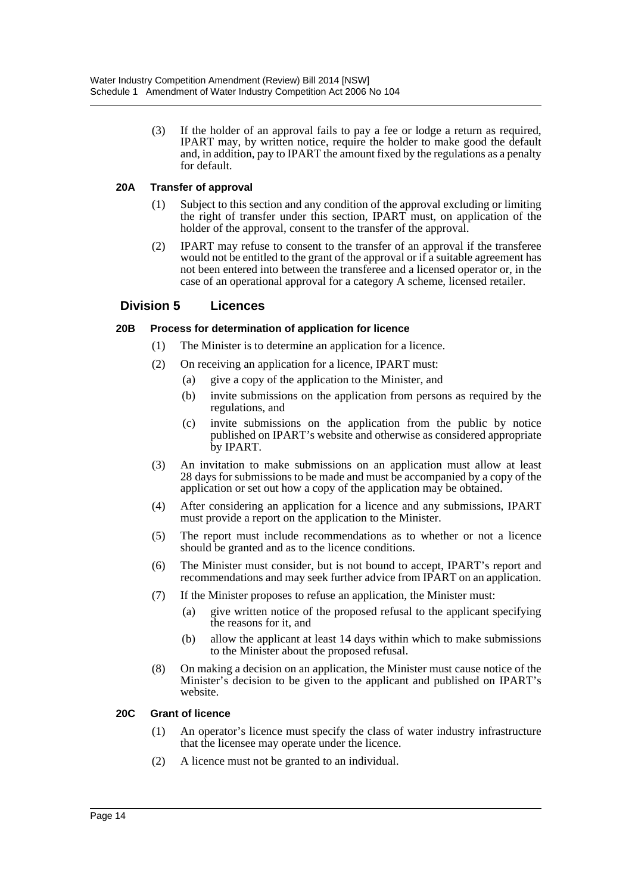(3) If the holder of an approval fails to pay a fee or lodge a return as required, IPART may, by written notice, require the holder to make good the default and, in addition, pay to IPART the amount fixed by the regulations as a penalty for default.

#### 20A Transfer of approval

(1) Subject to this section and any condition of the approval excluding or limiting the right of transfer under this section, IPART must, on application of the holder of the approval, consent to the transfer of the approval.

(2) IPART may refuse to consent to the transfer of an approval if the transferee would not be entitled to the grant of the approval or if a suitable agreement has not been entered into between the transferee and a licensed operator or, in the case of an operational approval for a category A scheme, licensed retailer.

### Division 5 Licences

#### 20B Process for determination of application for licence

(1) The Minister is to determine an application for a licence.

(2) On receiving an application for a licence, IPART must:

- (a) give a copy of the application to the Minister, and
- (b) invite submissions on the application from persons as required by the regulations, and
- (c) invite submissions on the application from the public by notice published on IPART's website and otherwise as considered appropriate by IPART.

(3) An invitation to make submissions on an application must allow at least 28 days for submissions to be made and must be accompanied by a copy of the application or set out how a copy of the application may be obtained.

(4) After considering an application for a licence and any submissions, IPART must provide a report on the application to the Minister.

(5) The report must include recommendations as to whether or not a licence should be granted and as to the licence conditions.

(6) The Minister must consider, but is not bound to accept, IPART's report and recommendations and may seek further advice from IPART on an application.

(7) If the Minister proposes to refuse an application, the Minister must:

- (a) give written notice of the proposed refusal to the applicant specifying the reasons for it, and
- (b) allow the applicant at least 14 days within which to make submissions to the Minister about the proposed refusal.

(8) On making a decision on an application, the Minister must cause notice of the Minister's decision to be given to the applicant and published on IPART's website.

#### 20C Grant of licence

(1) An operator's licence must specify the class of water industry infrastructure that the licensee may operate under the licence.

(2) A licence must not be granted to an individual.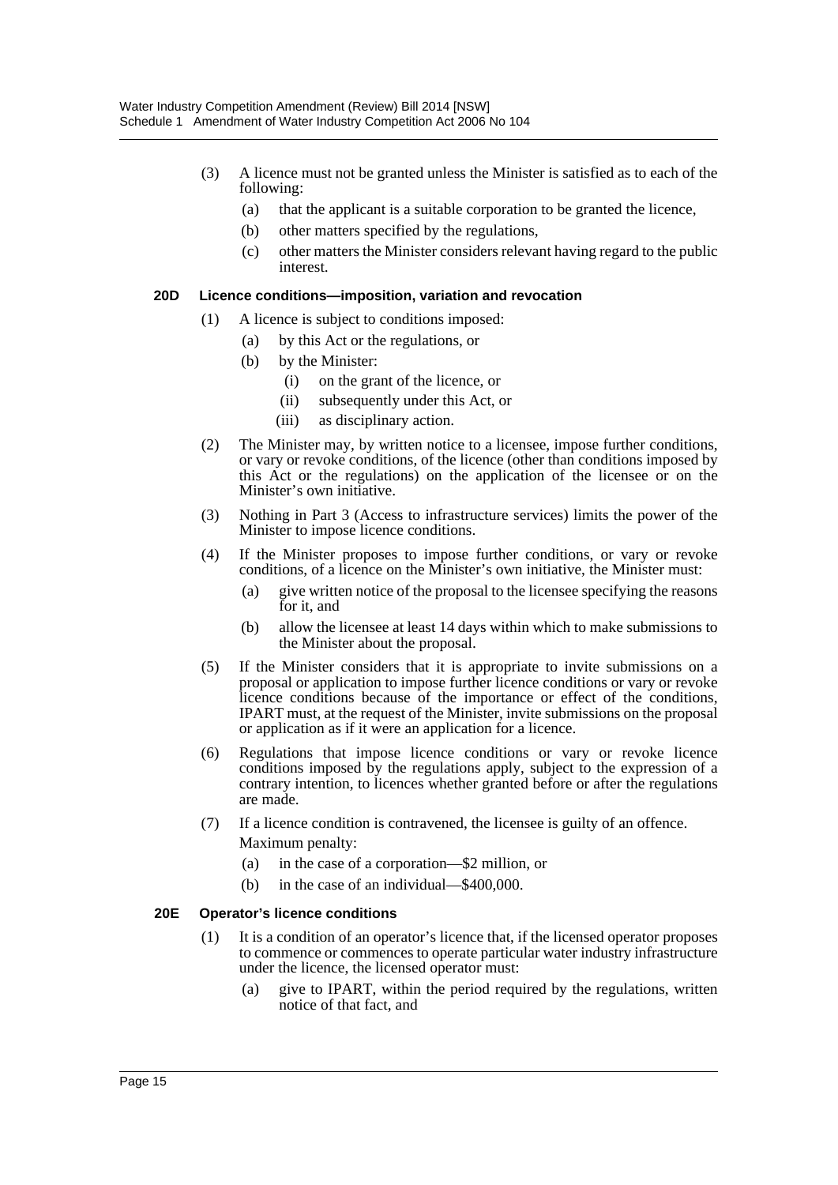(3) A licence must not be granted unless the Minister is satisfied as to each of the following:

- (a) that the applicant is a suitable corporation to be granted the licence,
- (b) other matters specified by the regulations,
- (c) other matters the Minister considers relevant having regard to the public interest.

### 20D Licence conditions—imposition, variation and revocation

(1) A licence is subject to conditions imposed:

- (a) by this Act or the regulations, or
- (b) by the Minister:
  - (i) on the grant of the licence, or
  - (ii) subsequently under this Act, or
  - (iii) as disciplinary action.

(2) The Minister may, by written notice to a licensee, impose further conditions, or vary or revoke conditions, of the licence (other than conditions imposed by this Act or the regulations) on the application of the licensee or on the Minister's own initiative.

(3) Nothing in Part 3 (Access to infrastructure services) limits the power of the Minister to impose licence conditions.

(4) If the Minister proposes to impose further conditions, or vary or revoke conditions, of a licence on the Minister's own initiative, the Minister must:

- (a) give written notice of the proposal to the licensee specifying the reasons for it, and
- (b) allow the licensee at least 14 days within which to make submissions to the Minister about the proposal.

(5) If the Minister considers that it is appropriate to invite submissions on a proposal or application to impose further licence conditions or vary or revoke licence conditions because of the importance or effect of the conditions, IPART must, at the request of the Minister, invite submissions on the proposal or application as if it were an application for a licence.

(6) Regulations that impose licence conditions or vary or revoke licence conditions imposed by the regulations apply, subject to the expression of a contrary intention, to licences whether granted before or after the regulations are made.

(7) If a licence condition is contravened, the licensee is guilty of an offence.

Maximum penalty:

- (a) in the case of a corporation—$2 million, or
- (b) in the case of an individual—$400,000.

### 20E Operator's licence conditions

(1) It is a condition of an operator's licence that, if the licensed operator proposes to commence or commences to operate particular water industry infrastructure under the licence, the licensed operator must:

- (a) give to IPART, within the period required by the regulations, written notice of that fact, and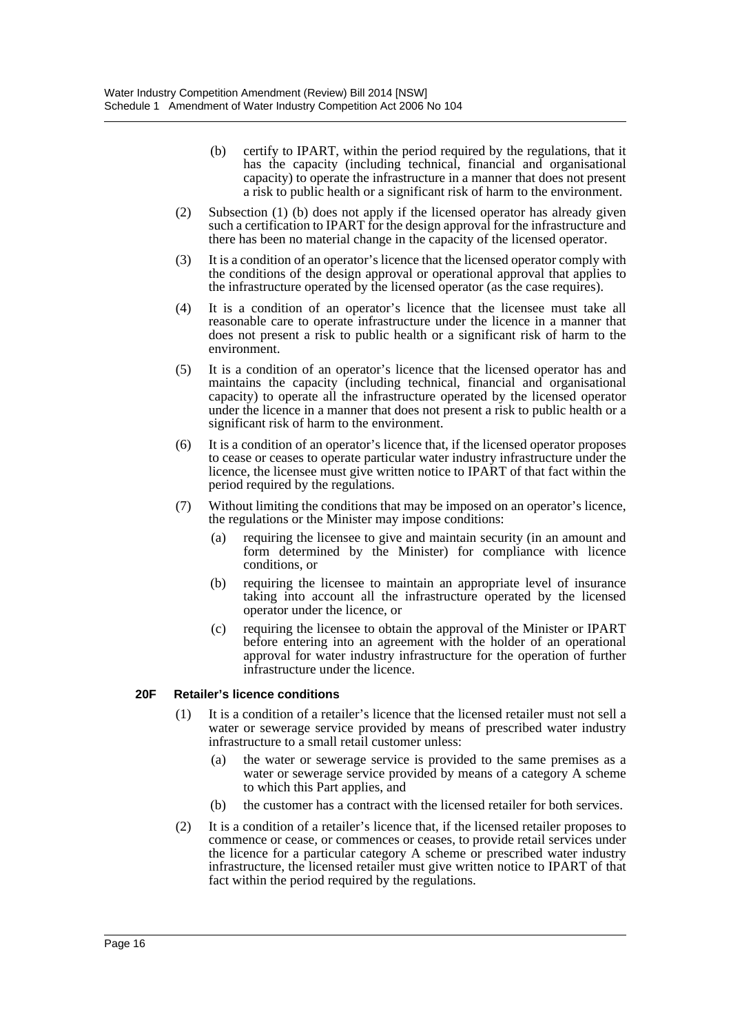(b) certify to IPART, within the period required by the regulations, that it has the capacity (including technical, financial and organisational capacity) to operate the infrastructure in a manner that does not present a risk to public health or a significant risk of harm to the environment.

(2) Subsection (1) (b) does not apply if the licensed operator has already given such a certification to IPART for the design approval for the infrastructure and there has been no material change in the capacity of the licensed operator.

(3) It is a condition of an operator's licence that the licensed operator comply with the conditions of the design approval or operational approval that applies to the infrastructure operated by the licensed operator (as the case requires).

(4) It is a condition of an operator's licence that the licensee must take all reasonable care to operate infrastructure under the licence in a manner that does not present a risk to public health or a significant risk of harm to the environment.

(5) It is a condition of an operator's licence that the licensed operator has and maintains the capacity (including technical, financial and organisational capacity) to operate all the infrastructure operated by the licensed operator under the licence in a manner that does not present a risk to public health or a significant risk of harm to the environment.

(6) It is a condition of an operator's licence that, if the licensed operator proposes to cease or ceases to operate particular water industry infrastructure under the licence, the licensee must give written notice to IPART of that fact within the period required by the regulations.

(7) Without limiting the conditions that may be imposed on an operator's licence, the regulations or the Minister may impose conditions:

- (a) requiring the licensee to give and maintain security (in an amount and form determined by the Minister) for compliance with licence conditions, or
- (b) requiring the licensee to maintain an appropriate level of insurance taking into account all the infrastructure operated by the licensed operator under the licence, or
- (c) requiring the licensee to obtain the approval of the Minister or IPART before entering into an agreement with the holder of an operational approval for water industry infrastructure for the operation of further infrastructure under the licence.

**20F Retailer's licence conditions**

(1) It is a condition of a retailer's licence that the licensed retailer must not sell a water or sewerage service provided by means of prescribed water industry infrastructure to a small retail customer unless:

- (a) the water or sewerage service is provided to the same premises as a water or sewerage service provided by means of a category A scheme to which this Part applies, and
- (b) the customer has a contract with the licensed retailer for both services.

(2) It is a condition of a retailer's licence that, if the licensed retailer proposes to commence or cease, or commences or ceases, to provide retail services under the licence for a particular category A scheme or prescribed water industry infrastructure, the licensed retailer must give written notice to IPART of that fact within the period required by the regulations.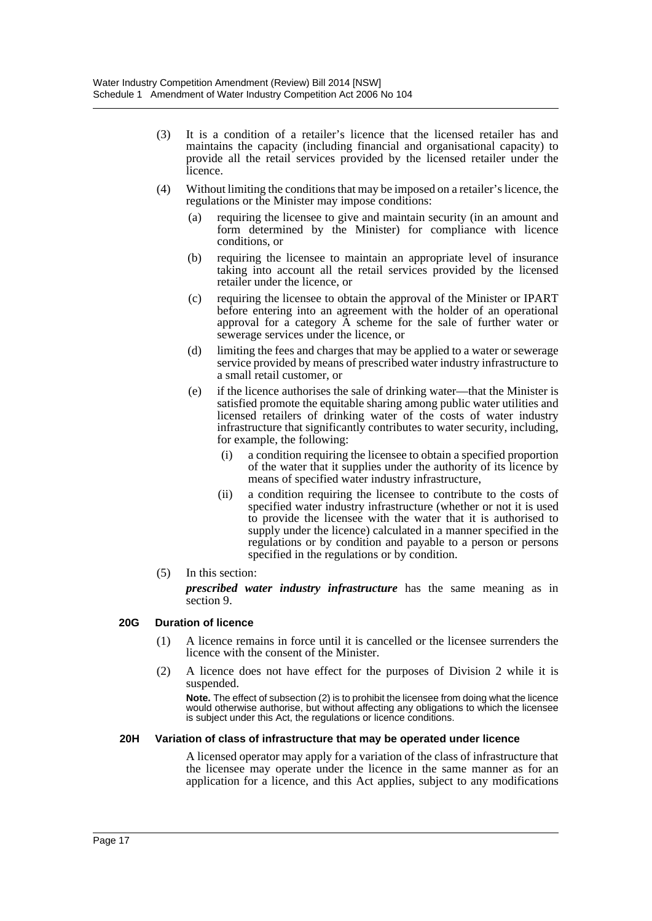(3) It is a condition of a retailer's licence that the licensed retailer has and maintains the capacity (including financial and organisational capacity) to provide all the retail services provided by the licensed retailer under the licence.

(4) Without limiting the conditions that may be imposed on a retailer's licence, the regulations or the Minister may impose conditions:

(a) requiring the licensee to give and maintain security (in an amount and form determined by the Minister) for compliance with licence conditions, or

(b) requiring the licensee to maintain an appropriate level of insurance taking into account all the retail services provided by the licensed retailer under the licence, or

(c) requiring the licensee to obtain the approval of the Minister or IPART before entering into an agreement with the holder of an operational approval for a category A scheme for the sale of further water or sewerage services under the licence, or

(d) limiting the fees and charges that may be applied to a water or sewerage service provided by means of prescribed water industry infrastructure to a small retail customer, or

(e) if the licence authorises the sale of drinking water—that the Minister is satisfied promote the equitable sharing among public water utilities and licensed retailers of drinking water of the costs of water industry infrastructure that significantly contributes to water security, including, for example, the following:

(i) a condition requiring the licensee to obtain a specified proportion of the water that it supplies under the authority of its licence by means of specified water industry infrastructure,

(ii) a condition requiring the licensee to contribute to the costs of specified water industry infrastructure (whether or not it is used to provide the licensee with the water that it is authorised to supply under the licence) calculated in a manner specified in the regulations or by condition and payable to a person or persons specified in the regulations or by condition.

(5) In this section:

***prescribed water industry infrastructure*** has the same meaning as in section 9.

**20G Duration of licence**

(1) A licence remains in force until it is cancelled or the licensee surrenders the licence with the consent of the Minister.

(2) A licence does not have effect for the purposes of Division 2 while it is suspended.

**Note.** The effect of subsection (2) is to prohibit the licensee from doing what the licence would otherwise authorise, but without affecting any obligations to which the licensee is subject under this Act, the regulations or licence conditions.

**20H Variation of class of infrastructure that may be operated under licence**

A licensed operator may apply for a variation of the class of infrastructure that the licensee may operate under the licence in the same manner as for an application for a licence, and this Act applies, subject to any modifications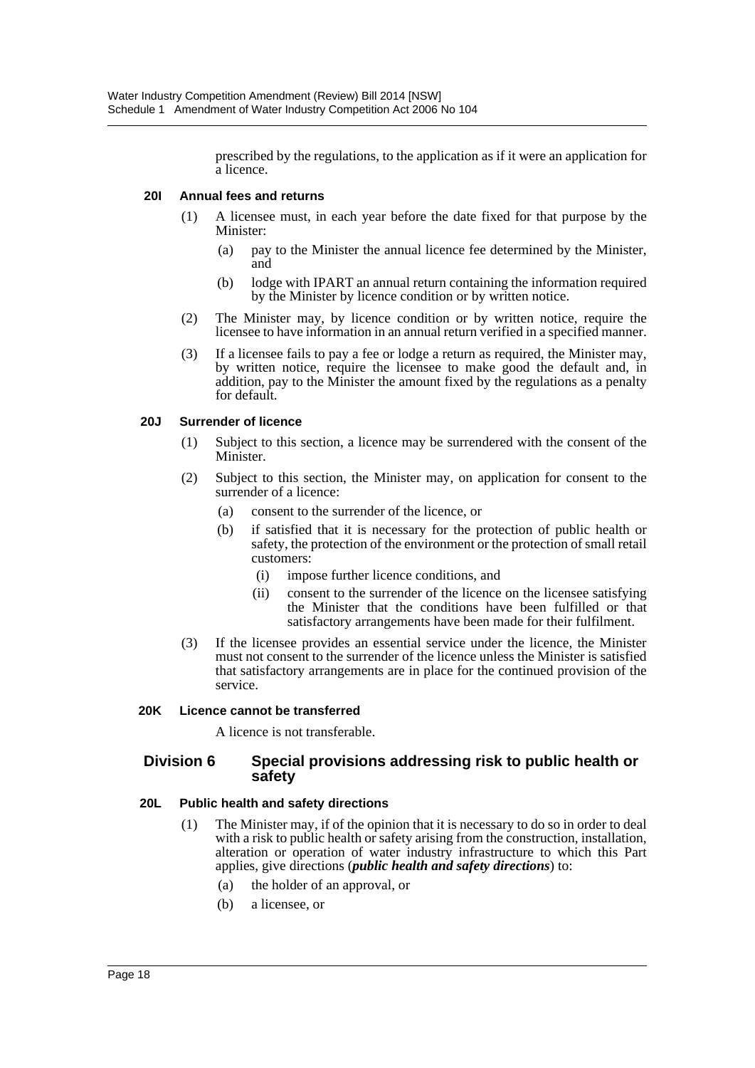prescribed by the regulations, to the application as if it were an application for a licence.

#### 20I Annual fees and returns

(1) A licensee must, in each year before the date fixed for that purpose by the Minister:

- (a) pay to the Minister the annual licence fee determined by the Minister, and
- (b) lodge with IPART an annual return containing the information required by the Minister by licence condition or by written notice.

(2) The Minister may, by licence condition or by written notice, require the licensee to have information in an annual return verified in a specified manner.

(3) If a licensee fails to pay a fee or lodge a return as required, the Minister may, by written notice, require the licensee to make good the default and, in addition, pay to the Minister the amount fixed by the regulations as a penalty for default.

#### 20J Surrender of licence

(1) Subject to this section, a licence may be surrendered with the consent of the Minister.

(2) Subject to this section, the Minister may, on application for consent to the surrender of a licence:

- (a) consent to the surrender of the licence, or
- (b) if satisfied that it is necessary for the protection of public health or safety, the protection of the environment or the protection of small retail customers:
  - (i) impose further licence conditions, and
  - (ii) consent to the surrender of the licence on the licensee satisfying the Minister that the conditions have been fulfilled or that satisfactory arrangements have been made for their fulfilment.

(3) If the licensee provides an essential service under the licence, the Minister must not consent to the surrender of the licence unless the Minister is satisfied that satisfactory arrangements are in place for the continued provision of the service.

#### 20K Licence cannot be transferred

A licence is not transferable.

### Division 6 Special provisions addressing risk to public health or safety

#### 20L Public health and safety directions

(1) The Minister may, if of the opinion that it is necessary to do so in order to deal with a risk to public health or safety arising from the construction, installation, alteration or operation of water industry infrastructure to which this Part applies, give directions (***public health and safety directions***) to:

- (a) the holder of an approval, or
- (b) a licensee, or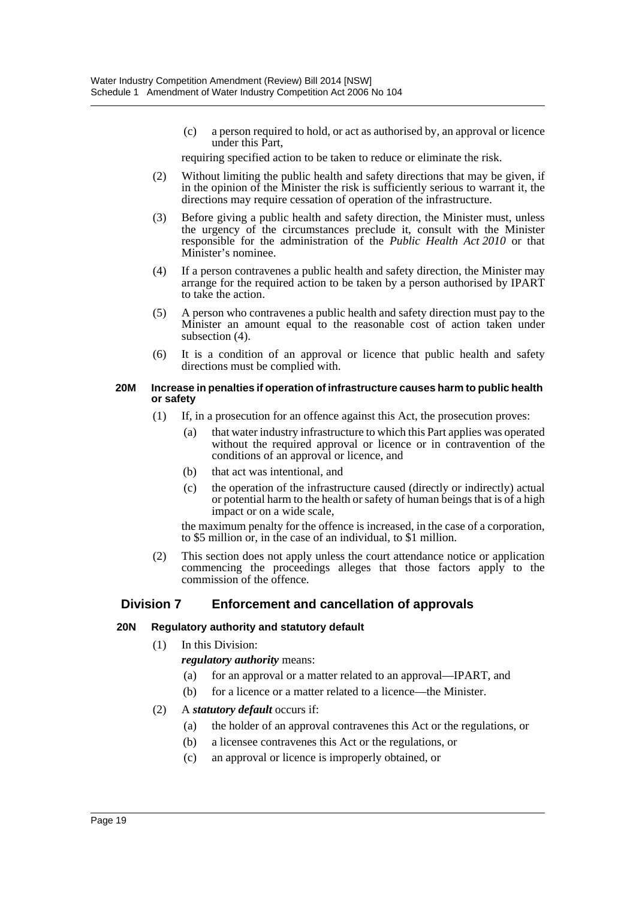(c) a person required to hold, or act as authorised by, an approval or licence under this Part,

requiring specified action to be taken to reduce or eliminate the risk.

(2) Without limiting the public health and safety directions that may be given, if in the opinion of the Minister the risk is sufficiently serious to warrant it, the directions may require cessation of operation of the infrastructure.

(3) Before giving a public health and safety direction, the Minister must, unless the urgency of the circumstances preclude it, consult with the Minister responsible for the administration of the *Public Health Act 2010* or that Minister's nominee.

(4) If a person contravenes a public health and safety direction, the Minister may arrange for the required action to be taken by a person authorised by IPART to take the action.

(5) A person who contravenes a public health and safety direction must pay to the Minister an amount equal to the reasonable cost of action taken under subsection (4).

(6) It is a condition of an approval or licence that public health and safety directions must be complied with.

#### 20M Increase in penalties if operation of infrastructure causes harm to public health or safety

(1) If, in a prosecution for an offence against this Act, the prosecution proves:

(a) that water industry infrastructure to which this Part applies was operated without the required approval or licence or in contravention of the conditions of an approval or licence, and

(b) that act was intentional, and

(c) the operation of the infrastructure caused (directly or indirectly) actual or potential harm to the health or safety of human beings that is of a high impact or on a wide scale,

the maximum penalty for the offence is increased, in the case of a corporation, to $5 million or, in the case of an individual, to $1 million.

(2) This section does not apply unless the court attendance notice or application commencing the proceedings alleges that those factors apply to the commission of the offence.

### Division 7 Enforcement and cancellation of approvals

#### 20N Regulatory authority and statutory default

(1) In this Division:

***regulatory authority*** means:

(a) for an approval or a matter related to an approval—IPART, and

(b) for a licence or a matter related to a licence—the Minister.

(2) A ***statutory default*** occurs if:

(a) the holder of an approval contravenes this Act or the regulations, or

(b) a licensee contravenes this Act or the regulations, or

(c) an approval or licence is improperly obtained, or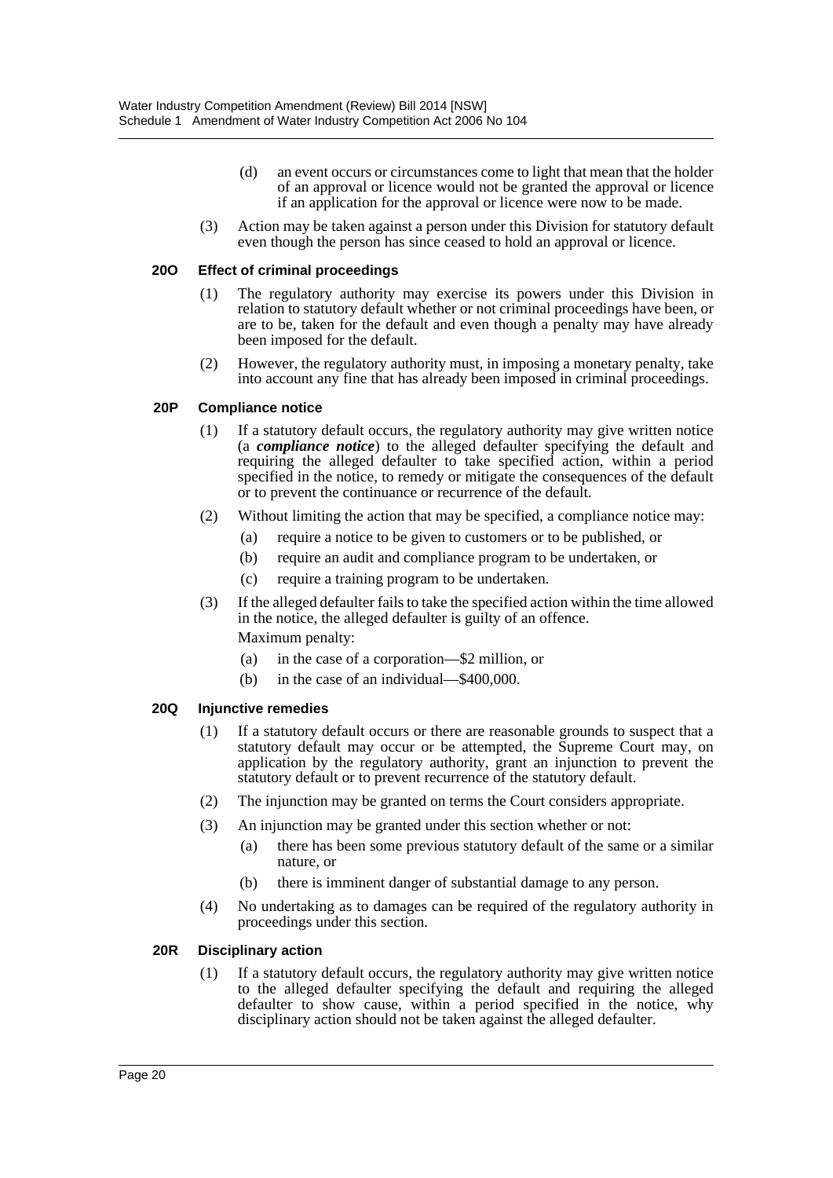(d) an event occurs or circumstances come to light that mean that the holder of an approval or licence would not be granted the approval or licence if an application for the approval or licence were now to be made.

(3) Action may be taken against a person under this Division for statutory default even though the person has since ceased to hold an approval or licence.

### 20O Effect of criminal proceedings

(1) The regulatory authority may exercise its powers under this Division in relation to statutory default whether or not criminal proceedings have been, or are to be, taken for the default and even though a penalty may have already been imposed for the default.

(2) However, the regulatory authority must, in imposing a monetary penalty, take into account any fine that has already been imposed in criminal proceedings.

### 20P Compliance notice

(1) If a statutory default occurs, the regulatory authority may give written notice (a ***compliance notice***) to the alleged defaulter specifying the default and requiring the alleged defaulter to take specified action, within a period specified in the notice, to remedy or mitigate the consequences of the default or to prevent the continuance or recurrence of the default.

(2) Without limiting the action that may be specified, a compliance notice may:

(a) require a notice to be given to customers or to be published, or

(b) require an audit and compliance program to be undertaken, or

(c) require a training program to be undertaken.

(3) If the alleged defaulter fails to take the specified action within the time allowed in the notice, the alleged defaulter is guilty of an offence.

Maximum penalty:

(a) in the case of a corporation—$2 million, or

(b) in the case of an individual—$400,000.

### 20Q Injunctive remedies

(1) If a statutory default occurs or there are reasonable grounds to suspect that a statutory default may occur or be attempted, the Supreme Court may, on application by the regulatory authority, grant an injunction to prevent the statutory default or to prevent recurrence of the statutory default.

(2) The injunction may be granted on terms the Court considers appropriate.

(3) An injunction may be granted under this section whether or not:

(a) there has been some previous statutory default of the same or a similar nature, or

(b) there is imminent danger of substantial damage to any person.

(4) No undertaking as to damages can be required of the regulatory authority in proceedings under this section.

### 20R Disciplinary action

(1) If a statutory default occurs, the regulatory authority may give written notice to the alleged defaulter specifying the default and requiring the alleged defaulter to show cause, within a period specified in the notice, why disciplinary action should not be taken against the alleged defaulter.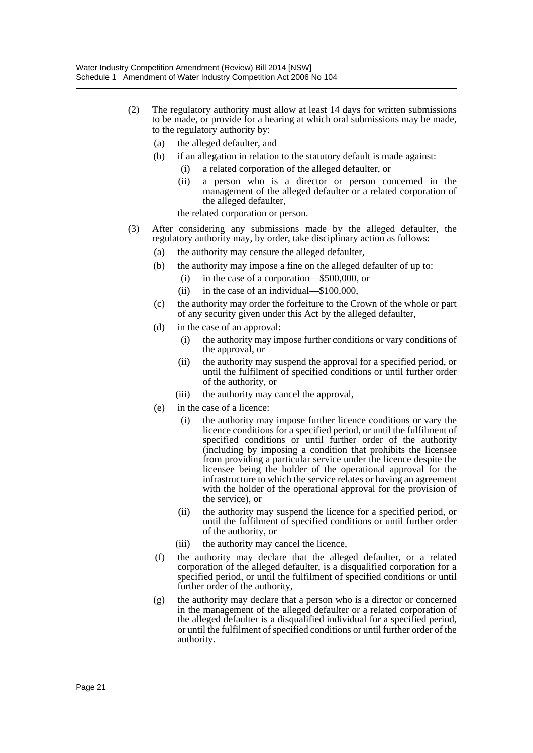(2) The regulatory authority must allow at least 14 days for written submissions to be made, or provide for a hearing at which oral submissions may be made, to the regulatory authority by:

   (a) the alleged defaulter, and

   (b) if an allegation in relation to the statutory default is made against:

      (i) a related corporation of the alleged defaulter, or

      (ii) a person who is a director or person concerned in the management of the alleged defaulter or a related corporation of the alleged defaulter,

   the related corporation or person.

(3) After considering any submissions made by the alleged defaulter, the regulatory authority may, by order, take disciplinary action as follows:

   (a) the authority may censure the alleged defaulter,

   (b) the authority may impose a fine on the alleged defaulter of up to:

      (i) in the case of a corporation—$500,000, or

      (ii) in the case of an individual—$100,000,

   (c) the authority may order the forfeiture to the Crown of the whole or part of any security given under this Act by the alleged defaulter,

   (d) in the case of an approval:

      (i) the authority may impose further conditions or vary conditions of the approval, or

      (ii) the authority may suspend the approval for a specified period, or until the fulfilment of specified conditions or until further order of the authority, or

      (iii) the authority may cancel the approval,

   (e) in the case of a licence:

      (i) the authority may impose further licence conditions or vary the licence conditions for a specified period, or until the fulfilment of specified conditions or until further order of the authority (including by imposing a condition that prohibits the licensee from providing a particular service under the licence despite the licensee being the holder of the operational approval for the infrastructure to which the service relates or having an agreement with the holder of the operational approval for the provision of the service), or

      (ii) the authority may suspend the licence for a specified period, or until the fulfilment of specified conditions or until further order of the authority, or

      (iii) the authority may cancel the licence,

   (f) the authority may declare that the alleged defaulter, or a related corporation of the alleged defaulter, is a disqualified corporation for a specified period, or until the fulfilment of specified conditions or until further order of the authority,

   (g) the authority may declare that a person who is a director or concerned in the management of the alleged defaulter or a related corporation of the alleged defaulter is a disqualified individual for a specified period, or until the fulfilment of specified conditions or until further order of the authority.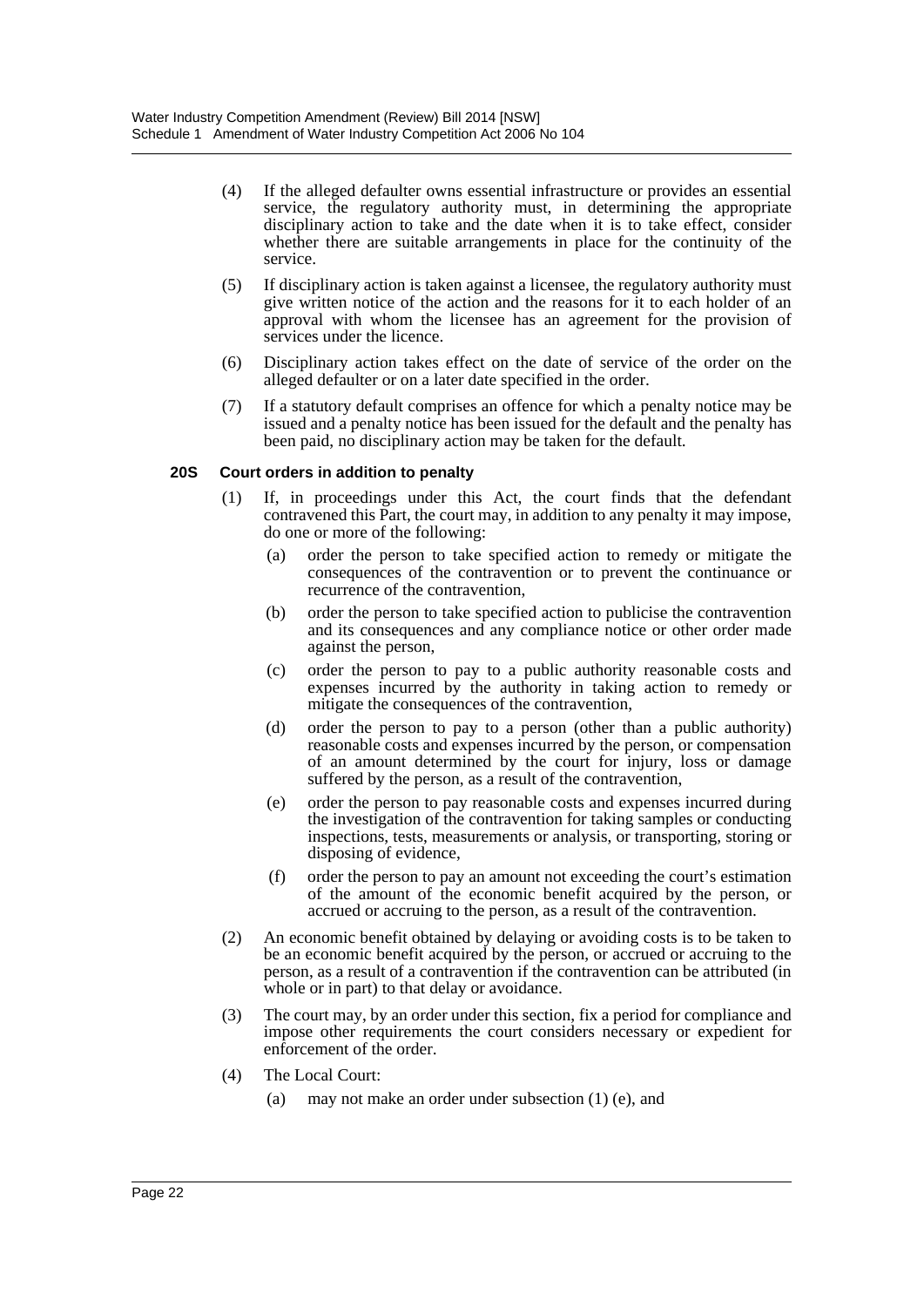(4) If the alleged defaulter owns essential infrastructure or provides an essential service, the regulatory authority must, in determining the appropriate disciplinary action to take and the date when it is to take effect, consider whether there are suitable arrangements in place for the continuity of the service.

(5) If disciplinary action is taken against a licensee, the regulatory authority must give written notice of the action and the reasons for it to each holder of an approval with whom the licensee has an agreement for the provision of services under the licence.

(6) Disciplinary action takes effect on the date of service of the order on the alleged defaulter or on a later date specified in the order.

(7) If a statutory default comprises an offence for which a penalty notice may be issued and a penalty notice has been issued for the default and the penalty has been paid, no disciplinary action may be taken for the default.

### 20S Court orders in addition to penalty

(1) If, in proceedings under this Act, the court finds that the defendant contravened this Part, the court may, in addition to any penalty it may impose, do one or more of the following:

(a) order the person to take specified action to remedy or mitigate the consequences of the contravention or to prevent the continuance or recurrence of the contravention,

(b) order the person to take specified action to publicise the contravention and its consequences and any compliance notice or other order made against the person,

(c) order the person to pay to a public authority reasonable costs and expenses incurred by the authority in taking action to remedy or mitigate the consequences of the contravention,

(d) order the person to pay to a person (other than a public authority) reasonable costs and expenses incurred by the person, or compensation of an amount determined by the court for injury, loss or damage suffered by the person, as a result of the contravention,

(e) order the person to pay reasonable costs and expenses incurred during the investigation of the contravention for taking samples or conducting inspections, tests, measurements or analysis, or transporting, storing or disposing of evidence,

(f) order the person to pay an amount not exceeding the court's estimation of the amount of the economic benefit acquired by the person, or accrued or accruing to the person, as a result of the contravention.

(2) An economic benefit obtained by delaying or avoiding costs is to be taken to be an economic benefit acquired by the person, or accrued or accruing to the person, as a result of a contravention if the contravention can be attributed (in whole or in part) to that delay or avoidance.

(3) The court may, by an order under this section, fix a period for compliance and impose other requirements the court considers necessary or expedient for enforcement of the order.

(4) The Local Court:

(a) may not make an order under subsection (1) (e), and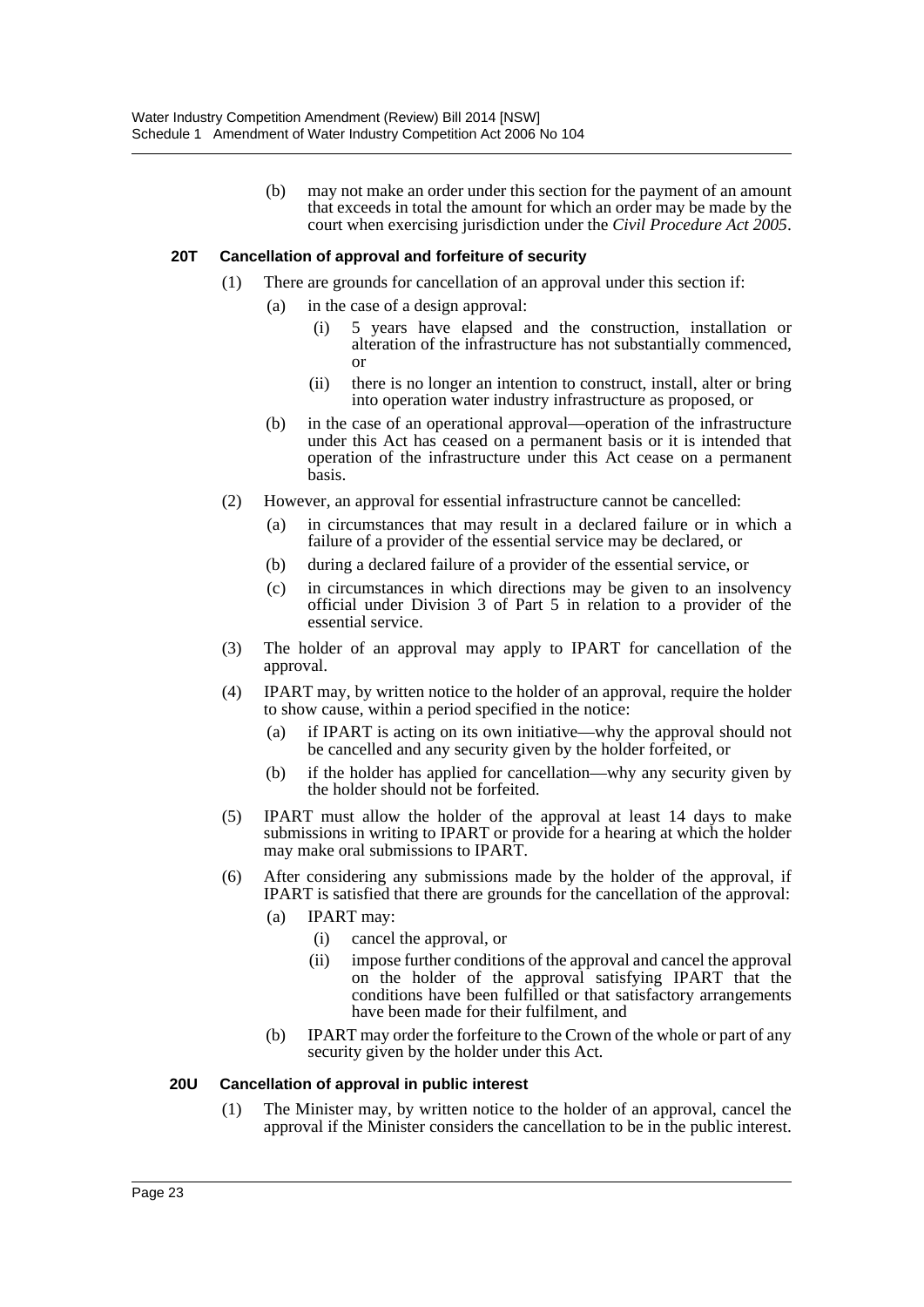(b) may not make an order under this section for the payment of an amount that exceeds in total the amount for which an order may be made by the court when exercising jurisdiction under the *Civil Procedure Act 2005*.

**20T Cancellation of approval and forfeiture of security**

(1) There are grounds for cancellation of an approval under this section if:

(a) in the case of a design approval:

(i) 5 years have elapsed and the construction, installation or alteration of the infrastructure has not substantially commenced, or

(ii) there is no longer an intention to construct, install, alter or bring into operation water industry infrastructure as proposed, or

(b) in the case of an operational approval—operation of the infrastructure under this Act has ceased on a permanent basis or it is intended that operation of the infrastructure under this Act cease on a permanent basis.

(2) However, an approval for essential infrastructure cannot be cancelled:

(a) in circumstances that may result in a declared failure or in which a failure of a provider of the essential service may be declared, or

(b) during a declared failure of a provider of the essential service, or

(c) in circumstances in which directions may be given to an insolvency official under Division 3 of Part 5 in relation to a provider of the essential service.

(3) The holder of an approval may apply to IPART for cancellation of the approval.

(4) IPART may, by written notice to the holder of an approval, require the holder to show cause, within a period specified in the notice:

(a) if IPART is acting on its own initiative—why the approval should not be cancelled and any security given by the holder forfeited, or

(b) if the holder has applied for cancellation—why any security given by the holder should not be forfeited.

(5) IPART must allow the holder of the approval at least 14 days to make submissions in writing to IPART or provide for a hearing at which the holder may make oral submissions to IPART.

(6) After considering any submissions made by the holder of the approval, if IPART is satisfied that there are grounds for the cancellation of the approval:

(a) IPART may:

(i) cancel the approval, or

(ii) impose further conditions of the approval and cancel the approval on the holder of the approval satisfying IPART that the conditions have been fulfilled or that satisfactory arrangements have been made for their fulfilment, and

(b) IPART may order the forfeiture to the Crown of the whole or part of any security given by the holder under this Act.

**20U Cancellation of approval in public interest**

(1) The Minister may, by written notice to the holder of an approval, cancel the approval if the Minister considers the cancellation to be in the public interest.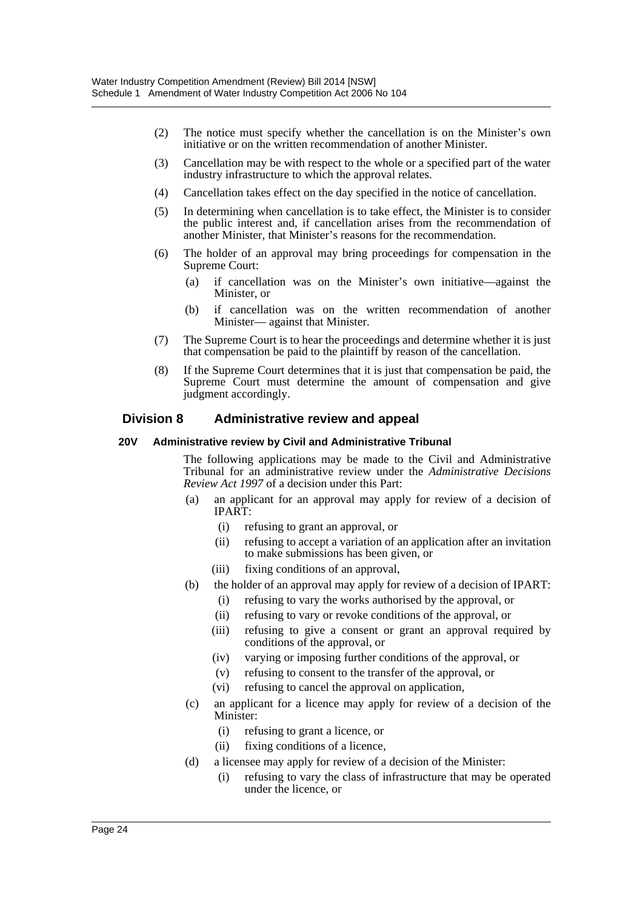(2) The notice must specify whether the cancellation is on the Minister's own initiative or on the written recommendation of another Minister.

(3) Cancellation may be with respect to the whole or a specified part of the water industry infrastructure to which the approval relates.

(4) Cancellation takes effect on the day specified in the notice of cancellation.

(5) In determining when cancellation is to take effect, the Minister is to consider the public interest and, if cancellation arises from the recommendation of another Minister, that Minister's reasons for the recommendation.

(6) The holder of an approval may bring proceedings for compensation in the Supreme Court:

- (a) if cancellation was on the Minister's own initiative—against the Minister, or
- (b) if cancellation was on the written recommendation of another Minister— against that Minister.

(7) The Supreme Court is to hear the proceedings and determine whether it is just that compensation be paid to the plaintiff by reason of the cancellation.

(8) If the Supreme Court determines that it is just that compensation be paid, the Supreme Court must determine the amount of compensation and give judgment accordingly.

## Division 8 Administrative review and appeal

### 20V Administrative review by Civil and Administrative Tribunal

The following applications may be made to the Civil and Administrative Tribunal for an administrative review under the *Administrative Decisions Review Act 1997* of a decision under this Part:

- (a) an applicant for an approval may apply for review of a decision of IPART:
  - (i) refusing to grant an approval, or
  - (ii) refusing to accept a variation of an application after an invitation to make submissions has been given, or
  - (iii) fixing conditions of an approval,
- (b) the holder of an approval may apply for review of a decision of IPART:
  - (i) refusing to vary the works authorised by the approval, or
  - (ii) refusing to vary or revoke conditions of the approval, or
  - (iii) refusing to give a consent or grant an approval required by conditions of the approval, or
  - (iv) varying or imposing further conditions of the approval, or
  - (v) refusing to consent to the transfer of the approval, or
  - (vi) refusing to cancel the approval on application,
- (c) an applicant for a licence may apply for review of a decision of the Minister:
  - (i) refusing to grant a licence, or
  - (ii) fixing conditions of a licence,
- (d) a licensee may apply for review of a decision of the Minister:
  - (i) refusing to vary the class of infrastructure that may be operated under the licence, or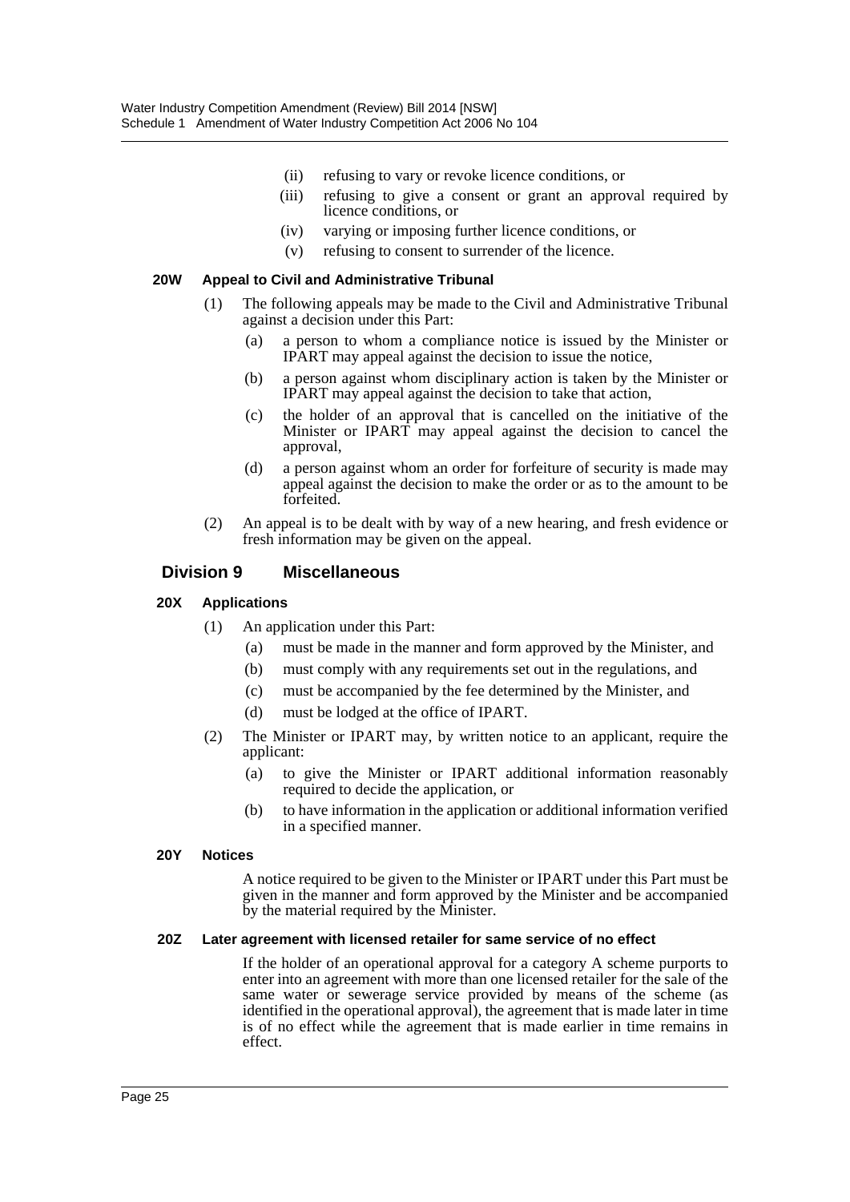- (ii) refusing to vary or revoke licence conditions, or
- (iii) refusing to give a consent or grant an approval required by licence conditions, or
- (iv) varying or imposing further licence conditions, or
- (v) refusing to consent to surrender of the licence.

#### 20W Appeal to Civil and Administrative Tribunal

(1) The following appeals may be made to the Civil and Administrative Tribunal against a decision under this Part:

- (a) a person to whom a compliance notice is issued by the Minister or IPART may appeal against the decision to issue the notice,
- (b) a person against whom disciplinary action is taken by the Minister or IPART may appeal against the decision to take that action,
- (c) the holder of an approval that is cancelled on the initiative of the Minister or IPART may appeal against the decision to cancel the approval,
- (d) a person against whom an order for forfeiture of security is made may appeal against the decision to make the order or as to the amount to be forfeited.

(2) An appeal is to be dealt with by way of a new hearing, and fresh evidence or fresh information may be given on the appeal.

### Division 9 Miscellaneous

#### 20X Applications

(1) An application under this Part:

- (a) must be made in the manner and form approved by the Minister, and
- (b) must comply with any requirements set out in the regulations, and
- (c) must be accompanied by the fee determined by the Minister, and
- (d) must be lodged at the office of IPART.

(2) The Minister or IPART may, by written notice to an applicant, require the applicant:

- (a) to give the Minister or IPART additional information reasonably required to decide the application, or
- (b) to have information in the application or additional information verified in a specified manner.

#### 20Y Notices

A notice required to be given to the Minister or IPART under this Part must be given in the manner and form approved by the Minister and be accompanied by the material required by the Minister.

#### 20Z Later agreement with licensed retailer for same service of no effect

If the holder of an operational approval for a category A scheme purports to enter into an agreement with more than one licensed retailer for the sale of the same water or sewerage service provided by means of the scheme (as identified in the operational approval), the agreement that is made later in time is of no effect while the agreement that is made earlier in time remains in effect.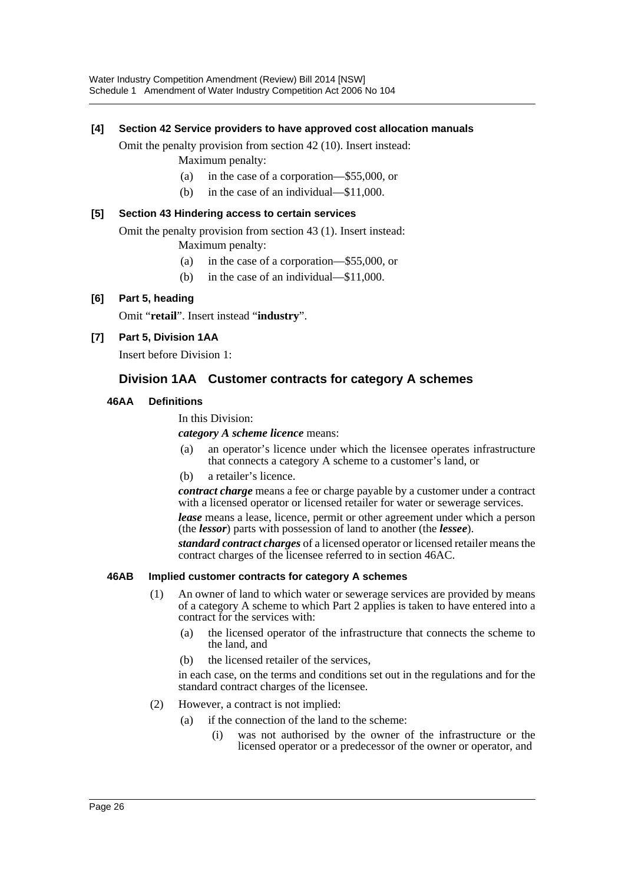**[4] Section 42 Service providers to have approved cost allocation manuals**

Omit the penalty provision from section 42 (10). Insert instead:

Maximum penalty:

(a) in the case of a corporation—$55,000, or

(b) in the case of an individual—$11,000.

**[5] Section 43 Hindering access to certain services**

Omit the penalty provision from section 43 (1). Insert instead:

Maximum penalty:

(a) in the case of a corporation—$55,000, or

(b) in the case of an individual—$11,000.

**[6] Part 5, heading**

Omit "**retail**". Insert instead "**industry**".

**[7] Part 5, Division 1AA**

Insert before Division 1:

## Division 1AA Customer contracts for category A schemes

### 46AA Definitions

In this Division:

***category A scheme licence*** means:

(a) an operator's licence under which the licensee operates infrastructure that connects a category A scheme to a customer's land, or

(b) a retailer's licence.

***contract charge*** means a fee or charge payable by a customer under a contract with a licensed operator or licensed retailer for water or sewerage services.

***lease*** means a lease, licence, permit or other agreement under which a person (the ***lessor***) parts with possession of land to another (the ***lessee***).

***standard contract charges*** of a licensed operator or licensed retailer means the contract charges of the licensee referred to in section 46AC.

### 46AB Implied customer contracts for category A schemes

(1) An owner of land to which water or sewerage services are provided by means of a category A scheme to which Part 2 applies is taken to have entered into a contract for the services with:

(a) the licensed operator of the infrastructure that connects the scheme to the land, and

(b) the licensed retailer of the services,

in each case, on the terms and conditions set out in the regulations and for the standard contract charges of the licensee.

(2) However, a contract is not implied:

(a) if the connection of the land to the scheme:

(i) was not authorised by the owner of the infrastructure or the licensed operator or a predecessor of the owner or operator, and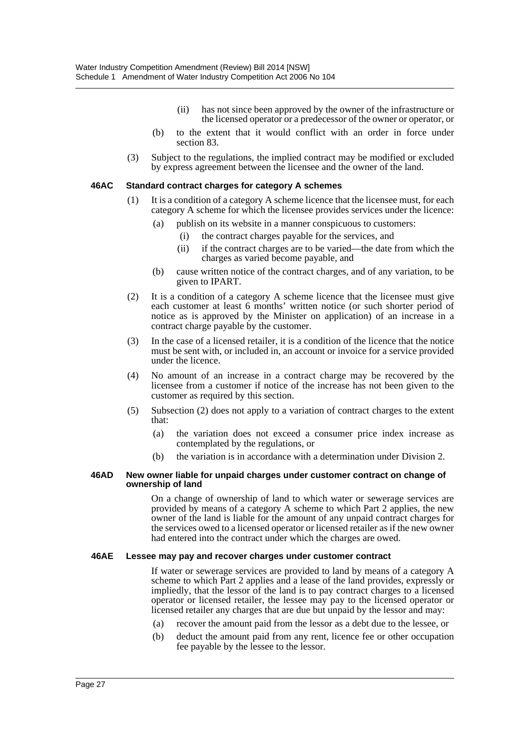(ii) has not since been approved by the owner of the infrastructure or the licensed operator or a predecessor of the owner or operator, or

(b) to the extent that it would conflict with an order in force under section 83.

(3) Subject to the regulations, the implied contract may be modified or excluded by express agreement between the licensee and the owner of the land.

#### 46AC Standard contract charges for category A schemes

(1) It is a condition of a category A scheme licence that the licensee must, for each category A scheme for which the licensee provides services under the licence:

(a) publish on its website in a manner conspicuous to customers:

(i) the contract charges payable for the services, and

(ii) if the contract charges are to be varied—the date from which the charges as varied become payable, and

(b) cause written notice of the contract charges, and of any variation, to be given to IPART.

(2) It is a condition of a category A scheme licence that the licensee must give each customer at least 6 months' written notice (or such shorter period of notice as is approved by the Minister on application) of an increase in a contract charge payable by the customer.

(3) In the case of a licensed retailer, it is a condition of the licence that the notice must be sent with, or included in, an account or invoice for a service provided under the licence.

(4) No amount of an increase in a contract charge may be recovered by the licensee from a customer if notice of the increase has not been given to the customer as required by this section.

(5) Subsection (2) does not apply to a variation of contract charges to the extent that:

(a) the variation does not exceed a consumer price index increase as contemplated by the regulations, or

(b) the variation is in accordance with a determination under Division 2.

#### 46AD New owner liable for unpaid charges under customer contract on change of ownership of land

On a change of ownership of land to which water or sewerage services are provided by means of a category A scheme to which Part 2 applies, the new owner of the land is liable for the amount of any unpaid contract charges for the services owed to a licensed operator or licensed retailer as if the new owner had entered into the contract under which the charges are owed.

#### 46AE Lessee may pay and recover charges under customer contract

If water or sewerage services are provided to land by means of a category A scheme to which Part 2 applies and a lease of the land provides, expressly or impliedly, that the lessor of the land is to pay contract charges to a licensed operator or licensed retailer, the lessee may pay to the licensed operator or licensed retailer any charges that are due but unpaid by the lessor and may:

(a) recover the amount paid from the lessor as a debt due to the lessee, or

(b) deduct the amount paid from any rent, licence fee or other occupation fee payable by the lessee to the lessor.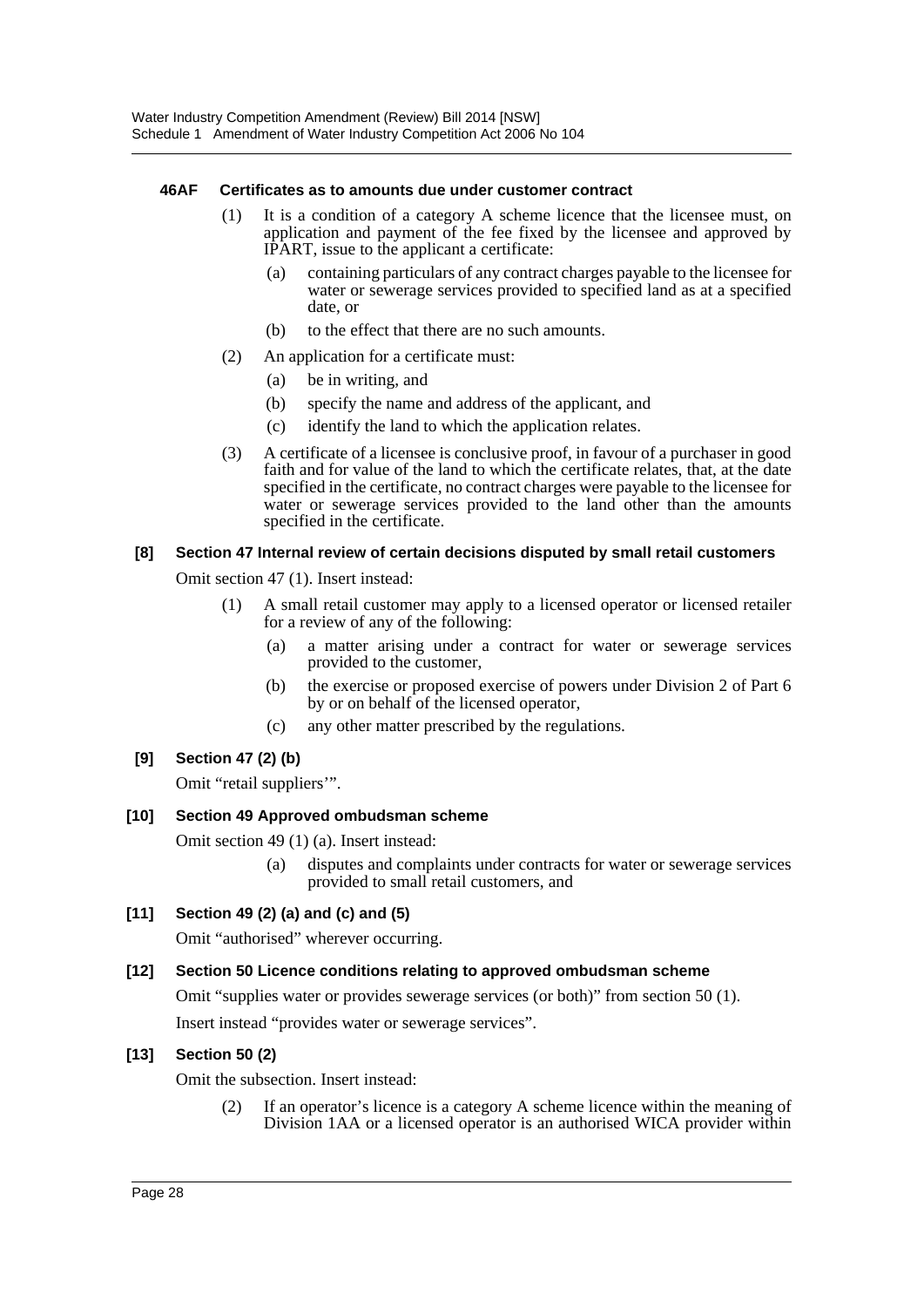#### 46AF Certificates as to amounts due under customer contract

(1) It is a condition of a category A scheme licence that the licensee must, on application and payment of the fee fixed by the licensee and approved by IPART, issue to the applicant a certificate:

(a) containing particulars of any contract charges payable to the licensee for water or sewerage services provided to specified land as at a specified date, or

(b) to the effect that there are no such amounts.

(2) An application for a certificate must:

(a) be in writing, and

(b) specify the name and address of the applicant, and

(c) identify the land to which the application relates.

(3) A certificate of a licensee is conclusive proof, in favour of a purchaser in good faith and for value of the land to which the certificate relates, that, at the date specified in the certificate, no contract charges were payable to the licensee for water or sewerage services provided to the land other than the amounts specified in the certificate.

#### [8] Section 47 Internal review of certain decisions disputed by small retail customers

Omit section 47 (1). Insert instead:

(1) A small retail customer may apply to a licensed operator or licensed retailer for a review of any of the following:

(a) a matter arising under a contract for water or sewerage services provided to the customer,

(b) the exercise or proposed exercise of powers under Division 2 of Part 6 by or on behalf of the licensed operator,

(c) any other matter prescribed by the regulations.

#### [9] Section 47 (2) (b)

Omit "retail suppliers'".

#### [10] Section 49 Approved ombudsman scheme

Omit section 49 (1) (a). Insert instead:

(a) disputes and complaints under contracts for water or sewerage services provided to small retail customers, and

#### [11] Section 49 (2) (a) and (c) and (5)

Omit "authorised" wherever occurring.

#### [12] Section 50 Licence conditions relating to approved ombudsman scheme

Omit "supplies water or provides sewerage services (or both)" from section 50 (1).

Insert instead "provides water or sewerage services".

#### [13] Section 50 (2)

Omit the subsection. Insert instead:

(2) If an operator's licence is a category A scheme licence within the meaning of Division 1AA or a licensed operator is an authorised WICA provider within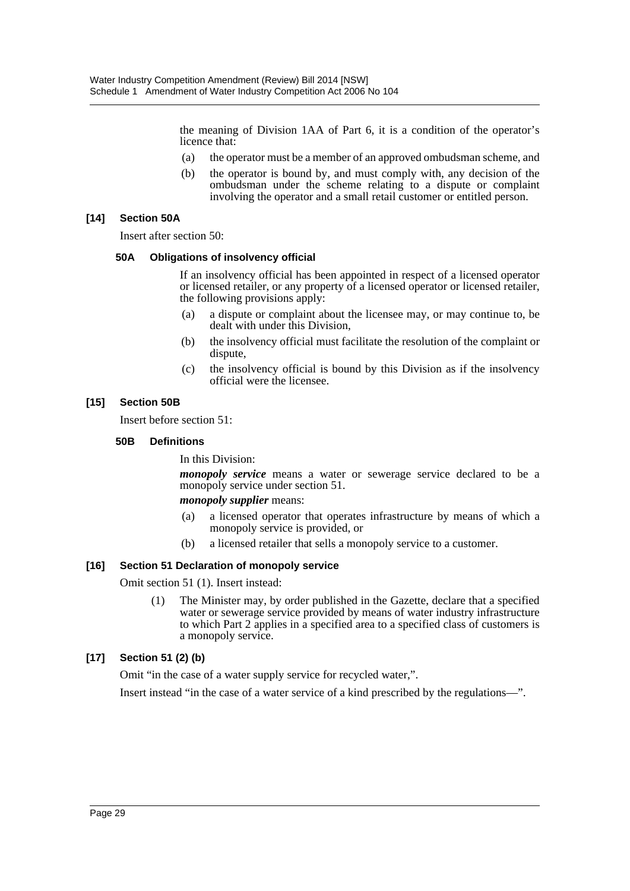the meaning of Division 1AA of Part 6, it is a condition of the operator's licence that:

(a) the operator must be a member of an approved ombudsman scheme, and

(b) the operator is bound by, and must comply with, any decision of the ombudsman under the scheme relating to a dispute or complaint involving the operator and a small retail customer or entitled person.

**[14] Section 50A**

Insert after section 50:

**50A Obligations of insolvency official**

If an insolvency official has been appointed in respect of a licensed operator or licensed retailer, or any property of a licensed operator or licensed retailer, the following provisions apply:

(a) a dispute or complaint about the licensee may, or may continue to, be dealt with under this Division,

(b) the insolvency official must facilitate the resolution of the complaint or dispute,

(c) the insolvency official is bound by this Division as if the insolvency official were the licensee.

**[15] Section 50B**

Insert before section 51:

**50B Definitions**

In this Division:

***monopoly service*** means a water or sewerage service declared to be a monopoly service under section 51.

***monopoly supplier*** means:

(a) a licensed operator that operates infrastructure by means of which a monopoly service is provided, or

(b) a licensed retailer that sells a monopoly service to a customer.

**[16] Section 51 Declaration of monopoly service**

Omit section 51 (1). Insert instead:

(1) The Minister may, by order published in the Gazette, declare that a specified water or sewerage service provided by means of water industry infrastructure to which Part 2 applies in a specified area to a specified class of customers is a monopoly service.

**[17] Section 51 (2) (b)**

Omit "in the case of a water supply service for recycled water,".

Insert instead "in the case of a water service of a kind prescribed by the regulations—".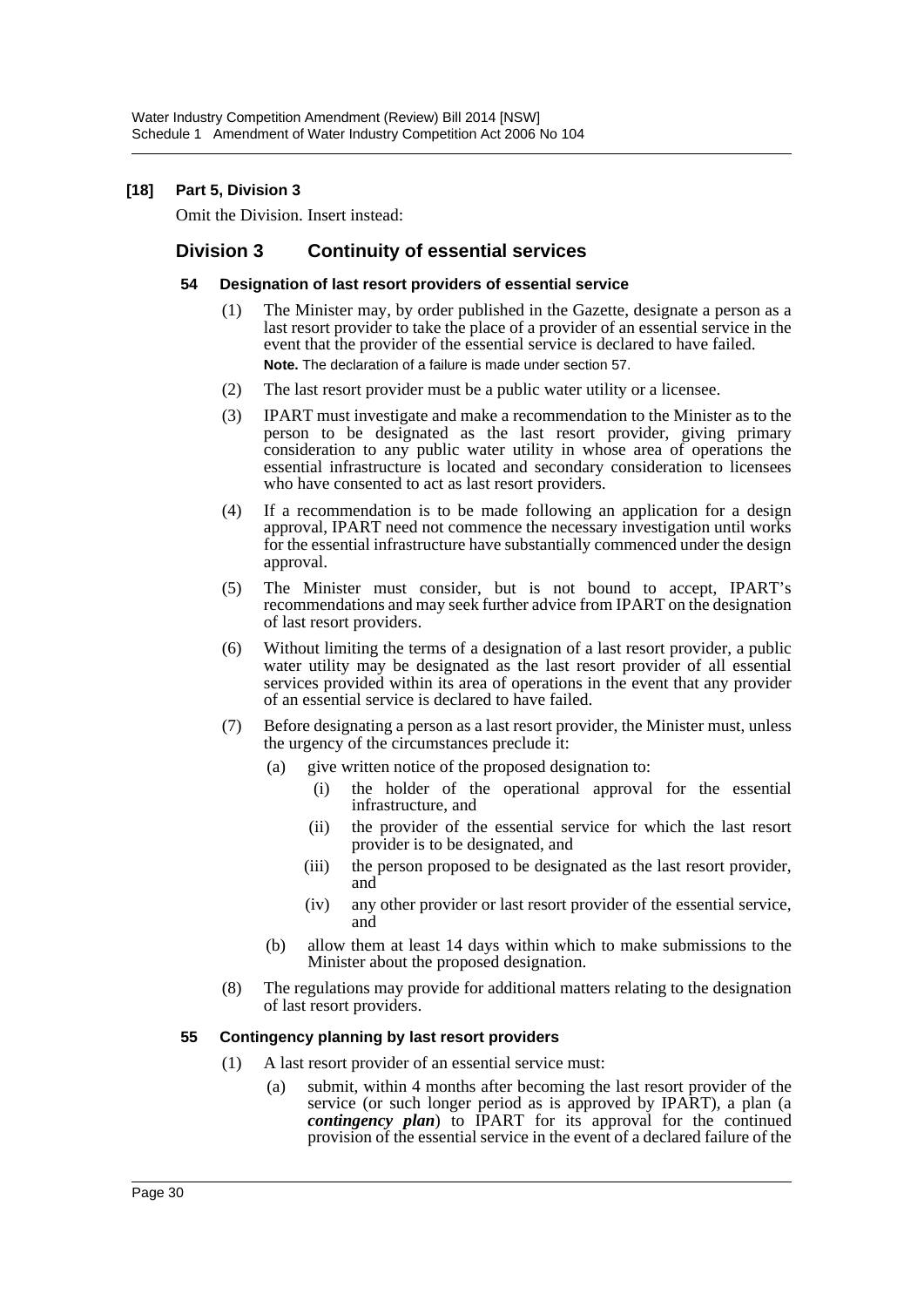**[18] Part 5, Division 3**

Omit the Division. Insert instead:

## Division 3 Continuity of essential services

### 54 Designation of last resort providers of essential service

(1) The Minister may, by order published in the Gazette, designate a person as a last resort provider to take the place of a provider of an essential service in the event that the provider of the essential service is declared to have failed.

**Note.** The declaration of a failure is made under section 57.

(2) The last resort provider must be a public water utility or a licensee.

(3) IPART must investigate and make a recommendation to the Minister as to the person to be designated as the last resort provider, giving primary consideration to any public water utility in whose area of operations the essential infrastructure is located and secondary consideration to licensees who have consented to act as last resort providers.

(4) If a recommendation is to be made following an application for a design approval, IPART need not commence the necessary investigation until works for the essential infrastructure have substantially commenced under the design approval.

(5) The Minister must consider, but is not bound to accept, IPART's recommendations and may seek further advice from IPART on the designation of last resort providers.

(6) Without limiting the terms of a designation of a last resort provider, a public water utility may be designated as the last resort provider of all essential services provided within its area of operations in the event that any provider of an essential service is declared to have failed.

(7) Before designating a person as a last resort provider, the Minister must, unless the urgency of the circumstances preclude it:

- (a) give written notice of the proposed designation to:
  - (i) the holder of the operational approval for the essential infrastructure, and
  - (ii) the provider of the essential service for which the last resort provider is to be designated, and
  - (iii) the person proposed to be designated as the last resort provider, and
  - (iv) any other provider or last resort provider of the essential service, and
- (b) allow them at least 14 days within which to make submissions to the Minister about the proposed designation.

(8) The regulations may provide for additional matters relating to the designation of last resort providers.

### 55 Contingency planning by last resort providers

(1) A last resort provider of an essential service must:

- (a) submit, within 4 months after becoming the last resort provider of the service (or such longer period as is approved by IPART), a plan (a ***contingency plan***) to IPART for its approval for the continued provision of the essential service in the event of a declared failure of the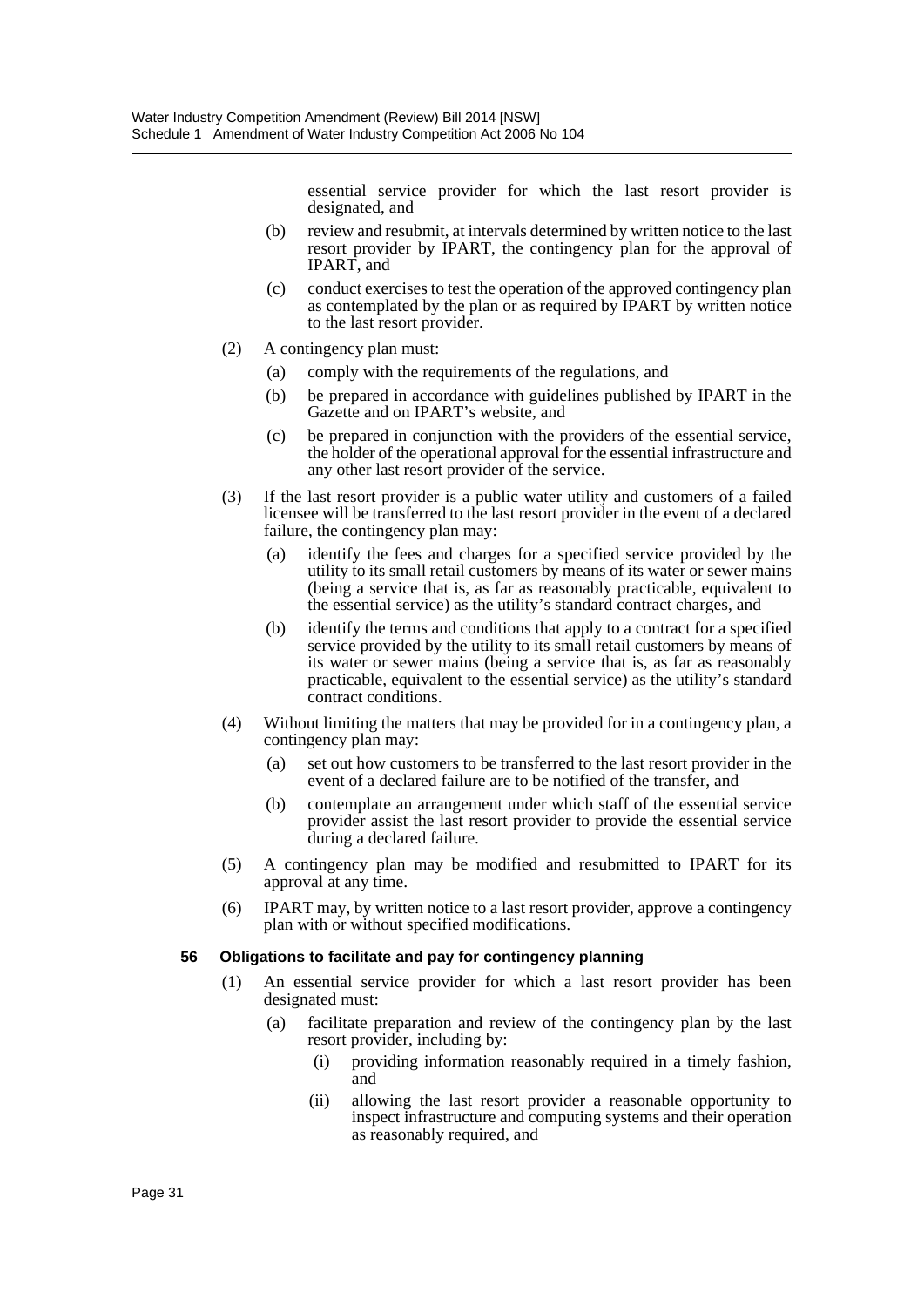essential service provider for which the last resort provider is designated, and

(b) review and resubmit, at intervals determined by written notice to the last resort provider by IPART, the contingency plan for the approval of IPART, and

(c) conduct exercises to test the operation of the approved contingency plan as contemplated by the plan or as required by IPART by written notice to the last resort provider.

(2) A contingency plan must:

(a) comply with the requirements of the regulations, and

(b) be prepared in accordance with guidelines published by IPART in the Gazette and on IPART's website, and

(c) be prepared in conjunction with the providers of the essential service, the holder of the operational approval for the essential infrastructure and any other last resort provider of the service.

(3) If the last resort provider is a public water utility and customers of a failed licensee will be transferred to the last resort provider in the event of a declared failure, the contingency plan may:

(a) identify the fees and charges for a specified service provided by the utility to its small retail customers by means of its water or sewer mains (being a service that is, as far as reasonably practicable, equivalent to the essential service) as the utility's standard contract charges, and

(b) identify the terms and conditions that apply to a contract for a specified service provided by the utility to its small retail customers by means of its water or sewer mains (being a service that is, as far as reasonably practicable, equivalent to the essential service) as the utility's standard contract conditions.

(4) Without limiting the matters that may be provided for in a contingency plan, a contingency plan may:

(a) set out how customers to be transferred to the last resort provider in the event of a declared failure are to be notified of the transfer, and

(b) contemplate an arrangement under which staff of the essential service provider assist the last resort provider to provide the essential service during a declared failure.

(5) A contingency plan may be modified and resubmitted to IPART for its approval at any time.

(6) IPART may, by written notice to a last resort provider, approve a contingency plan with or without specified modifications.

**56 Obligations to facilitate and pay for contingency planning**

(1) An essential service provider for which a last resort provider has been designated must:

(a) facilitate preparation and review of the contingency plan by the last resort provider, including by:

(i) providing information reasonably required in a timely fashion, and

(ii) allowing the last resort provider a reasonable opportunity to inspect infrastructure and computing systems and their operation as reasonably required, and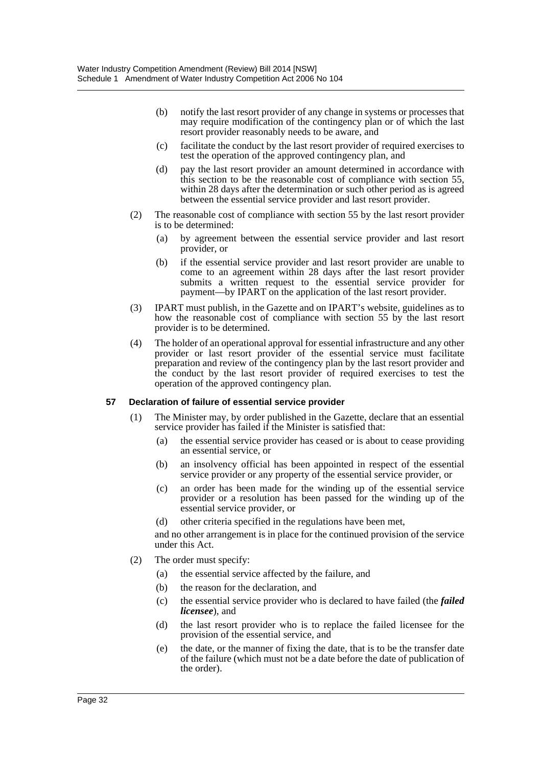(b) notify the last resort provider of any change in systems or processes that may require modification of the contingency plan or of which the last resort provider reasonably needs to be aware, and

(c) facilitate the conduct by the last resort provider of required exercises to test the operation of the approved contingency plan, and

(d) pay the last resort provider an amount determined in accordance with this section to be the reasonable cost of compliance with section 55, within 28 days after the determination or such other period as is agreed between the essential service provider and last resort provider.

(2) The reasonable cost of compliance with section 55 by the last resort provider is to be determined:

(a) by agreement between the essential service provider and last resort provider, or

(b) if the essential service provider and last resort provider are unable to come to an agreement within 28 days after the last resort provider submits a written request to the essential service provider for payment—by IPART on the application of the last resort provider.

(3) IPART must publish, in the Gazette and on IPART's website, guidelines as to how the reasonable cost of compliance with section 55 by the last resort provider is to be determined.

(4) The holder of an operational approval for essential infrastructure and any other provider or last resort provider of the essential service must facilitate preparation and review of the contingency plan by the last resort provider and the conduct by the last resort provider of required exercises to test the operation of the approved contingency plan.

**57 Declaration of failure of essential service provider**

(1) The Minister may, by order published in the Gazette, declare that an essential service provider has failed if the Minister is satisfied that:

(a) the essential service provider has ceased or is about to cease providing an essential service, or

(b) an insolvency official has been appointed in respect of the essential service provider or any property of the essential service provider, or

(c) an order has been made for the winding up of the essential service provider or a resolution has been passed for the winding up of the essential service provider, or

(d) other criteria specified in the regulations have been met,

and no other arrangement is in place for the continued provision of the service under this Act.

(2) The order must specify:

(a) the essential service affected by the failure, and

(b) the reason for the declaration, and

(c) the essential service provider who is declared to have failed (the ***failed licensee***), and

(d) the last resort provider who is to replace the failed licensee for the provision of the essential service, and

(e) the date, or the manner of fixing the date, that is to be the transfer date of the failure (which must not be a date before the date of publication of the order).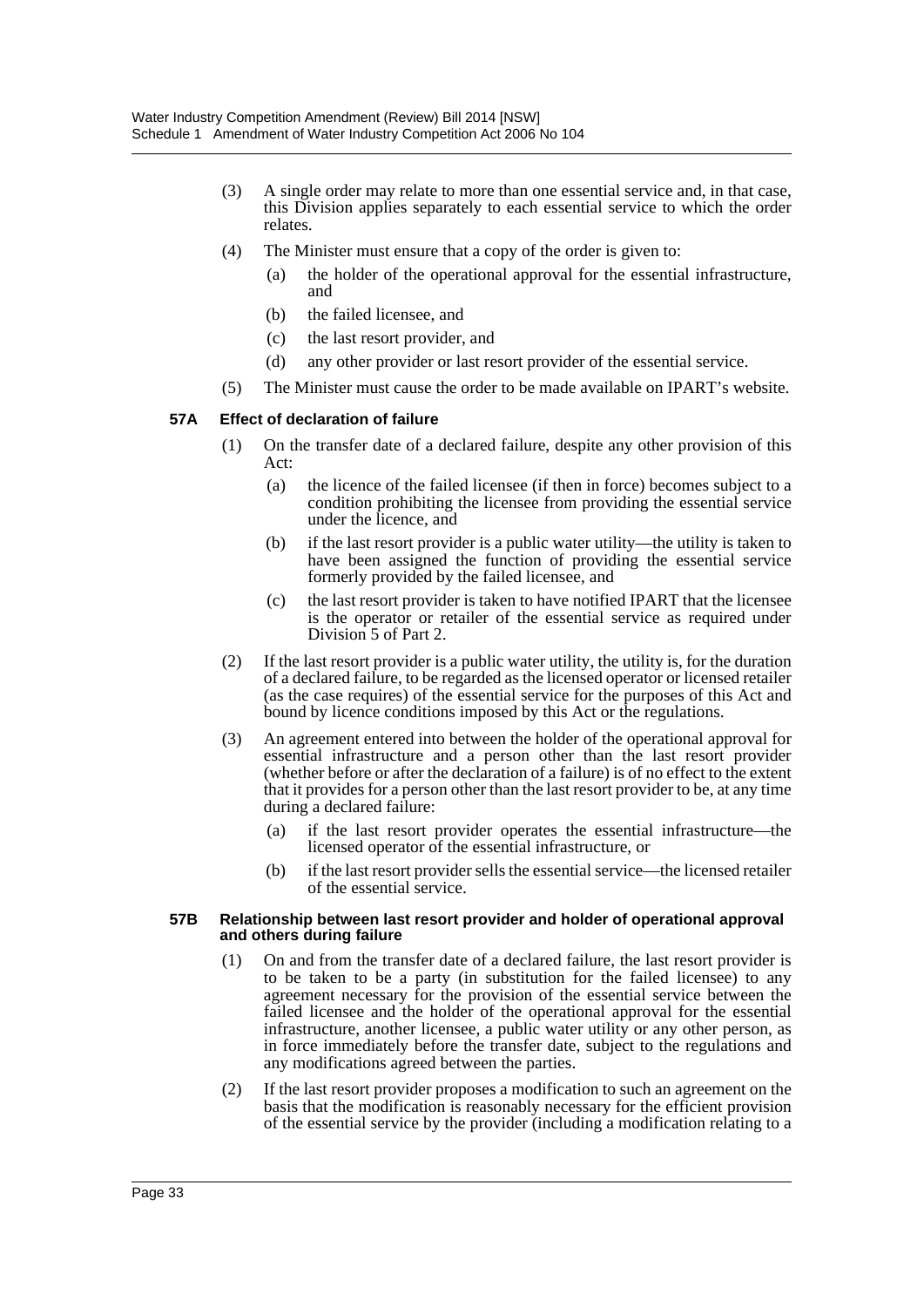(3) A single order may relate to more than one essential service and, in that case, this Division applies separately to each essential service to which the order relates.

(4) The Minister must ensure that a copy of the order is given to:

(a) the holder of the operational approval for the essential infrastructure, and

(b) the failed licensee, and

(c) the last resort provider, and

(d) any other provider or last resort provider of the essential service.

(5) The Minister must cause the order to be made available on IPART's website.

### 57A Effect of declaration of failure

(1) On the transfer date of a declared failure, despite any other provision of this Act:

(a) the licence of the failed licensee (if then in force) becomes subject to a condition prohibiting the licensee from providing the essential service under the licence, and

(b) if the last resort provider is a public water utility—the utility is taken to have been assigned the function of providing the essential service formerly provided by the failed licensee, and

(c) the last resort provider is taken to have notified IPART that the licensee is the operator or retailer of the essential service as required under Division 5 of Part 2.

(2) If the last resort provider is a public water utility, the utility is, for the duration of a declared failure, to be regarded as the licensed operator or licensed retailer (as the case requires) of the essential service for the purposes of this Act and bound by licence conditions imposed by this Act or the regulations.

(3) An agreement entered into between the holder of the operational approval for essential infrastructure and a person other than the last resort provider (whether before or after the declaration of a failure) is of no effect to the extent that it provides for a person other than the last resort provider to be, at any time during a declared failure:

(a) if the last resort provider operates the essential infrastructure—the licensed operator of the essential infrastructure, or

(b) if the last resort provider sells the essential service—the licensed retailer of the essential service.

### 57B Relationship between last resort provider and holder of operational approval and others during failure

(1) On and from the transfer date of a declared failure, the last resort provider is to be taken to be a party (in substitution for the failed licensee) to any agreement necessary for the provision of the essential service between the failed licensee and the holder of the operational approval for the essential infrastructure, another licensee, a public water utility or any other person, as in force immediately before the transfer date, subject to the regulations and any modifications agreed between the parties.

(2) If the last resort provider proposes a modification to such an agreement on the basis that the modification is reasonably necessary for the efficient provision of the essential service by the provider (including a modification relating to a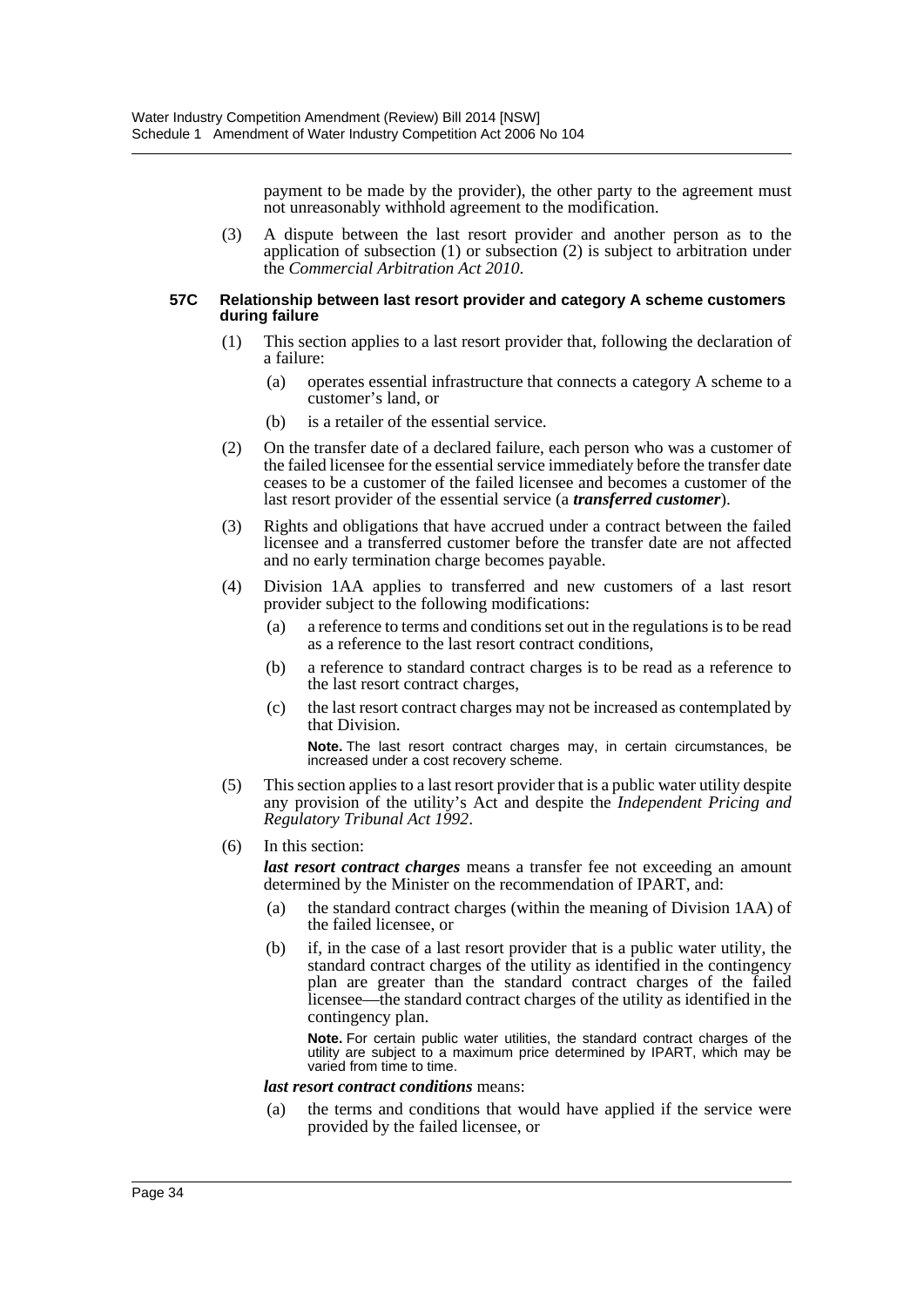payment to be made by the provider), the other party to the agreement must not unreasonably withhold agreement to the modification.

(3) A dispute between the last resort provider and another person as to the application of subsection (1) or subsection (2) is subject to arbitration under the *Commercial Arbitration Act 2010*.

#### 57C Relationship between last resort provider and category A scheme customers during failure

(1) This section applies to a last resort provider that, following the declaration of a failure:

(a) operates essential infrastructure that connects a category A scheme to a customer's land, or

(b) is a retailer of the essential service.

(2) On the transfer date of a declared failure, each person who was a customer of the failed licensee for the essential service immediately before the transfer date ceases to be a customer of the failed licensee and becomes a customer of the last resort provider of the essential service (a ***transferred customer***).

(3) Rights and obligations that have accrued under a contract between the failed licensee and a transferred customer before the transfer date are not affected and no early termination charge becomes payable.

(4) Division 1AA applies to transferred and new customers of a last resort provider subject to the following modifications:

(a) a reference to terms and conditions set out in the regulations is to be read as a reference to the last resort contract conditions,

(b) a reference to standard contract charges is to be read as a reference to the last resort contract charges,

(c) the last resort contract charges may not be increased as contemplated by that Division.

**Note.** The last resort contract charges may, in certain circumstances, be increased under a cost recovery scheme.

(5) This section applies to a last resort provider that is a public water utility despite any provision of the utility's Act and despite the *Independent Pricing and Regulatory Tribunal Act 1992*.

(6) In this section:

***last resort contract charges*** means a transfer fee not exceeding an amount determined by the Minister on the recommendation of IPART, and:

(a) the standard contract charges (within the meaning of Division 1AA) of the failed licensee, or

(b) if, in the case of a last resort provider that is a public water utility, the standard contract charges of the utility as identified in the contingency plan are greater than the standard contract charges of the failed licensee—the standard contract charges of the utility as identified in the contingency plan.

**Note.** For certain public water utilities, the standard contract charges of the utility are subject to a maximum price determined by IPART, which may be varied from time to time.

***last resort contract conditions*** means:

(a) the terms and conditions that would have applied if the service were provided by the failed licensee, or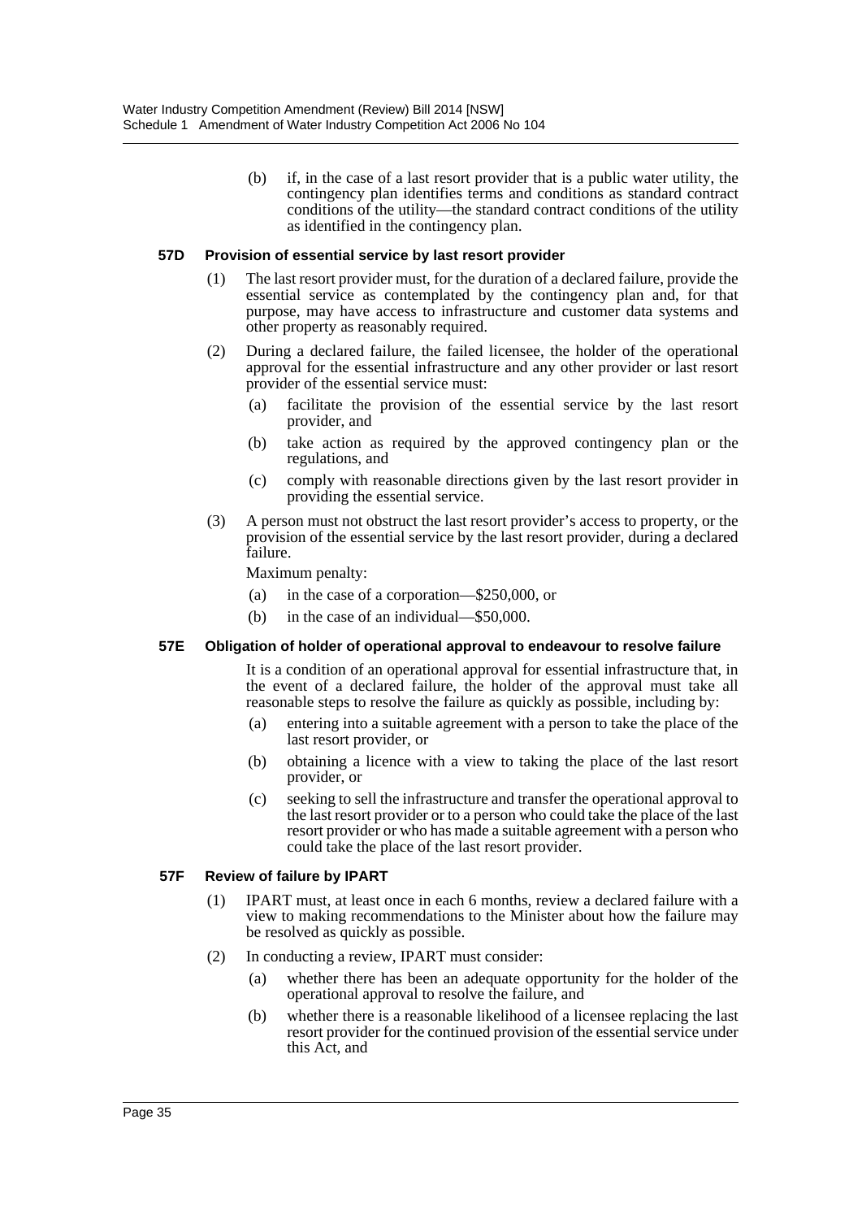(b) if, in the case of a last resort provider that is a public water utility, the contingency plan identifies terms and conditions as standard contract conditions of the utility—the standard contract conditions of the utility as identified in the contingency plan.

#### 57D Provision of essential service by last resort provider

(1) The last resort provider must, for the duration of a declared failure, provide the essential service as contemplated by the contingency plan and, for that purpose, may have access to infrastructure and customer data systems and other property as reasonably required.

(2) During a declared failure, the failed licensee, the holder of the operational approval for the essential infrastructure and any other provider or last resort provider of the essential service must:

- (a) facilitate the provision of the essential service by the last resort provider, and
- (b) take action as required by the approved contingency plan or the regulations, and
- (c) comply with reasonable directions given by the last resort provider in providing the essential service.

(3) A person must not obstruct the last resort provider's access to property, or the provision of the essential service by the last resort provider, during a declared failure.

Maximum penalty:

- (a) in the case of a corporation—$250,000, or
- (b) in the case of an individual—$50,000.

#### 57E Obligation of holder of operational approval to endeavour to resolve failure

It is a condition of an operational approval for essential infrastructure that, in the event of a declared failure, the holder of the approval must take all reasonable steps to resolve the failure as quickly as possible, including by:

- (a) entering into a suitable agreement with a person to take the place of the last resort provider, or
- (b) obtaining a licence with a view to taking the place of the last resort provider, or
- (c) seeking to sell the infrastructure and transfer the operational approval to the last resort provider or to a person who could take the place of the last resort provider or who has made a suitable agreement with a person who could take the place of the last resort provider.

#### 57F Review of failure by IPART

(1) IPART must, at least once in each 6 months, review a declared failure with a view to making recommendations to the Minister about how the failure may be resolved as quickly as possible.

(2) In conducting a review, IPART must consider:

- (a) whether there has been an adequate opportunity for the holder of the operational approval to resolve the failure, and
- (b) whether there is a reasonable likelihood of a licensee replacing the last resort provider for the continued provision of the essential service under this Act, and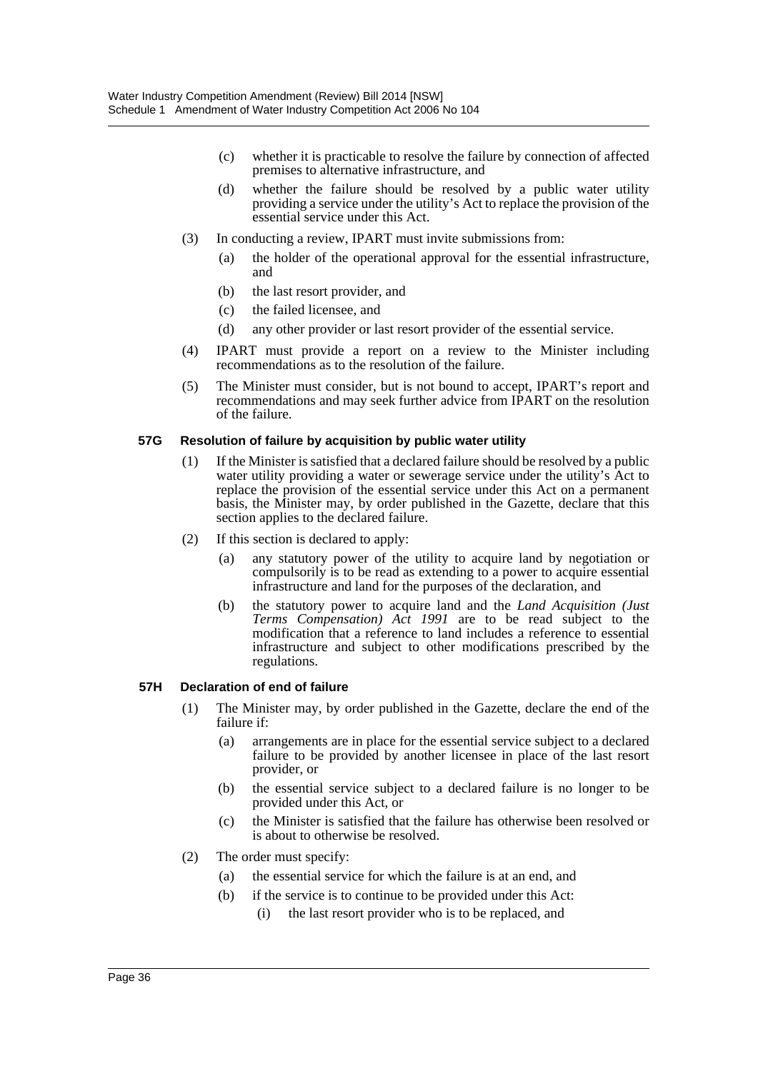(c) whether it is practicable to resolve the failure by connection of affected premises to alternative infrastructure, and

(d) whether the failure should be resolved by a public water utility providing a service under the utility's Act to replace the provision of the essential service under this Act.

(3) In conducting a review, IPART must invite submissions from:

(a) the holder of the operational approval for the essential infrastructure, and

(b) the last resort provider, and

(c) the failed licensee, and

(d) any other provider or last resort provider of the essential service.

(4) IPART must provide a report on a review to the Minister including recommendations as to the resolution of the failure.

(5) The Minister must consider, but is not bound to accept, IPART's report and recommendations and may seek further advice from IPART on the resolution of the failure.

### 57G Resolution of failure by acquisition by public water utility

(1) If the Minister is satisfied that a declared failure should be resolved by a public water utility providing a water or sewerage service under the utility's Act to replace the provision of the essential service under this Act on a permanent basis, the Minister may, by order published in the Gazette, declare that this section applies to the declared failure.

(2) If this section is declared to apply:

(a) any statutory power of the utility to acquire land by negotiation or compulsorily is to be read as extending to a power to acquire essential infrastructure and land for the purposes of the declaration, and

(b) the statutory power to acquire land and the *Land Acquisition (Just Terms Compensation) Act 1991* are to be read subject to the modification that a reference to land includes a reference to essential infrastructure and subject to other modifications prescribed by the regulations.

### 57H Declaration of end of failure

(1) The Minister may, by order published in the Gazette, declare the end of the failure if:

(a) arrangements are in place for the essential service subject to a declared failure to be provided by another licensee in place of the last resort provider, or

(b) the essential service subject to a declared failure is no longer to be provided under this Act, or

(c) the Minister is satisfied that the failure has otherwise been resolved or is about to otherwise be resolved.

(2) The order must specify:

(a) the essential service for which the failure is at an end, and

(b) if the service is to continue to be provided under this Act:

(i) the last resort provider who is to be replaced, and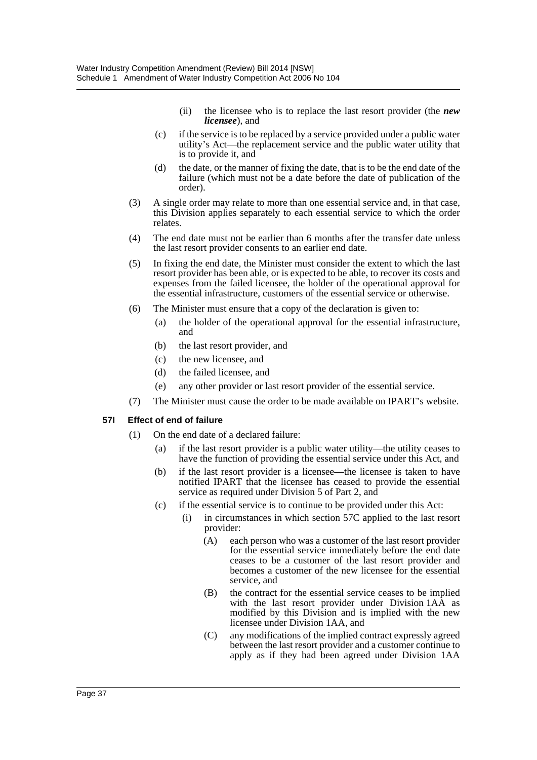(ii) the licensee who is to replace the last resort provider (the ***new licensee***), and

(c) if the service is to be replaced by a service provided under a public water utility's Act—the replacement service and the public water utility that is to provide it, and

(d) the date, or the manner of fixing the date, that is to be the end date of the failure (which must not be a date before the date of publication of the order).

(3) A single order may relate to more than one essential service and, in that case, this Division applies separately to each essential service to which the order relates.

(4) The end date must not be earlier than 6 months after the transfer date unless the last resort provider consents to an earlier end date.

(5) In fixing the end date, the Minister must consider the extent to which the last resort provider has been able, or is expected to be able, to recover its costs and expenses from the failed licensee, the holder of the operational approval for the essential infrastructure, customers of the essential service or otherwise.

(6) The Minister must ensure that a copy of the declaration is given to:

(a) the holder of the operational approval for the essential infrastructure, and

(b) the last resort provider, and

(c) the new licensee, and

(d) the failed licensee, and

(e) any other provider or last resort provider of the essential service.

(7) The Minister must cause the order to be made available on IPART's website.

**57I Effect of end of failure**

(1) On the end date of a declared failure:

(a) if the last resort provider is a public water utility—the utility ceases to have the function of providing the essential service under this Act, and

(b) if the last resort provider is a licensee—the licensee is taken to have notified IPART that the licensee has ceased to provide the essential service as required under Division 5 of Part 2, and

(c) if the essential service is to continue to be provided under this Act:

(i) in circumstances in which section 57C applied to the last resort provider:

(A) each person who was a customer of the last resort provider for the essential service immediately before the end date ceases to be a customer of the last resort provider and becomes a customer of the new licensee for the essential service, and

(B) the contract for the essential service ceases to be implied with the last resort provider under Division 1AA as modified by this Division and is implied with the new licensee under Division 1AA, and

(C) any modifications of the implied contract expressly agreed between the last resort provider and a customer continue to apply as if they had been agreed under Division 1AA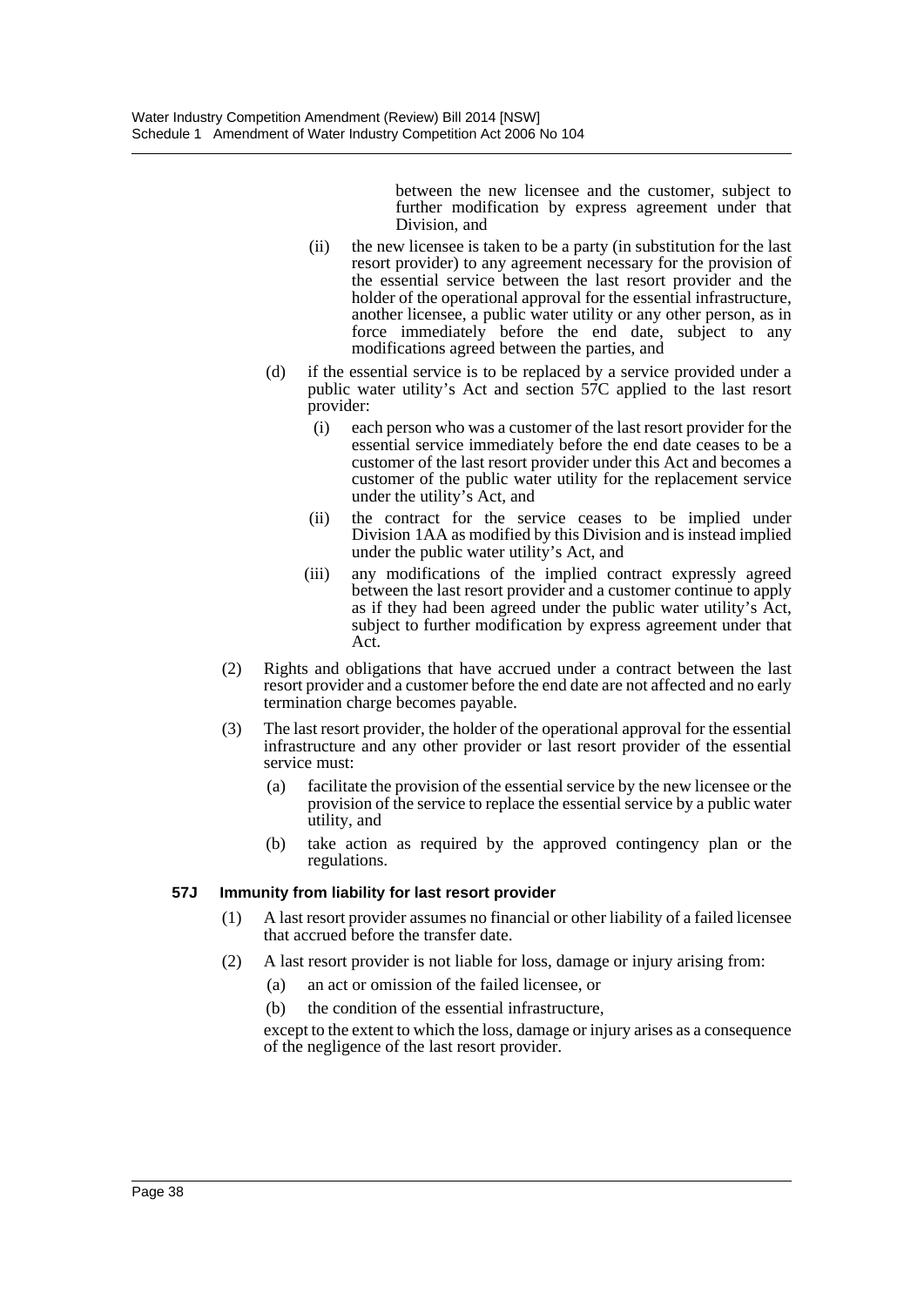between the new licensee and the customer, subject to further modification by express agreement under that Division, and

(ii) the new licensee is taken to be a party (in substitution for the last resort provider) to any agreement necessary for the provision of the essential service between the last resort provider and the holder of the operational approval for the essential infrastructure, another licensee, a public water utility or any other person, as in force immediately before the end date, subject to any modifications agreed between the parties, and

(d) if the essential service is to be replaced by a service provided under a public water utility's Act and section 57C applied to the last resort provider:

(i) each person who was a customer of the last resort provider for the essential service immediately before the end date ceases to be a customer of the last resort provider under this Act and becomes a customer of the public water utility for the replacement service under the utility's Act, and

(ii) the contract for the service ceases to be implied under Division 1AA as modified by this Division and is instead implied under the public water utility's Act, and

(iii) any modifications of the implied contract expressly agreed between the last resort provider and a customer continue to apply as if they had been agreed under the public water utility's Act, subject to further modification by express agreement under that Act.

(2) Rights and obligations that have accrued under a contract between the last resort provider and a customer before the end date are not affected and no early termination charge becomes payable.

(3) The last resort provider, the holder of the operational approval for the essential infrastructure and any other provider or last resort provider of the essential service must:

(a) facilitate the provision of the essential service by the new licensee or the provision of the service to replace the essential service by a public water utility, and

(b) take action as required by the approved contingency plan or the regulations.

**57J Immunity from liability for last resort provider**

(1) A last resort provider assumes no financial or other liability of a failed licensee that accrued before the transfer date.

(2) A last resort provider is not liable for loss, damage or injury arising from:

(a) an act or omission of the failed licensee, or

(b) the condition of the essential infrastructure,

except to the extent to which the loss, damage or injury arises as a consequence of the negligence of the last resort provider.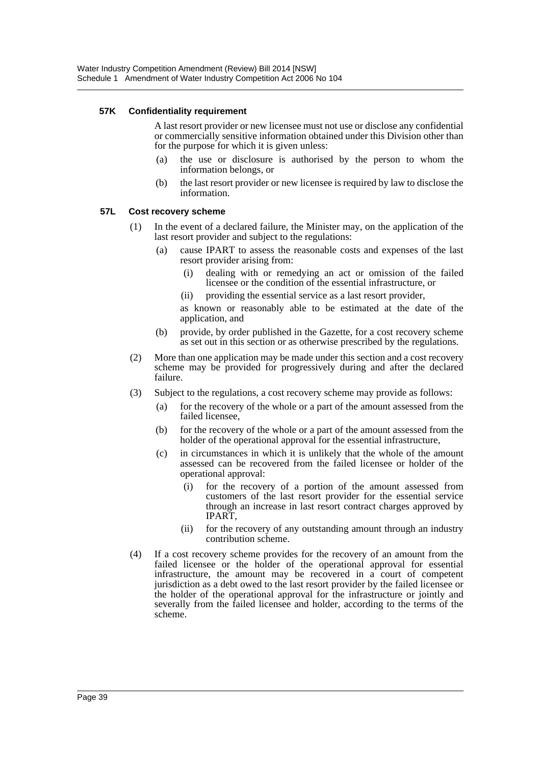### 57K Confidentiality requirement

A last resort provider or new licensee must not use or disclose any confidential or commercially sensitive information obtained under this Division other than for the purpose for which it is given unless:

- (a) the use or disclosure is authorised by the person to whom the information belongs, or
- (b) the last resort provider or new licensee is required by law to disclose the information.

### 57L Cost recovery scheme

(1) In the event of a declared failure, the Minister may, on the application of the last resort provider and subject to the regulations:

- (a) cause IPART to assess the reasonable costs and expenses of the last resort provider arising from:
  - (i) dealing with or remedying an act or omission of the failed licensee or the condition of the essential infrastructure, or
  - (ii) providing the essential service as a last resort provider,

  as known or reasonably able to be estimated at the date of the application, and
- (b) provide, by order published in the Gazette, for a cost recovery scheme as set out in this section or as otherwise prescribed by the regulations.

(2) More than one application may be made under this section and a cost recovery scheme may be provided for progressively during and after the declared failure.

(3) Subject to the regulations, a cost recovery scheme may provide as follows:

- (a) for the recovery of the whole or a part of the amount assessed from the failed licensee,
- (b) for the recovery of the whole or a part of the amount assessed from the holder of the operational approval for the essential infrastructure,
- (c) in circumstances in which it is unlikely that the whole of the amount assessed can be recovered from the failed licensee or holder of the operational approval:
  - (i) for the recovery of a portion of the amount assessed from customers of the last resort provider for the essential service through an increase in last resort contract charges approved by IPART,
  - (ii) for the recovery of any outstanding amount through an industry contribution scheme.

(4) If a cost recovery scheme provides for the recovery of an amount from the failed licensee or the holder of the operational approval for essential infrastructure, the amount may be recovered in a court of competent jurisdiction as a debt owed to the last resort provider by the failed licensee or the holder of the operational approval for the infrastructure or jointly and severally from the failed licensee and holder, according to the terms of the scheme.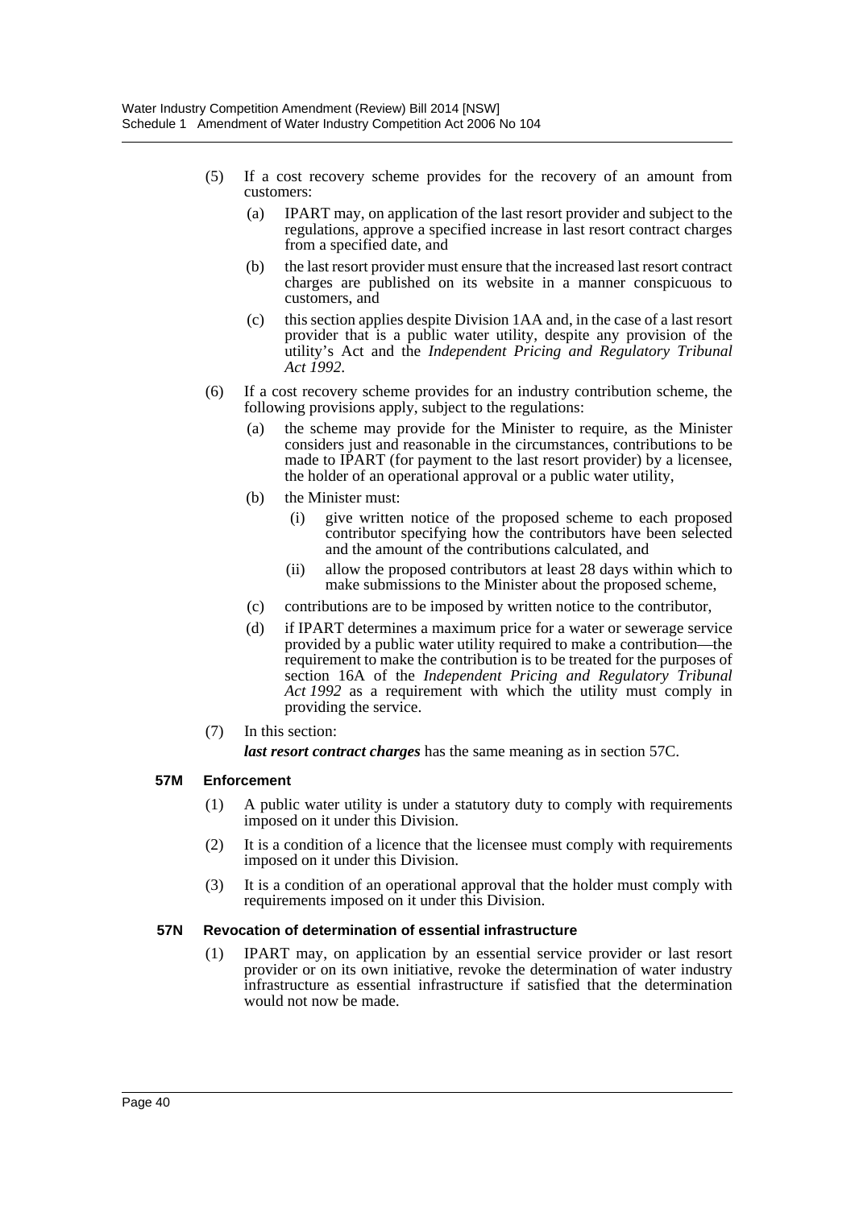(5) If a cost recovery scheme provides for the recovery of an amount from customers:

(a) IPART may, on application of the last resort provider and subject to the regulations, approve a specified increase in last resort contract charges from a specified date, and

(b) the last resort provider must ensure that the increased last resort contract charges are published on its website in a manner conspicuous to customers, and

(c) this section applies despite Division 1AA and, in the case of a last resort provider that is a public water utility, despite any provision of the utility's Act and the *Independent Pricing and Regulatory Tribunal Act 1992*.

(6) If a cost recovery scheme provides for an industry contribution scheme, the following provisions apply, subject to the regulations:

(a) the scheme may provide for the Minister to require, as the Minister considers just and reasonable in the circumstances, contributions to be made to IPART (for payment to the last resort provider) by a licensee, the holder of an operational approval or a public water utility,

(b) the Minister must:

(i) give written notice of the proposed scheme to each proposed contributor specifying how the contributors have been selected and the amount of the contributions calculated, and

(ii) allow the proposed contributors at least 28 days within which to make submissions to the Minister about the proposed scheme,

(c) contributions are to be imposed by written notice to the contributor,

(d) if IPART determines a maximum price for a water or sewerage service provided by a public water utility required to make a contribution—the requirement to make the contribution is to be treated for the purposes of section 16A of the *Independent Pricing and Regulatory Tribunal Act 1992* as a requirement with which the utility must comply in providing the service.

(7) In this section:

***last resort contract charges*** has the same meaning as in section 57C.

**57M Enforcement**

(1) A public water utility is under a statutory duty to comply with requirements imposed on it under this Division.

(2) It is a condition of a licence that the licensee must comply with requirements imposed on it under this Division.

(3) It is a condition of an operational approval that the holder must comply with requirements imposed on it under this Division.

**57N Revocation of determination of essential infrastructure**

(1) IPART may, on application by an essential service provider or last resort provider or on its own initiative, revoke the determination of water industry infrastructure as essential infrastructure if satisfied that the determination would not now be made.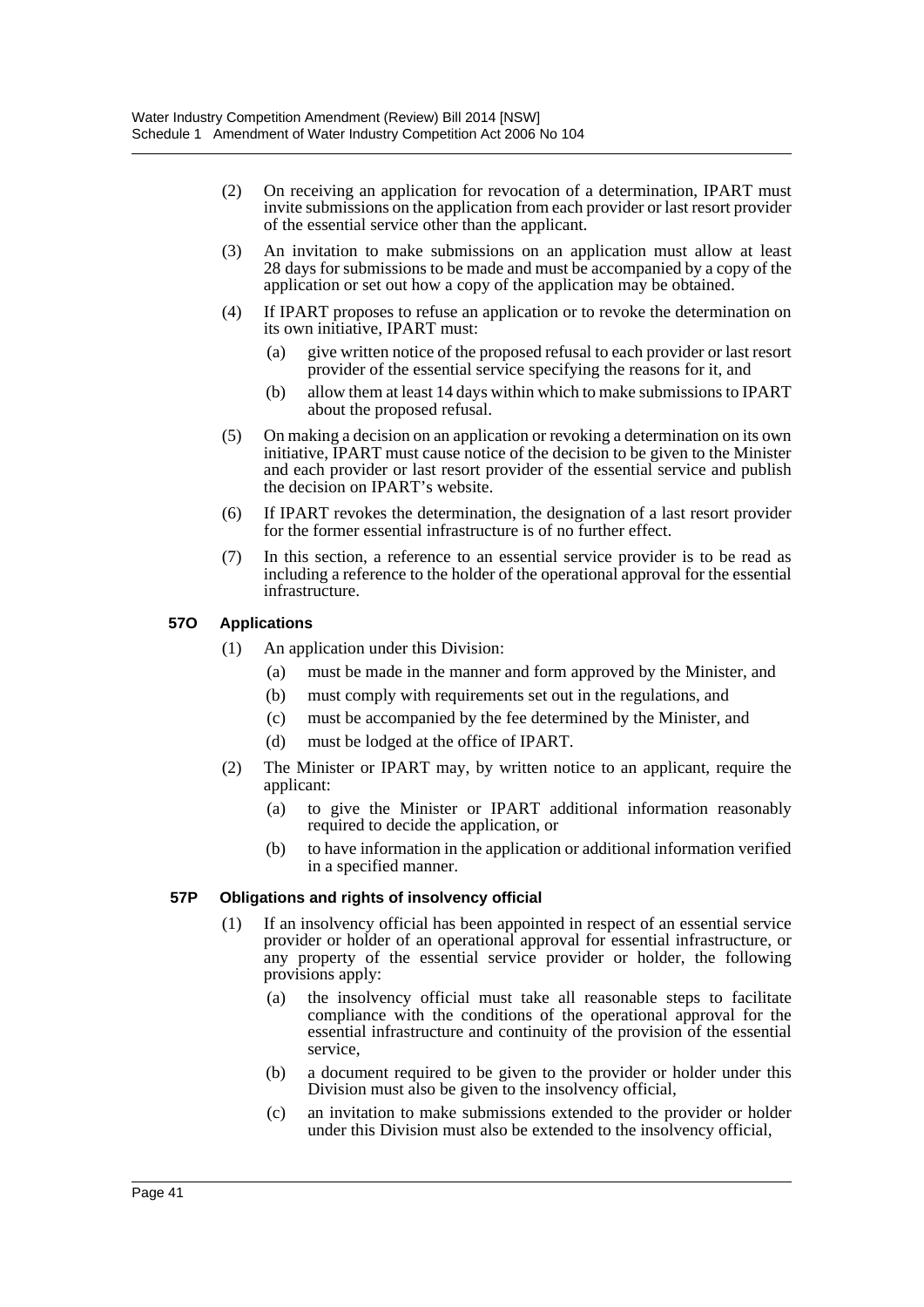(2) On receiving an application for revocation of a determination, IPART must invite submissions on the application from each provider or last resort provider of the essential service other than the applicant.

(3) An invitation to make submissions on an application must allow at least 28 days for submissions to be made and must be accompanied by a copy of the application or set out how a copy of the application may be obtained.

(4) If IPART proposes to refuse an application or to revoke the determination on its own initiative, IPART must:

(a) give written notice of the proposed refusal to each provider or last resort provider of the essential service specifying the reasons for it, and

(b) allow them at least 14 days within which to make submissions to IPART about the proposed refusal.

(5) On making a decision on an application or revoking a determination on its own initiative, IPART must cause notice of the decision to be given to the Minister and each provider or last resort provider of the essential service and publish the decision on IPART's website.

(6) If IPART revokes the determination, the designation of a last resort provider for the former essential infrastructure is of no further effect.

(7) In this section, a reference to an essential service provider is to be read as including a reference to the holder of the operational approval for the essential infrastructure.

**57O Applications**

(1) An application under this Division:

(a) must be made in the manner and form approved by the Minister, and

(b) must comply with requirements set out in the regulations, and

(c) must be accompanied by the fee determined by the Minister, and

(d) must be lodged at the office of IPART.

(2) The Minister or IPART may, by written notice to an applicant, require the applicant:

(a) to give the Minister or IPART additional information reasonably required to decide the application, or

(b) to have information in the application or additional information verified in a specified manner.

**57P Obligations and rights of insolvency official**

(1) If an insolvency official has been appointed in respect of an essential service provider or holder of an operational approval for essential infrastructure, or any property of the essential service provider or holder, the following provisions apply:

(a) the insolvency official must take all reasonable steps to facilitate compliance with the conditions of the operational approval for the essential infrastructure and continuity of the provision of the essential service,

(b) a document required to be given to the provider or holder under this Division must also be given to the insolvency official,

(c) an invitation to make submissions extended to the provider or holder under this Division must also be extended to the insolvency official,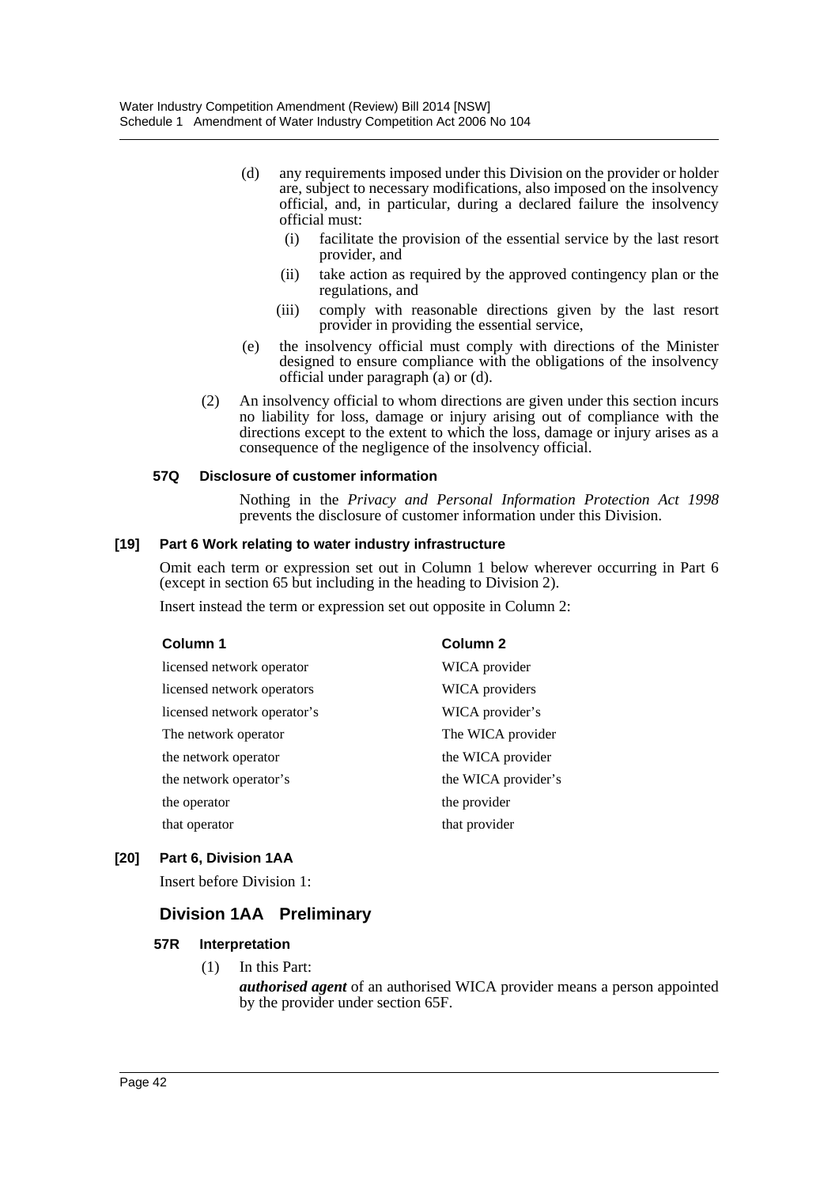(d) any requirements imposed under this Division on the provider or holder are, subject to necessary modifications, also imposed on the insolvency official, and, in particular, during a declared failure the insolvency official must:

   (i) facilitate the provision of the essential service by the last resort provider, and

   (ii) take action as required by the approved contingency plan or the regulations, and

   (iii) comply with reasonable directions given by the last resort provider in providing the essential service,

(e) the insolvency official must comply with directions of the Minister designed to ensure compliance with the obligations of the insolvency official under paragraph (a) or (d).

(2) An insolvency official to whom directions are given under this section incurs no liability for loss, damage or injury arising out of compliance with the directions except to the extent to which the loss, damage or injury arises as a consequence of the negligence of the insolvency official.

#### 57Q Disclosure of customer information

Nothing in the *Privacy and Personal Information Protection Act 1998* prevents the disclosure of customer information under this Division.

### [19] Part 6 Work relating to water industry infrastructure

Omit each term or expression set out in Column 1 below wherever occurring in Part 6 (except in section 65 but including in the heading to Division 2).

Insert instead the term or expression set out opposite in Column 2:

| Column 1 | Column 2 |
|---|---|
| licensed network operator | WICA provider |
| licensed network operators | WICA providers |
| licensed network operator's | WICA provider's |
| The network operator | The WICA provider |
| the network operator | the WICA provider |
| the network operator's | the WICA provider's |
| the operator | the provider |
| that operator | that provider |

### [20] Part 6, Division 1AA

Insert before Division 1:

## Division 1AA Preliminary

#### 57R Interpretation

(1) In this Part:

***authorised agent*** of an authorised WICA provider means a person appointed by the provider under section 65F.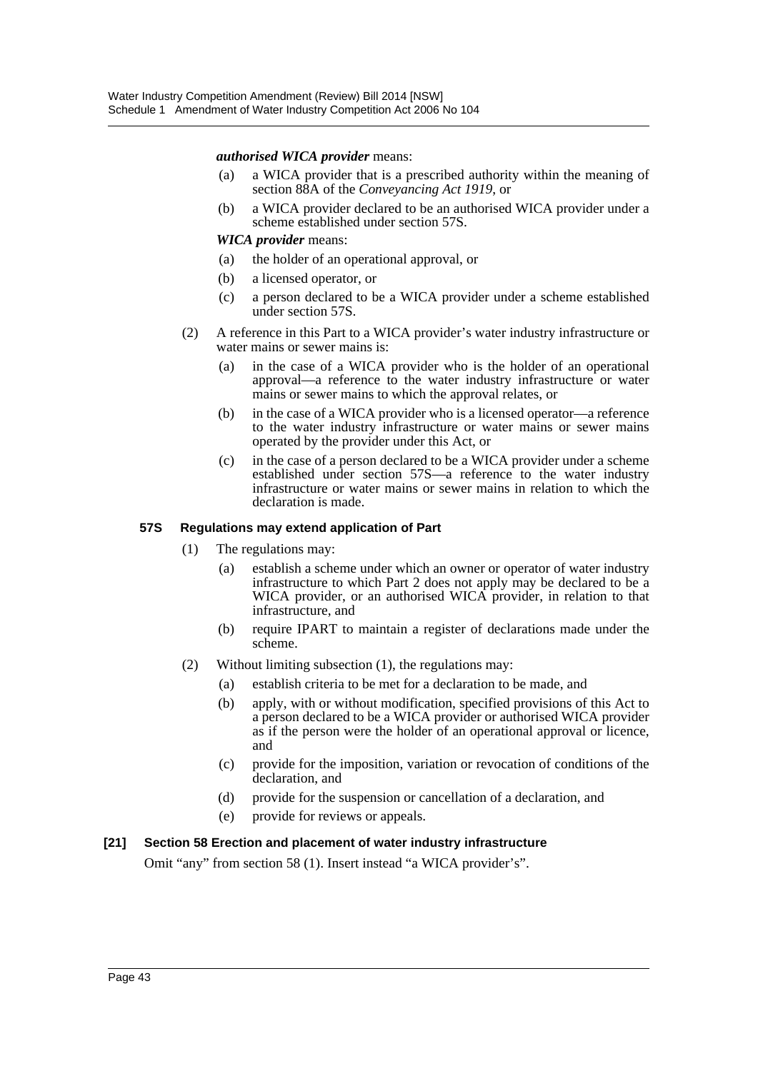***authorised WICA provider*** means:

(a) a WICA provider that is a prescribed authority within the meaning of section 88A of the *Conveyancing Act 1919*, or

(b) a WICA provider declared to be an authorised WICA provider under a scheme established under section 57S.

***WICA provider*** means:

(a) the holder of an operational approval, or

(b) a licensed operator, or

(c) a person declared to be a WICA provider under a scheme established under section 57S.

(2) A reference in this Part to a WICA provider's water industry infrastructure or water mains or sewer mains is:

(a) in the case of a WICA provider who is the holder of an operational approval—a reference to the water industry infrastructure or water mains or sewer mains to which the approval relates, or

(b) in the case of a WICA provider who is a licensed operator—a reference to the water industry infrastructure or water mains or sewer mains operated by the provider under this Act, or

(c) in the case of a person declared to be a WICA provider under a scheme established under section 57S—a reference to the water industry infrastructure or water mains or sewer mains in relation to which the declaration is made.

**57S Regulations may extend application of Part**

(1) The regulations may:

(a) establish a scheme under which an owner or operator of water industry infrastructure to which Part 2 does not apply may be declared to be a WICA provider, or an authorised WICA provider, in relation to that infrastructure, and

(b) require IPART to maintain a register of declarations made under the scheme.

(2) Without limiting subsection (1), the regulations may:

(a) establish criteria to be met for a declaration to be made, and

(b) apply, with or without modification, specified provisions of this Act to a person declared to be a WICA provider or authorised WICA provider as if the person were the holder of an operational approval or licence, and

(c) provide for the imposition, variation or revocation of conditions of the declaration, and

(d) provide for the suspension or cancellation of a declaration, and

(e) provide for reviews or appeals.

**[21] Section 58 Erection and placement of water industry infrastructure**

Omit "any" from section 58 (1). Insert instead "a WICA provider's".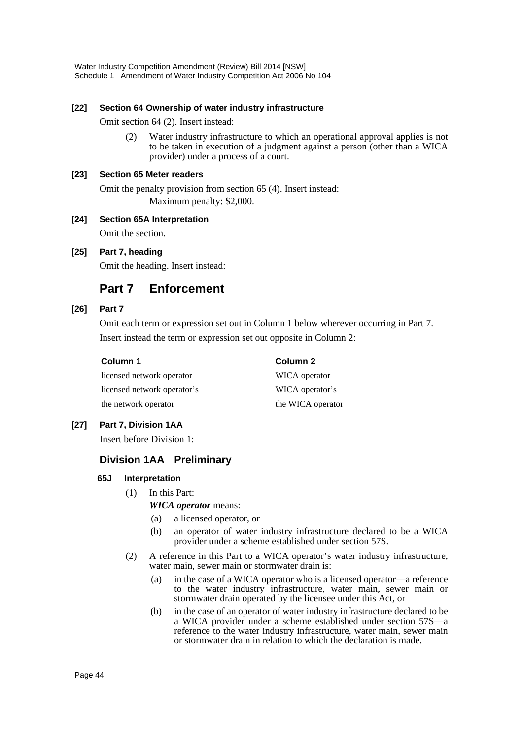**[22] Section 64 Ownership of water industry infrastructure**

Omit section 64 (2). Insert instead:

(2) Water industry infrastructure to which an operational approval applies is not to be taken in execution of a judgment against a person (other than a WICA provider) under a process of a court.

**[23] Section 65 Meter readers**

Omit the penalty provision from section 65 (4). Insert instead:

Maximum penalty: $2,000.

**[24] Section 65A Interpretation**

Omit the section.

**[25] Part 7, heading**

Omit the heading. Insert instead:

## Part 7 Enforcement

**[26] Part 7**

Omit each term or expression set out in Column 1 below wherever occurring in Part 7.

Insert instead the term or expression set out opposite in Column 2:

| Column 1 | Column 2 |
|---|---|
| licensed network operator | WICA operator |
| licensed network operator's | WICA operator's |
| the network operator | the WICA operator |

**[27] Part 7, Division 1AA**

Insert before Division 1:

### Division 1AA Preliminary

**65J Interpretation**

(1) In this Part:

***WICA operator*** means:

(a) a licensed operator, or

(b) an operator of water industry infrastructure declared to be a WICA provider under a scheme established under section 57S.

(2) A reference in this Part to a WICA operator's water industry infrastructure, water main, sewer main or stormwater drain is:

(a) in the case of a WICA operator who is a licensed operator—a reference to the water industry infrastructure, water main, sewer main or stormwater drain operated by the licensee under this Act, or

(b) in the case of an operator of water industry infrastructure declared to be a WICA provider under a scheme established under section 57S—a reference to the water industry infrastructure, water main, sewer main or stormwater drain in relation to which the declaration is made.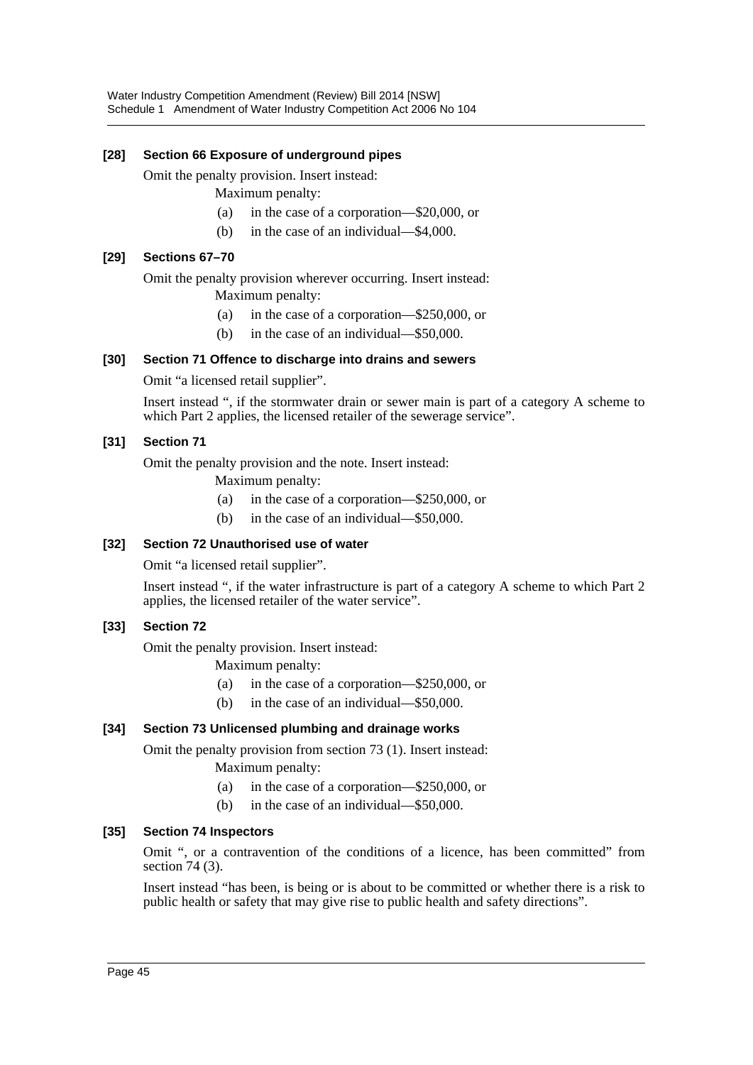### [28] Section 66 Exposure of underground pipes

Omit the penalty provision. Insert instead:

Maximum penalty:

(a) in the case of a corporation—$20,000, or

(b) in the case of an individual—$4,000.

### [29] Sections 67–70

Omit the penalty provision wherever occurring. Insert instead:

Maximum penalty:

(a) in the case of a corporation—$250,000, or

(b) in the case of an individual—$50,000.

### [30] Section 71 Offence to discharge into drains and sewers

Omit "a licensed retail supplier".

Insert instead ", if the stormwater drain or sewer main is part of a category A scheme to which Part 2 applies, the licensed retailer of the sewerage service".

### [31] Section 71

Omit the penalty provision and the note. Insert instead:

Maximum penalty:

(a) in the case of a corporation—$250,000, or

(b) in the case of an individual—$50,000.

### [32] Section 72 Unauthorised use of water

Omit "a licensed retail supplier".

Insert instead ", if the water infrastructure is part of a category A scheme to which Part 2 applies, the licensed retailer of the water service".

### [33] Section 72

Omit the penalty provision. Insert instead:

Maximum penalty:

(a) in the case of a corporation—$250,000, or

(b) in the case of an individual—$50,000.

### [34] Section 73 Unlicensed plumbing and drainage works

Omit the penalty provision from section 73 (1). Insert instead:

Maximum penalty:

(a) in the case of a corporation—$250,000, or

(b) in the case of an individual—$50,000.

### [35] Section 74 Inspectors

Omit ", or a contravention of the conditions of a licence, has been committed" from section 74 (3).

Insert instead "has been, is being or is about to be committed or whether there is a risk to public health or safety that may give rise to public health and safety directions".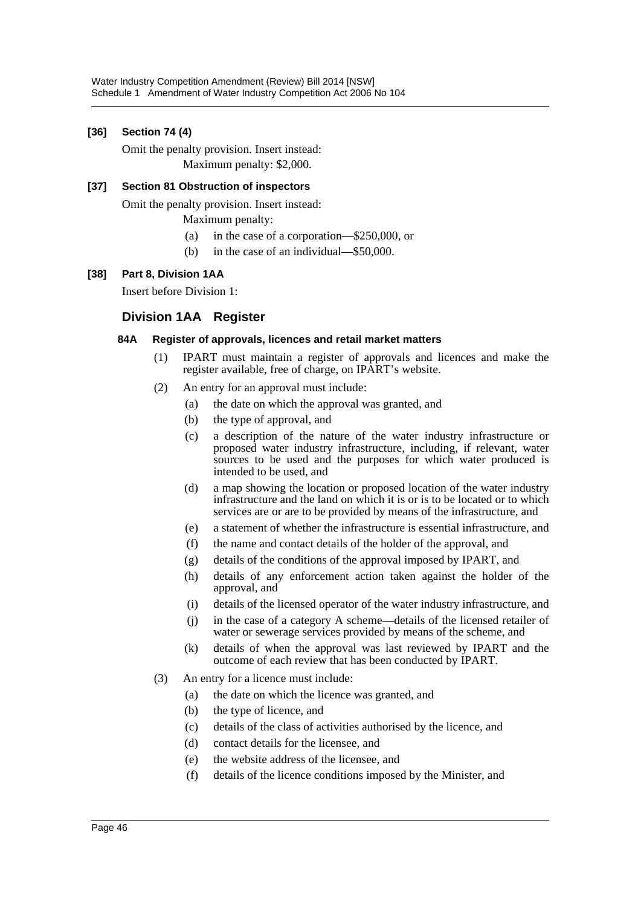**[36] Section 74 (4)**

Omit the penalty provision. Insert instead:

Maximum penalty: $2,000.

**[37] Section 81 Obstruction of inspectors**

Omit the penalty provision. Insert instead:

Maximum penalty:

(a) in the case of a corporation—$250,000, or

(b) in the case of an individual—$50,000.

**[38] Part 8, Division 1AA**

Insert before Division 1:

## Division 1AA Register

### 84A Register of approvals, licences and retail market matters

(1) IPART must maintain a register of approvals and licences and make the register available, free of charge, on IPART's website.

(2) An entry for an approval must include:

(a) the date on which the approval was granted, and

(b) the type of approval, and

(c) a description of the nature of the water industry infrastructure or proposed water industry infrastructure, including, if relevant, water sources to be used and the purposes for which water produced is intended to be used, and

(d) a map showing the location or proposed location of the water industry infrastructure and the land on which it is or is to be located or to which services are or are to be provided by means of the infrastructure, and

(e) a statement of whether the infrastructure is essential infrastructure, and

(f) the name and contact details of the holder of the approval, and

(g) details of the conditions of the approval imposed by IPART, and

(h) details of any enforcement action taken against the holder of the approval, and

(i) details of the licensed operator of the water industry infrastructure, and

(j) in the case of a category A scheme—details of the licensed retailer of water or sewerage services provided by means of the scheme, and

(k) details of when the approval was last reviewed by IPART and the outcome of each review that has been conducted by IPART.

(3) An entry for a licence must include:

(a) the date on which the licence was granted, and

(b) the type of licence, and

(c) details of the class of activities authorised by the licence, and

(d) contact details for the licensee, and

(e) the website address of the licensee, and

(f) details of the licence conditions imposed by the Minister, and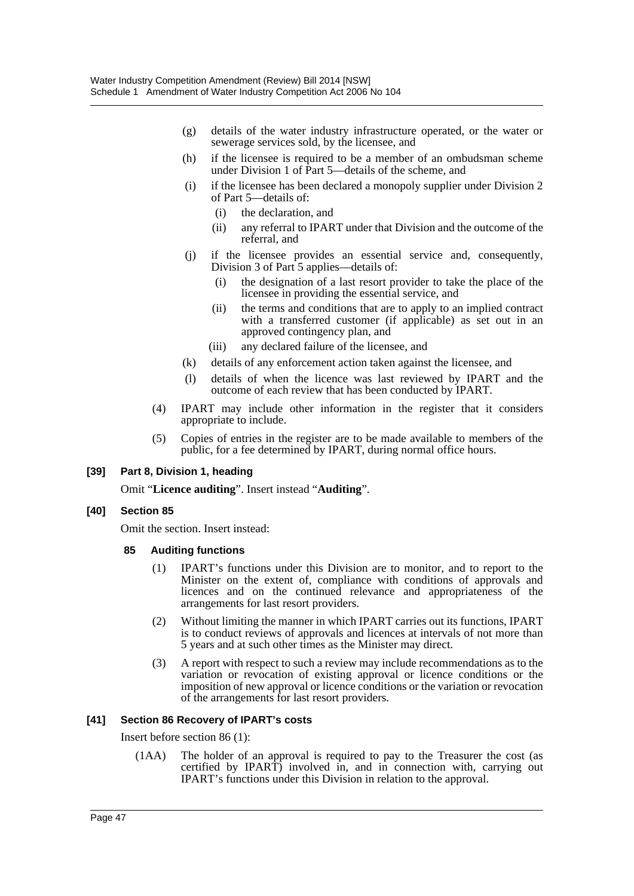- (g) details of the water industry infrastructure operated, or the water or sewerage services sold, by the licensee, and
- (h) if the licensee is required to be a member of an ombudsman scheme under Division 1 of Part 5—details of the scheme, and
- (i) if the licensee has been declared a monopoly supplier under Division 2 of Part 5—details of:
  - (i) the declaration, and
  - (ii) any referral to IPART under that Division and the outcome of the referral, and
- (j) if the licensee provides an essential service and, consequently, Division 3 of Part 5 applies—details of:
  - (i) the designation of a last resort provider to take the place of the licensee in providing the essential service, and
  - (ii) the terms and conditions that are to apply to an implied contract with a transferred customer (if applicable) as set out in an approved contingency plan, and
  - (iii) any declared failure of the licensee, and
- (k) details of any enforcement action taken against the licensee, and
- (l) details of when the licence was last reviewed by IPART and the outcome of each review that has been conducted by IPART.

(4) IPART may include other information in the register that it considers appropriate to include.

(5) Copies of entries in the register are to be made available to members of the public, for a fee determined by IPART, during normal office hours.

**[39] Part 8, Division 1, heading**

Omit "**Licence auditing**". Insert instead "**Auditing**".

**[40] Section 85**

Omit the section. Insert instead:

**85 Auditing functions**

(1) IPART's functions under this Division are to monitor, and to report to the Minister on the extent of, compliance with conditions of approvals and licences and on the continued relevance and appropriateness of the arrangements for last resort providers.

(2) Without limiting the manner in which IPART carries out its functions, IPART is to conduct reviews of approvals and licences at intervals of not more than 5 years and at such other times as the Minister may direct.

(3) A report with respect to such a review may include recommendations as to the variation or revocation of existing approval or licence conditions or the imposition of new approval or licence conditions or the variation or revocation of the arrangements for last resort providers.

**[41] Section 86 Recovery of IPART's costs**

Insert before section 86 (1):

(1AA) The holder of an approval is required to pay to the Treasurer the cost (as certified by IPART) involved in, and in connection with, carrying out IPART's functions under this Division in relation to the approval.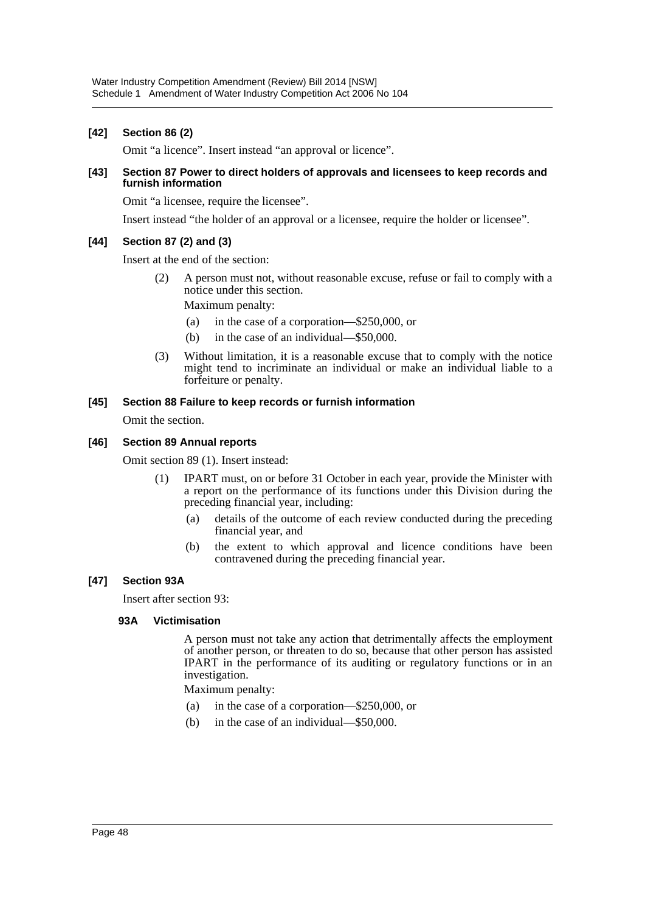**[42] Section 86 (2)**

Omit "a licence". Insert instead "an approval or licence".

**[43] Section 87 Power to direct holders of approvals and licensees to keep records and furnish information**

Omit "a licensee, require the licensee".

Insert instead "the holder of an approval or a licensee, require the holder or licensee".

**[44] Section 87 (2) and (3)**

Insert at the end of the section:

> (2) A person must not, without reasonable excuse, refuse or fail to comply with a notice under this section.
>
> Maximum penalty:
>
> (a) in the case of a corporation—$250,000, or
>
> (b) in the case of an individual—$50,000.
>
> (3) Without limitation, it is a reasonable excuse that to comply with the notice might tend to incriminate an individual or make an individual liable to a forfeiture or penalty.

**[45] Section 88 Failure to keep records or furnish information**

Omit the section.

**[46] Section 89 Annual reports**

Omit section 89 (1). Insert instead:

> (1) IPART must, on or before 31 October in each year, provide the Minister with a report on the performance of its functions under this Division during the preceding financial year, including:
>
> (a) details of the outcome of each review conducted during the preceding financial year, and
>
> (b) the extent to which approval and licence conditions have been contravened during the preceding financial year.

**[47] Section 93A**

Insert after section 93:

> **93A Victimisation**
>
> A person must not take any action that detrimentally affects the employment of another person, or threaten to do so, because that other person has assisted IPART in the performance of its auditing or regulatory functions or in an investigation.
>
> Maximum penalty:
>
> (a) in the case of a corporation—$250,000, or
>
> (b) in the case of an individual—$50,000.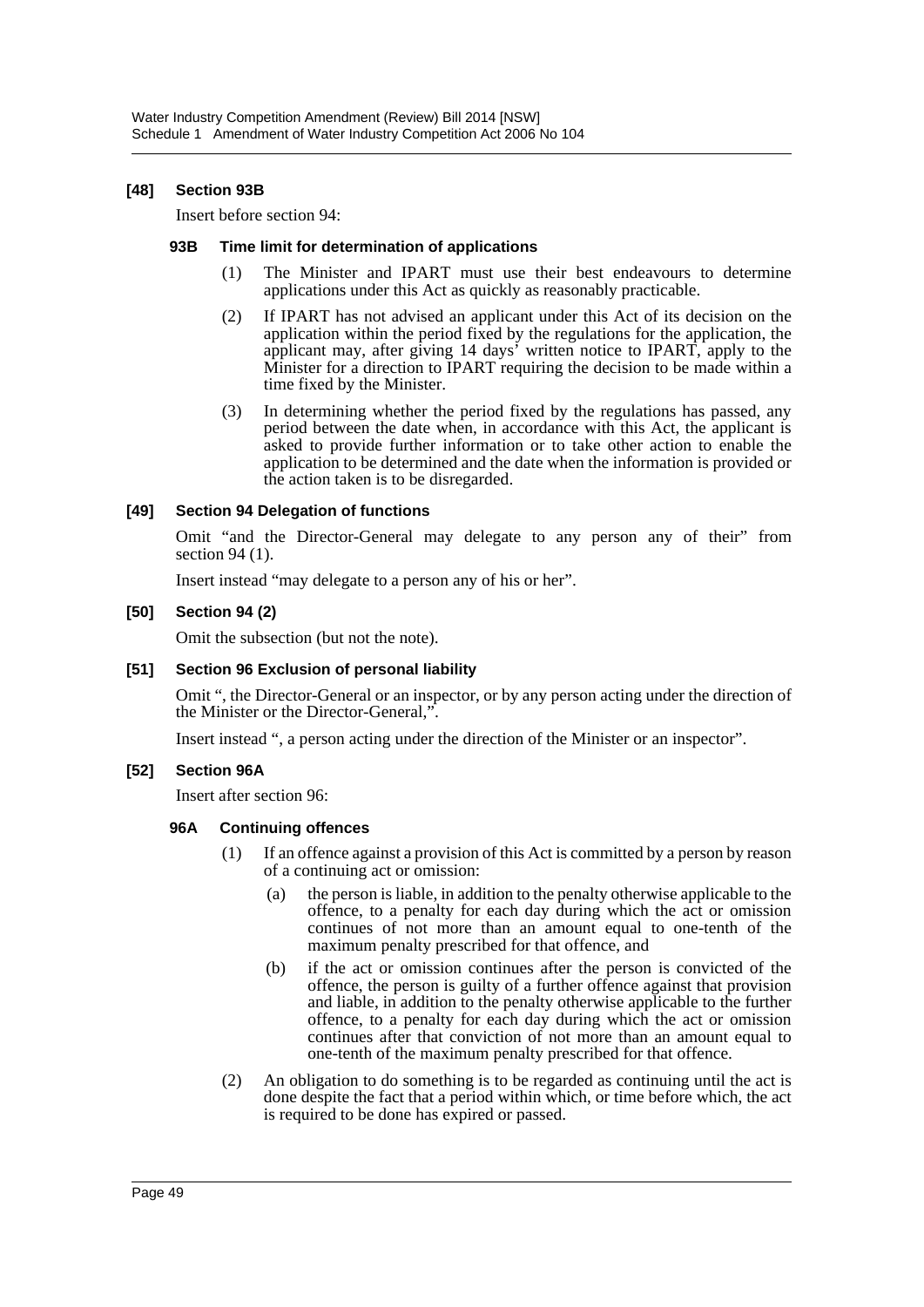### [48] Section 93B

Insert before section 94:

#### 93B Time limit for determination of applications

(1) The Minister and IPART must use their best endeavours to determine applications under this Act as quickly as reasonably practicable.

(2) If IPART has not advised an applicant under this Act of its decision on the application within the period fixed by the regulations for the application, the applicant may, after giving 14 days' written notice to IPART, apply to the Minister for a direction to IPART requiring the decision to be made within a time fixed by the Minister.

(3) In determining whether the period fixed by the regulations has passed, any period between the date when, in accordance with this Act, the applicant is asked to provide further information or to take other action to enable the application to be determined and the date when the information is provided or the action taken is to be disregarded.

### [49] Section 94 Delegation of functions

Omit "and the Director-General may delegate to any person any of their" from section 94 (1).

Insert instead "may delegate to a person any of his or her".

### [50] Section 94 (2)

Omit the subsection (but not the note).

### [51] Section 96 Exclusion of personal liability

Omit ", the Director-General or an inspector, or by any person acting under the direction of the Minister or the Director-General,".

Insert instead ", a person acting under the direction of the Minister or an inspector".

### [52] Section 96A

Insert after section 96:

#### 96A Continuing offences

(1) If an offence against a provision of this Act is committed by a person by reason of a continuing act or omission:

(a) the person is liable, in addition to the penalty otherwise applicable to the offence, to a penalty for each day during which the act or omission continues of not more than an amount equal to one-tenth of the maximum penalty prescribed for that offence, and

(b) if the act or omission continues after the person is convicted of the offence, the person is guilty of a further offence against that provision and liable, in addition to the penalty otherwise applicable to the further offence, to a penalty for each day during which the act or omission continues after that conviction of not more than an amount equal to one-tenth of the maximum penalty prescribed for that offence.

(2) An obligation to do something is to be regarded as continuing until the act is done despite the fact that a period within which, or time before which, the act is required to be done has expired or passed.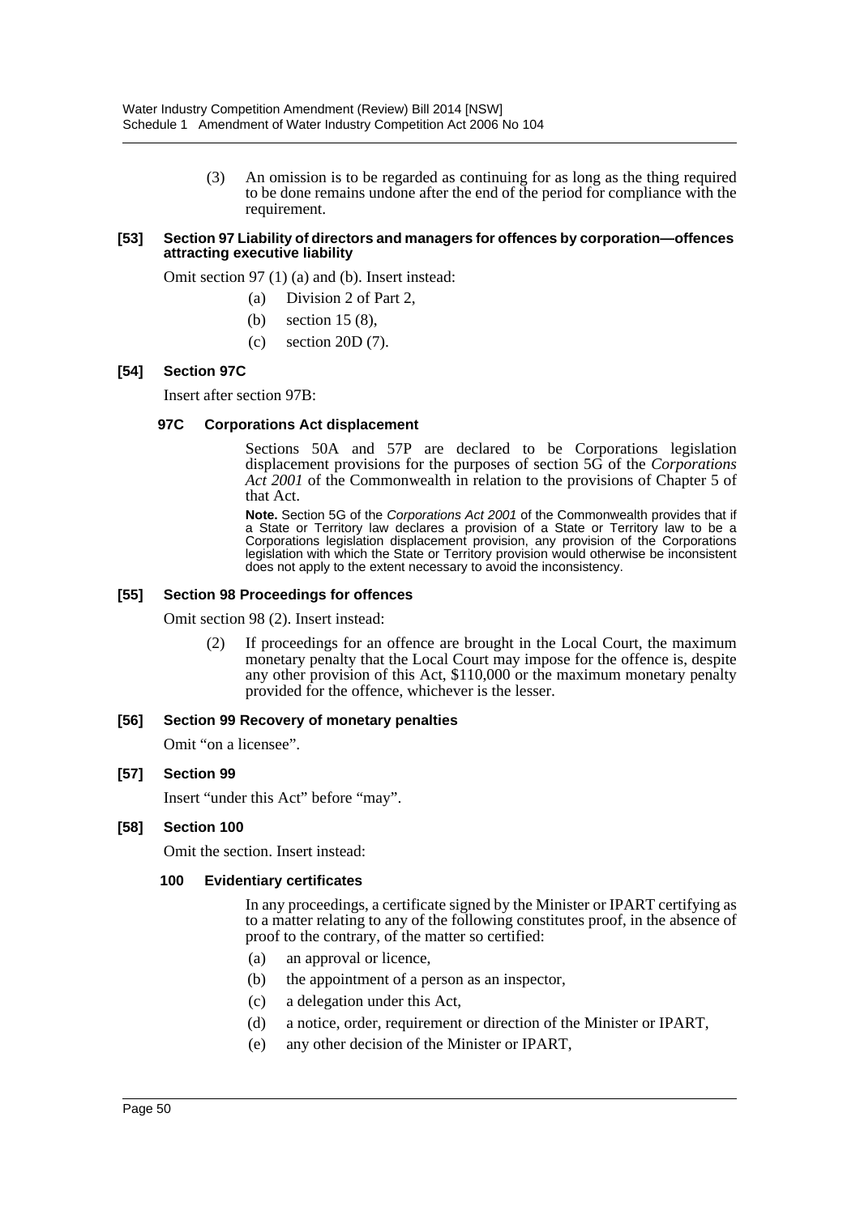(3) An omission is to be regarded as continuing for as long as the thing required to be done remains undone after the end of the period for compliance with the requirement.

**[53] Section 97 Liability of directors and managers for offences by corporation—offences attracting executive liability**

Omit section 97 (1) (a) and (b). Insert instead:

- (a) Division 2 of Part 2,
- (b) section 15 (8),
- (c) section 20D (7).

**[54] Section 97C**

Insert after section 97B:

**97C Corporations Act displacement**

Sections 50A and 57P are declared to be Corporations legislation displacement provisions for the purposes of section 5G of the *Corporations Act 2001* of the Commonwealth in relation to the provisions of Chapter 5 of that Act.

**Note.** Section 5G of the *Corporations Act 2001* of the Commonwealth provides that if a State or Territory law declares a provision of a State or Territory law to be a Corporations legislation displacement provision, any provision of the Corporations legislation with which the State or Territory provision would otherwise be inconsistent does not apply to the extent necessary to avoid the inconsistency.

**[55] Section 98 Proceedings for offences**

Omit section 98 (2). Insert instead:

(2) If proceedings for an offence are brought in the Local Court, the maximum monetary penalty that the Local Court may impose for the offence is, despite any other provision of this Act, $110,000 or the maximum monetary penalty provided for the offence, whichever is the lesser.

**[56] Section 99 Recovery of monetary penalties**

Omit "on a licensee".

**[57] Section 99**

Insert "under this Act" before "may".

**[58] Section 100**

Omit the section. Insert instead:

**100 Evidentiary certificates**

In any proceedings, a certificate signed by the Minister or IPART certifying as to a matter relating to any of the following constitutes proof, in the absence of proof to the contrary, of the matter so certified:

- (a) an approval or licence,
- (b) the appointment of a person as an inspector,
- (c) a delegation under this Act,
- (d) a notice, order, requirement or direction of the Minister or IPART,
- (e) any other decision of the Minister or IPART,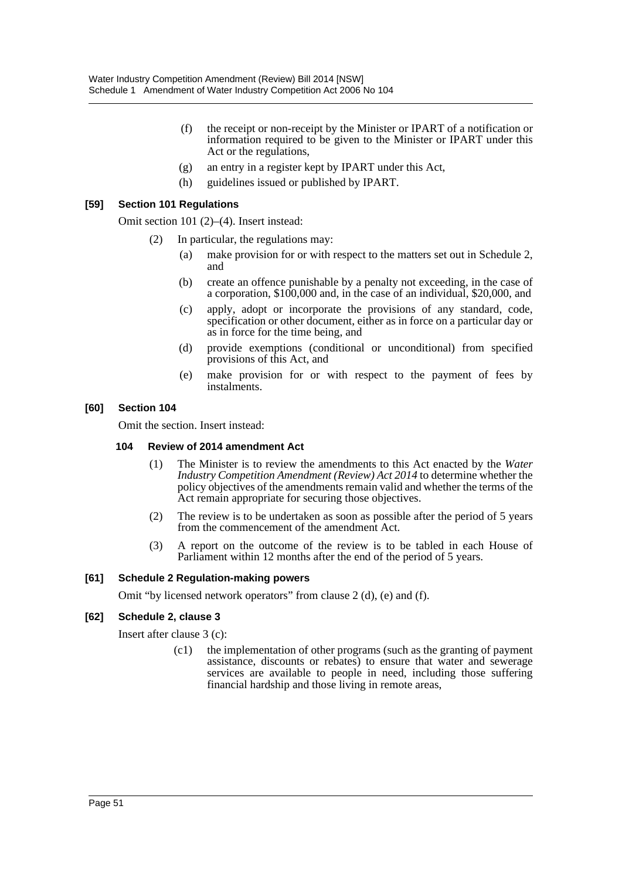(f) the receipt or non-receipt by the Minister or IPART of a notification or information required to be given to the Minister or IPART under this Act or the regulations,

(g) an entry in a register kept by IPART under this Act,

(h) guidelines issued or published by IPART.

### [59] Section 101 Regulations

Omit section 101 (2)–(4). Insert instead:

(2) In particular, the regulations may:

(a) make provision for or with respect to the matters set out in Schedule 2, and

(b) create an offence punishable by a penalty not exceeding, in the case of a corporation, $100,000 and, in the case of an individual, $20,000, and

(c) apply, adopt or incorporate the provisions of any standard, code, specification or other document, either as in force on a particular day or as in force for the time being, and

(d) provide exemptions (conditional or unconditional) from specified provisions of this Act, and

(e) make provision for or with respect to the payment of fees by instalments.

### [60] Section 104

Omit the section. Insert instead:

#### 104 Review of 2014 amendment Act

(1) The Minister is to review the amendments to this Act enacted by the *Water Industry Competition Amendment (Review) Act 2014* to determine whether the policy objectives of the amendments remain valid and whether the terms of the Act remain appropriate for securing those objectives.

(2) The review is to be undertaken as soon as possible after the period of 5 years from the commencement of the amendment Act.

(3) A report on the outcome of the review is to be tabled in each House of Parliament within 12 months after the end of the period of 5 years.

### [61] Schedule 2 Regulation-making powers

Omit "by licensed network operators" from clause 2 (d), (e) and (f).

### [62] Schedule 2, clause 3

Insert after clause 3 (c):

(c1) the implementation of other programs (such as the granting of payment assistance, discounts or rebates) to ensure that water and sewerage services are available to people in need, including those suffering financial hardship and those living in remote areas,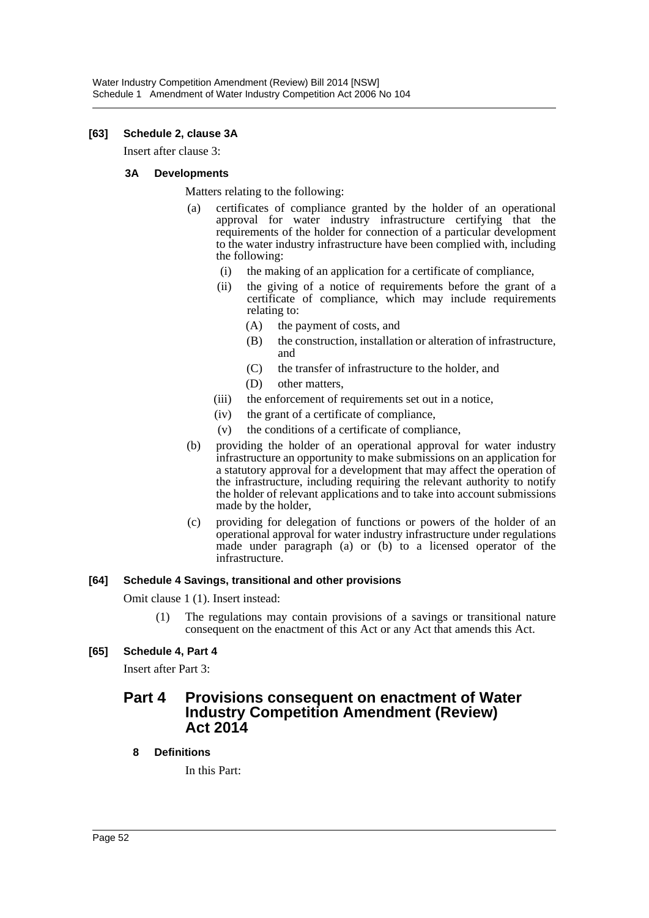**[63] Schedule 2, clause 3A**

Insert after clause 3:

**3A Developments**

Matters relating to the following:

(a) certificates of compliance granted by the holder of an operational approval for water industry infrastructure certifying that the requirements of the holder for connection of a particular development to the water industry infrastructure have been complied with, including the following:

(i) the making of an application for a certificate of compliance,

(ii) the giving of a notice of requirements before the grant of a certificate of compliance, which may include requirements relating to:

(A) the payment of costs, and

(B) the construction, installation or alteration of infrastructure, and

(C) the transfer of infrastructure to the holder, and

(D) other matters,

(iii) the enforcement of requirements set out in a notice,

(iv) the grant of a certificate of compliance,

(v) the conditions of a certificate of compliance,

(b) providing the holder of an operational approval for water industry infrastructure an opportunity to make submissions on an application for a statutory approval for a development that may affect the operation of the infrastructure, including requiring the relevant authority to notify the holder of relevant applications and to take into account submissions made by the holder,

(c) providing for delegation of functions or powers of the holder of an operational approval for water industry infrastructure under regulations made under paragraph (a) or (b) to a licensed operator of the infrastructure.

**[64] Schedule 4 Savings, transitional and other provisions**

Omit clause 1 (1). Insert instead:

(1) The regulations may contain provisions of a savings or transitional nature consequent on the enactment of this Act or any Act that amends this Act.

**[65] Schedule 4, Part 4**

Insert after Part 3:

## Part 4 Provisions consequent on enactment of Water Industry Competition Amendment (Review) Act 2014

**8 Definitions**

In this Part: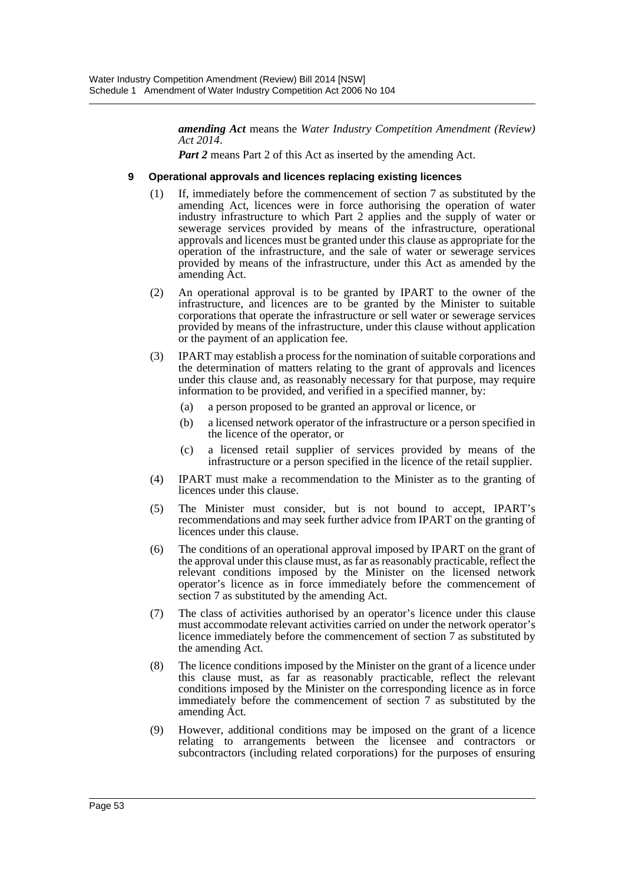***amending Act*** means the *Water Industry Competition Amendment (Review) Act 2014*.

***Part 2*** means Part 2 of this Act as inserted by the amending Act.

**9 Operational approvals and licences replacing existing licences**

(1) If, immediately before the commencement of section 7 as substituted by the amending Act, licences were in force authorising the operation of water industry infrastructure to which Part 2 applies and the supply of water or sewerage services provided by means of the infrastructure, operational approvals and licences must be granted under this clause as appropriate for the operation of the infrastructure, and the sale of water or sewerage services provided by means of the infrastructure, under this Act as amended by the amending Act.

(2) An operational approval is to be granted by IPART to the owner of the infrastructure, and licences are to be granted by the Minister to suitable corporations that operate the infrastructure or sell water or sewerage services provided by means of the infrastructure, under this clause without application or the payment of an application fee.

(3) IPART may establish a process for the nomination of suitable corporations and the determination of matters relating to the grant of approvals and licences under this clause and, as reasonably necessary for that purpose, may require information to be provided, and verified in a specified manner, by:

- (a) a person proposed to be granted an approval or licence, or
- (b) a licensed network operator of the infrastructure or a person specified in the licence of the operator, or
- (c) a licensed retail supplier of services provided by means of the infrastructure or a person specified in the licence of the retail supplier.

(4) IPART must make a recommendation to the Minister as to the granting of licences under this clause.

(5) The Minister must consider, but is not bound to accept, IPART's recommendations and may seek further advice from IPART on the granting of licences under this clause.

(6) The conditions of an operational approval imposed by IPART on the grant of the approval under this clause must, as far as reasonably practicable, reflect the relevant conditions imposed by the Minister on the licensed network operator's licence as in force immediately before the commencement of section 7 as substituted by the amending Act.

(7) The class of activities authorised by an operator's licence under this clause must accommodate relevant activities carried on under the network operator's licence immediately before the commencement of section 7 as substituted by the amending Act.

(8) The licence conditions imposed by the Minister on the grant of a licence under this clause must, as far as reasonably practicable, reflect the relevant conditions imposed by the Minister on the corresponding licence as in force immediately before the commencement of section 7 as substituted by the amending Act.

(9) However, additional conditions may be imposed on the grant of a licence relating to arrangements between the licensee and contractors or subcontractors (including related corporations) for the purposes of ensuring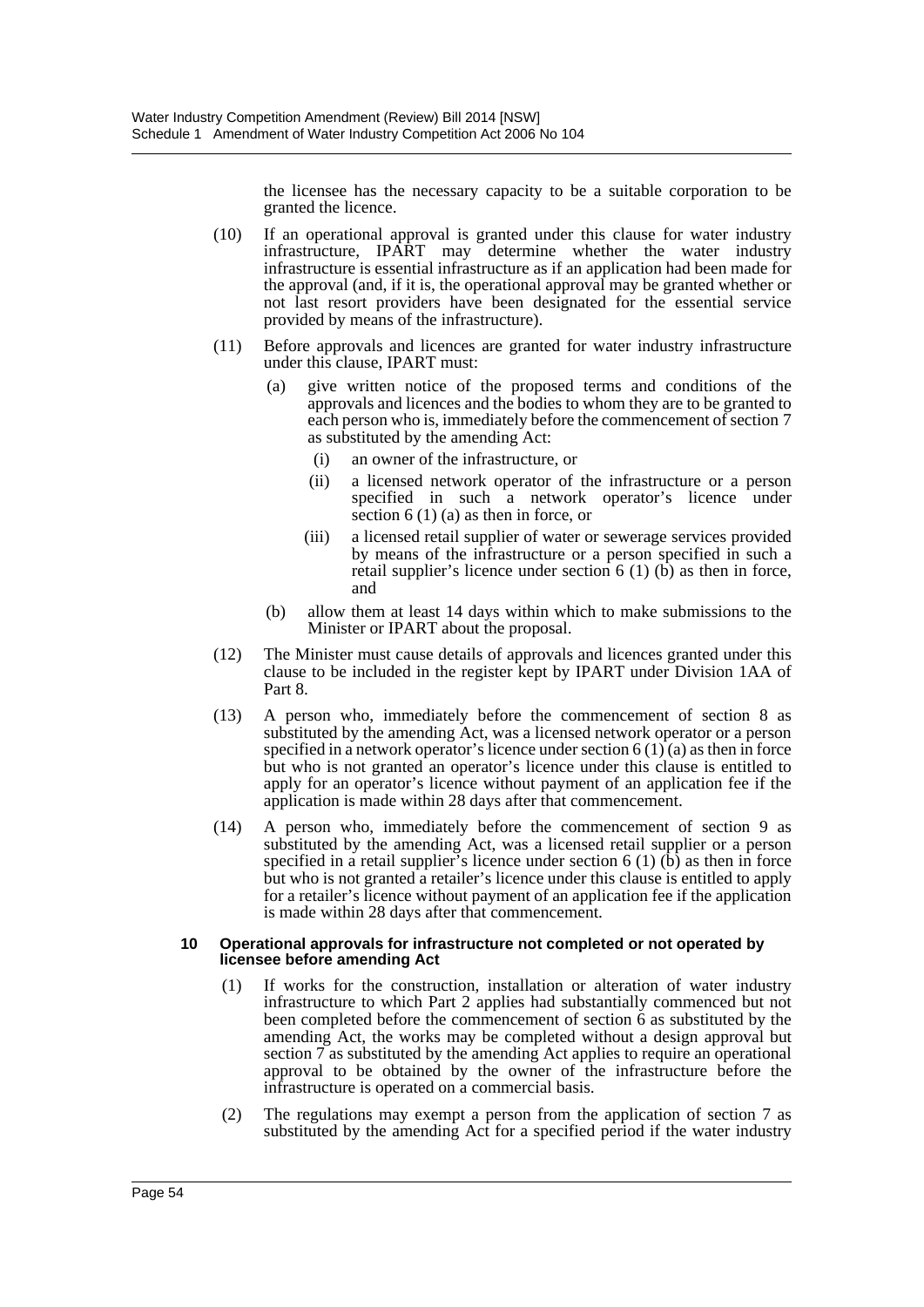the licensee has the necessary capacity to be a suitable corporation to be granted the licence.

(10) If an operational approval is granted under this clause for water industry infrastructure, IPART may determine whether the water industry infrastructure is essential infrastructure as if an application had been made for the approval (and, if it is, the operational approval may be granted whether or not last resort providers have been designated for the essential service provided by means of the infrastructure).

(11) Before approvals and licences are granted for water industry infrastructure under this clause, IPART must:

- (a) give written notice of the proposed terms and conditions of the approvals and licences and the bodies to whom they are to be granted to each person who is, immediately before the commencement of section 7 as substituted by the amending Act:
  - (i) an owner of the infrastructure, or
  - (ii) a licensed network operator of the infrastructure or a person specified in such a network operator's licence under section 6 (1) (a) as then in force, or
  - (iii) a licensed retail supplier of water or sewerage services provided by means of the infrastructure or a person specified in such a retail supplier's licence under section 6 (1) (b) as then in force, and
- (b) allow them at least 14 days within which to make submissions to the Minister or IPART about the proposal.

(12) The Minister must cause details of approvals and licences granted under this clause to be included in the register kept by IPART under Division 1AA of Part 8.

(13) A person who, immediately before the commencement of section 8 as substituted by the amending Act, was a licensed network operator or a person specified in a network operator's licence under section 6 (1) (a) as then in force but who is not granted an operator's licence under this clause is entitled to apply for an operator's licence without payment of an application fee if the application is made within 28 days after that commencement.

(14) A person who, immediately before the commencement of section 9 as substituted by the amending Act, was a licensed retail supplier or a person specified in a retail supplier's licence under section 6 (1) (b) as then in force but who is not granted a retailer's licence under this clause is entitled to apply for a retailer's licence without payment of an application fee if the application is made within 28 days after that commencement.

**10 Operational approvals for infrastructure not completed or not operated by licensee before amending Act**

(1) If works for the construction, installation or alteration of water industry infrastructure to which Part 2 applies had substantially commenced but not been completed before the commencement of section 6 as substituted by the amending Act, the works may be completed without a design approval but section 7 as substituted by the amending Act applies to require an operational approval to be obtained by the owner of the infrastructure before the infrastructure is operated on a commercial basis.

(2) The regulations may exempt a person from the application of section 7 as substituted by the amending Act for a specified period if the water industry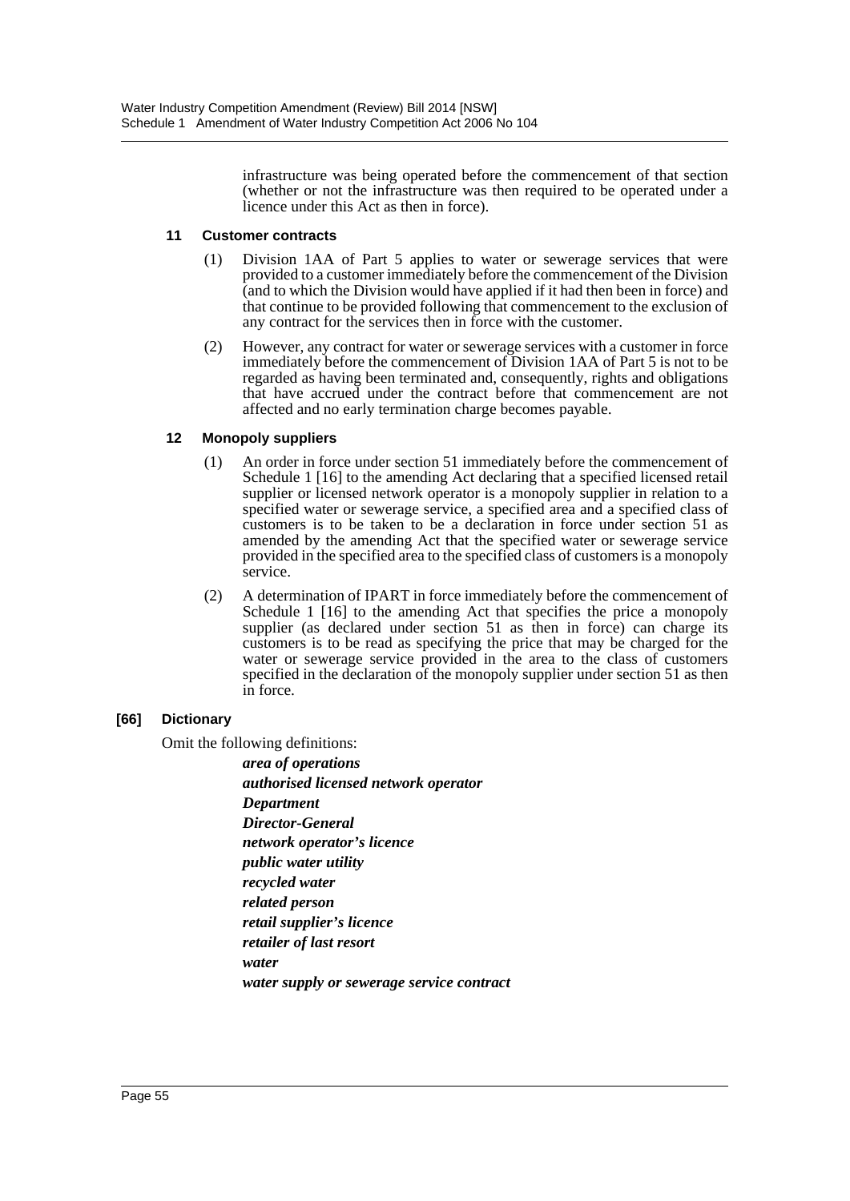infrastructure was being operated before the commencement of that section (whether or not the infrastructure was then required to be operated under a licence under this Act as then in force).

#### 11 Customer contracts

(1) Division 1AA of Part 5 applies to water or sewerage services that were provided to a customer immediately before the commencement of the Division (and to which the Division would have applied if it had then been in force) and that continue to be provided following that commencement to the exclusion of any contract for the services then in force with the customer.

(2) However, any contract for water or sewerage services with a customer in force immediately before the commencement of Division 1AA of Part 5 is not to be regarded as having been terminated and, consequently, rights and obligations that have accrued under the contract before that commencement are not affected and no early termination charge becomes payable.

#### 12 Monopoly suppliers

(1) An order in force under section 51 immediately before the commencement of Schedule 1 [16] to the amending Act declaring that a specified licensed retail supplier or licensed network operator is a monopoly supplier in relation to a specified water or sewerage service, a specified area and a specified class of customers is to be taken to be a declaration in force under section 51 as amended by the amending Act that the specified water or sewerage service provided in the specified area to the specified class of customers is a monopoly service.

(2) A determination of IPART in force immediately before the commencement of Schedule 1 [16] to the amending Act that specifies the price a monopoly supplier (as declared under section 51 as then in force) can charge its customers is to be read as specifying the price that may be charged for the water or sewerage service provided in the area to the class of customers specified in the declaration of the monopoly supplier under section 51 as then in force.

### [66] Dictionary

Omit the following definitions:

***area of operations***
***authorised licensed network operator***
***Department***
***Director-General***
***network operator's licence***
***public water utility***
***recycled water***
***related person***
***retail supplier's licence***
***retailer of last resort***
***water***
***water supply or sewerage service contract***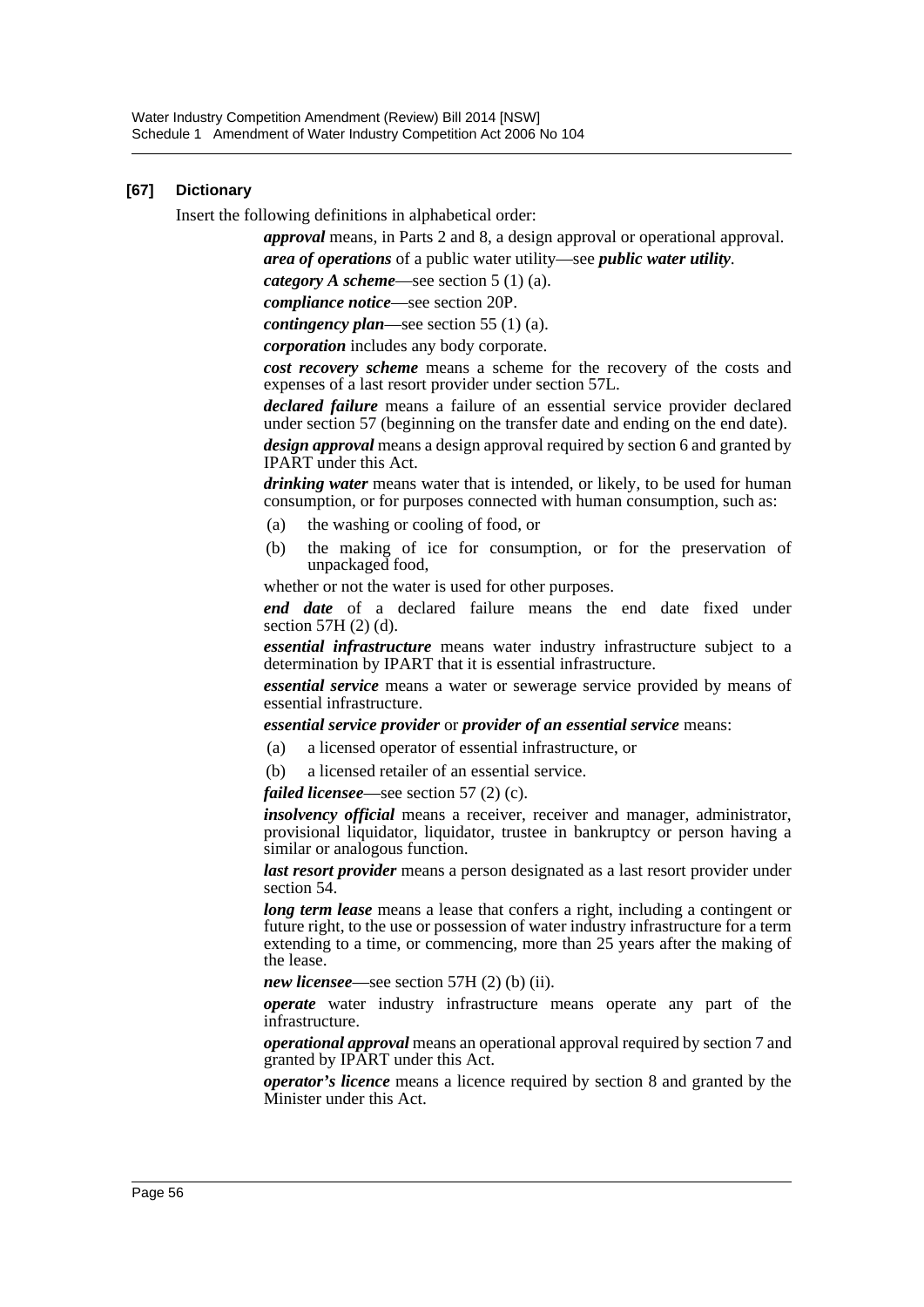**[67] Dictionary**

Insert the following definitions in alphabetical order:

***approval*** means, in Parts 2 and 8, a design approval or operational approval.

***area of operations*** of a public water utility—see ***public water utility***.

***category A scheme***—see section 5 (1) (a).

***compliance notice***—see section 20P.

***contingency plan***—see section 55 (1) (a).

***corporation*** includes any body corporate.

***cost recovery scheme*** means a scheme for the recovery of the costs and expenses of a last resort provider under section 57L.

***declared failure*** means a failure of an essential service provider declared under section 57 (beginning on the transfer date and ending on the end date).

***design approval*** means a design approval required by section 6 and granted by IPART under this Act.

***drinking water*** means water that is intended, or likely, to be used for human consumption, or for purposes connected with human consumption, such as:

- (a) the washing or cooling of food, or
- (b) the making of ice for consumption, or for the preservation of unpackaged food,

whether or not the water is used for other purposes.

***end date*** of a declared failure means the end date fixed under section 57H (2) (d).

***essential infrastructure*** means water industry infrastructure subject to a determination by IPART that it is essential infrastructure.

***essential service*** means a water or sewerage service provided by means of essential infrastructure.

***essential service provider*** or ***provider of an essential service*** means:

- (a) a licensed operator of essential infrastructure, or
- (b) a licensed retailer of an essential service.

***failed licensee***—see section 57 (2) (c).

***insolvency official*** means a receiver, receiver and manager, administrator, provisional liquidator, liquidator, trustee in bankruptcy or person having a similar or analogous function.

***last resort provider*** means a person designated as a last resort provider under section 54.

***long term lease*** means a lease that confers a right, including a contingent or future right, to the use or possession of water industry infrastructure for a term extending to a time, or commencing, more than 25 years after the making of the lease.

***new licensee***—see section 57H (2) (b) (ii).

***operate*** water industry infrastructure means operate any part of the infrastructure.

***operational approval*** means an operational approval required by section 7 and granted by IPART under this Act.

***operator's licence*** means a licence required by section 8 and granted by the Minister under this Act.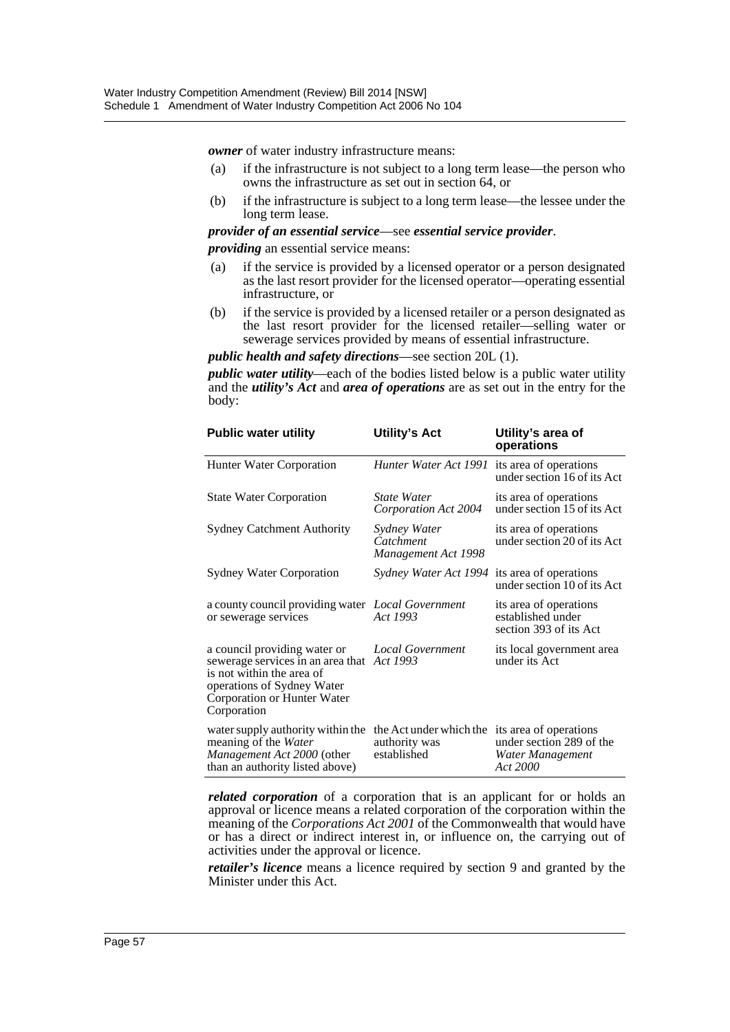***owner*** of water industry infrastructure means:

(a) if the infrastructure is not subject to a long term lease—the person who owns the infrastructure as set out in section 64, or

(b) if the infrastructure is subject to a long term lease—the lessee under the long term lease.

***provider of an essential service***—see ***essential service provider***.

***providing*** an essential service means:

(a) if the service is provided by a licensed operator or a person designated as the last resort provider for the licensed operator—operating essential infrastructure, or

(b) if the service is provided by a licensed retailer or a person designated as the last resort provider for the licensed retailer—selling water or sewerage services provided by means of essential infrastructure.

***public health and safety directions***—see section 20L (1).

***public water utility***—each of the bodies listed below is a public water utility and the ***utility's Act*** and ***area of operations*** are as set out in the entry for the body:

| Public water utility | Utility's Act | Utility's area of operations |
|---|---|---|
| Hunter Water Corporation | *Hunter Water Act 1991* | its area of operations under section 16 of its Act |
| State Water Corporation | *State Water Corporation Act 2004* | its area of operations under section 15 of its Act |
| Sydney Catchment Authority | *Sydney Water Catchment Management Act 1998* | its area of operations under section 20 of its Act |
| Sydney Water Corporation | *Sydney Water Act 1994* | its area of operations under section 10 of its Act |
| a county council providing water or sewerage services | *Local Government Act 1993* | its area of operations established under section 393 of its Act |
| a council providing water or sewerage services in an area that is not within the area of operations of Sydney Water Corporation or Hunter Water Corporation | *Local Government Act 1993* | its local government area under its Act |
| water supply authority within the meaning of the *Water Management Act 2000* (other than an authority listed above) | the Act under which the authority was established | its area of operations under section 289 of the *Water Management Act 2000* |

***related corporation*** of a corporation that is an applicant for or holds an approval or licence means a related corporation of the corporation within the meaning of the *Corporations Act 2001* of the Commonwealth that would have or has a direct or indirect interest in, or influence on, the carrying out of activities under the approval or licence.

***retailer's licence*** means a licence required by section 9 and granted by the Minister under this Act.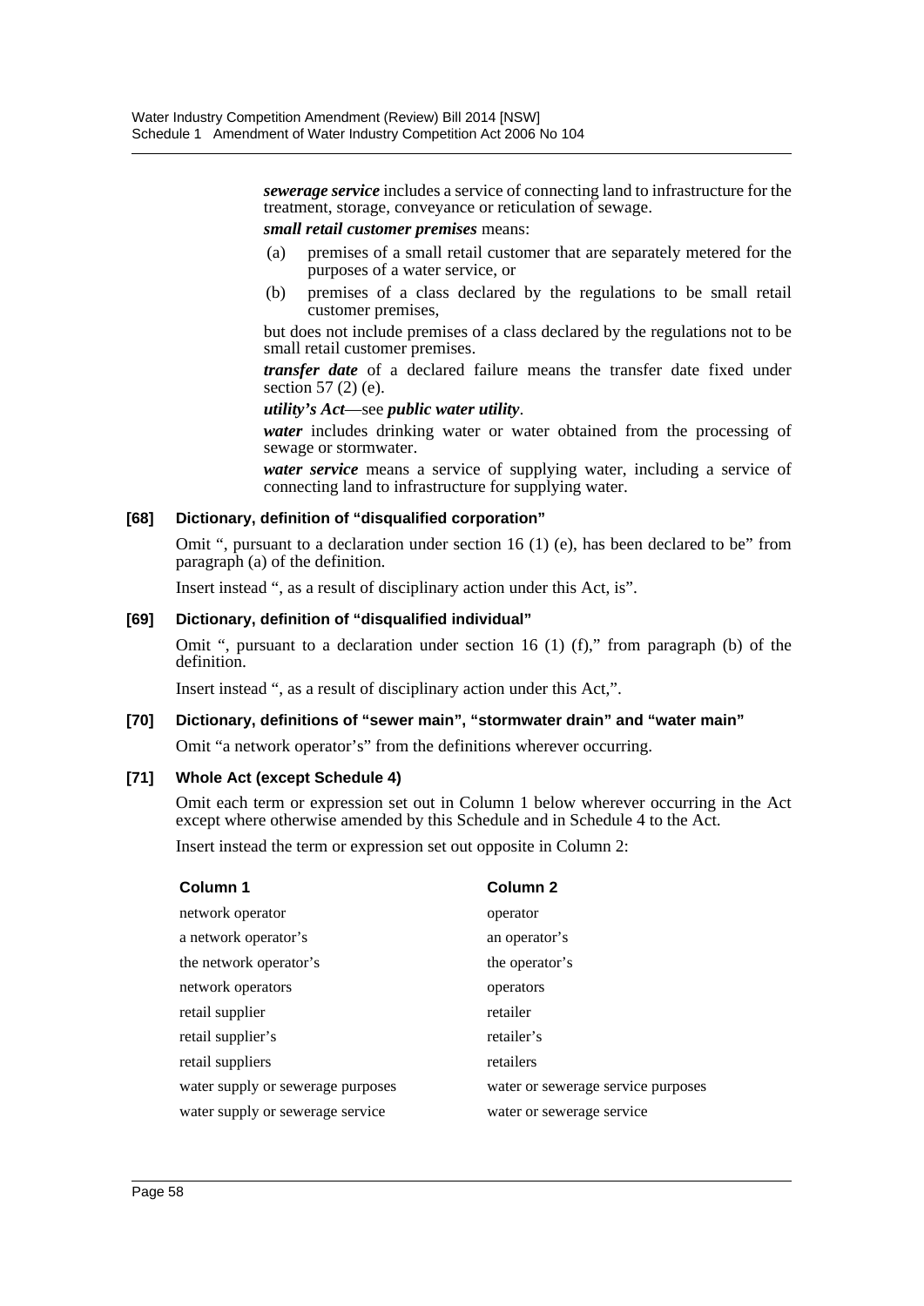***sewerage service*** includes a service of connecting land to infrastructure for the treatment, storage, conveyance or reticulation of sewage.

***small retail customer premises*** means:

(a) premises of a small retail customer that are separately metered for the purposes of a water service, or

(b) premises of a class declared by the regulations to be small retail customer premises,

but does not include premises of a class declared by the regulations not to be small retail customer premises.

***transfer date*** of a declared failure means the transfer date fixed under section 57 (2) (e).

***utility's Act***—see ***public water utility***.

***water*** includes drinking water or water obtained from the processing of sewage or stormwater.

***water service*** means a service of supplying water, including a service of connecting land to infrastructure for supplying water.

**[68] Dictionary, definition of "disqualified corporation"**

Omit ", pursuant to a declaration under section 16 (1) (e), has been declared to be" from paragraph (a) of the definition.

Insert instead ", as a result of disciplinary action under this Act, is".

**[69] Dictionary, definition of "disqualified individual"**

Omit ", pursuant to a declaration under section 16 (1) (f)," from paragraph (b) of the definition.

Insert instead ", as a result of disciplinary action under this Act,".

**[70] Dictionary, definitions of "sewer main", "stormwater drain" and "water main"**

Omit "a network operator's" from the definitions wherever occurring.

**[71] Whole Act (except Schedule 4)**

Omit each term or expression set out in Column 1 below wherever occurring in the Act except where otherwise amended by this Schedule and in Schedule 4 to the Act.

Insert instead the term or expression set out opposite in Column 2:

| Column 1 | Column 2 |
|---|---|
| network operator | operator |
| a network operator's | an operator's |
| the network operator's | the operator's |
| network operators | operators |
| retail supplier | retailer |
| retail supplier's | retailer's |
| retail suppliers | retailers |
| water supply or sewerage purposes | water or sewerage service purposes |
| water supply or sewerage service | water or sewerage service |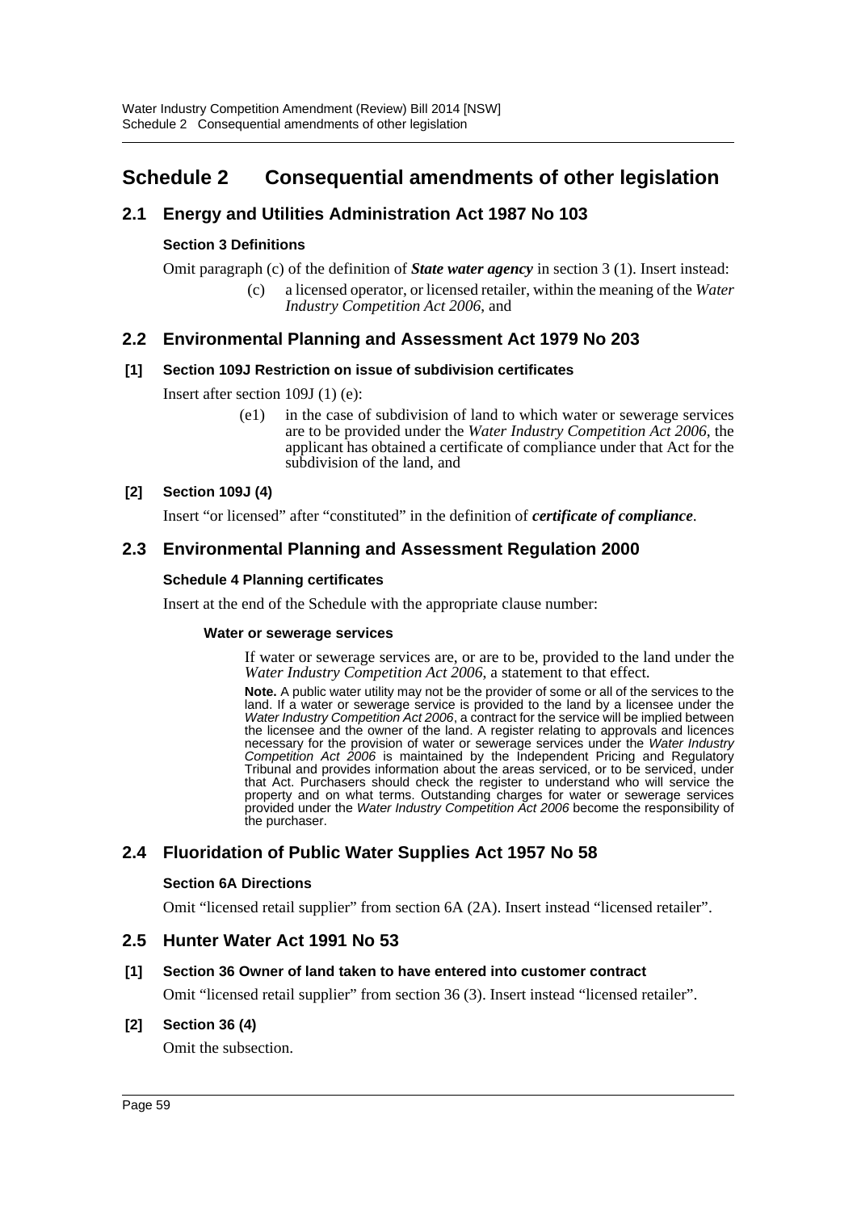# Schedule 2 Consequential amendments of other legislation

## 2.1 Energy and Utilities Administration Act 1987 No 103

### Section 3 Definitions

Omit paragraph (c) of the definition of ***State water agency*** in section 3 (1). Insert instead:

> (c) a licensed operator, or licensed retailer, within the meaning of the *Water Industry Competition Act 2006*, and

## 2.2 Environmental Planning and Assessment Act 1979 No 203

### [1] Section 109J Restriction on issue of subdivision certificates

Insert after section 109J (1) (e):

> (e1) in the case of subdivision of land to which water or sewerage services are to be provided under the *Water Industry Competition Act 2006*, the applicant has obtained a certificate of compliance under that Act for the subdivision of the land, and

### [2] Section 109J (4)

Insert "or licensed" after "constituted" in the definition of ***certificate of compliance***.

## 2.3 Environmental Planning and Assessment Regulation 2000

### Schedule 4 Planning certificates

Insert at the end of the Schedule with the appropriate clause number:

> **Water or sewerage services**
>
> If water or sewerage services are, or are to be, provided to the land under the *Water Industry Competition Act 2006*, a statement to that effect.
>
> **Note.** A public water utility may not be the provider of some or all of the services to the land. If a water or sewerage service is provided to the land by a licensee under the *Water Industry Competition Act 2006*, a contract for the service will be implied between the licensee and the owner of the land. A register relating to approvals and licences necessary for the provision of water or sewerage services under the *Water Industry Competition Act 2006* is maintained by the Independent Pricing and Regulatory Tribunal and provides information about the areas serviced, or to be serviced, under that Act. Purchasers should check the register to understand who will service the property and on what terms. Outstanding charges for water or sewerage services provided under the *Water Industry Competition Act 2006* become the responsibility of the purchaser.

## 2.4 Fluoridation of Public Water Supplies Act 1957 No 58

### Section 6A Directions

Omit "licensed retail supplier" from section 6A (2A). Insert instead "licensed retailer".

## 2.5 Hunter Water Act 1991 No 53

### [1] Section 36 Owner of land taken to have entered into customer contract

Omit "licensed retail supplier" from section 36 (3). Insert instead "licensed retailer".

### [2] Section 36 (4)

Omit the subsection.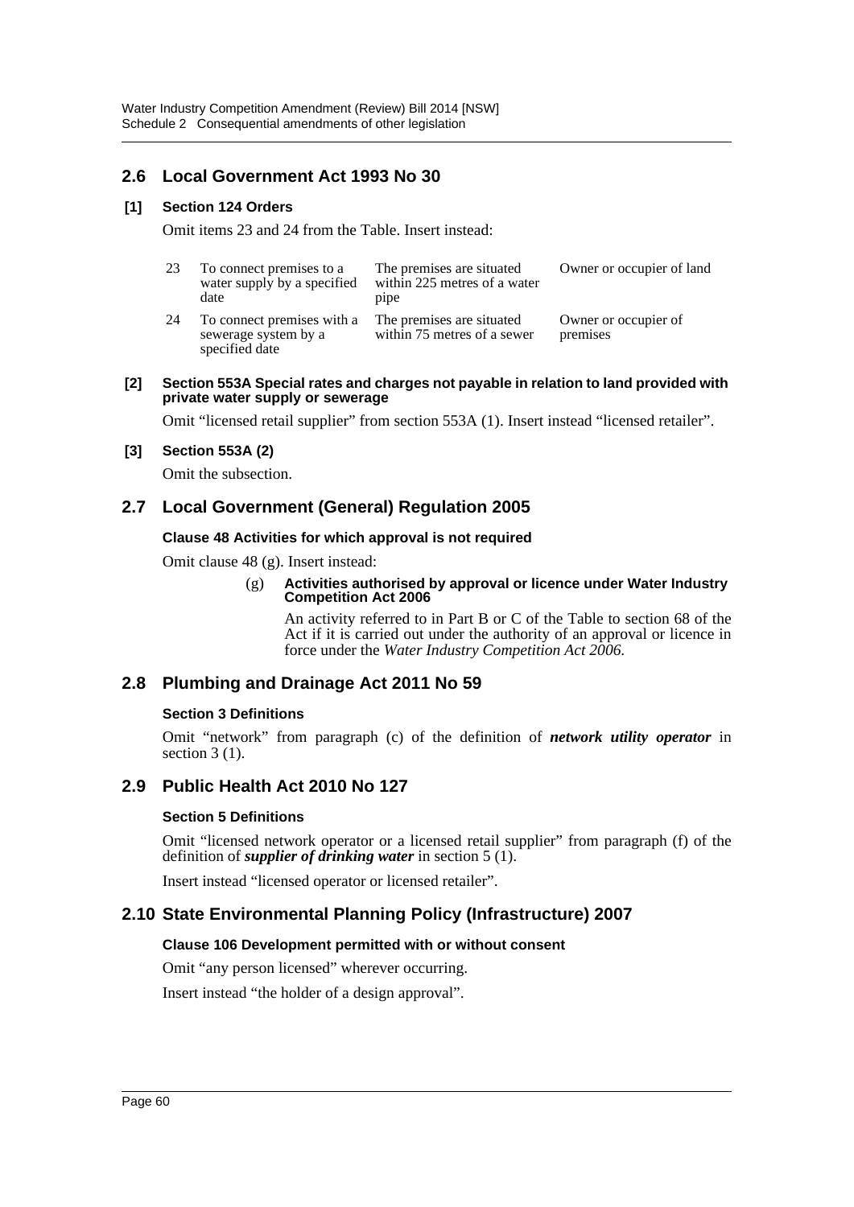## 2.6 Local Government Act 1993 No 30

### [1] Section 124 Orders

Omit items 23 and 24 from the Table. Insert instead:

| | | | |
|---|---|---|---|
| 23 | To connect premises to a water supply by a specified date | The premises are situated within 225 metres of a water pipe | Owner or occupier of land |
| 24 | To connect premises with a sewerage system by a specified date | The premises are situated within 75 metres of a sewer | Owner or occupier of premises |

### [2] Section 553A Special rates and charges not payable in relation to land provided with private water supply or sewerage

Omit "licensed retail supplier" from section 553A (1). Insert instead "licensed retailer".

### [3] Section 553A (2)

Omit the subsection.

## 2.7 Local Government (General) Regulation 2005

### Clause 48 Activities for which approval is not required

Omit clause 48 (g). Insert instead:

(g) **Activities authorised by approval or licence under Water Industry Competition Act 2006**

An activity referred to in Part B or C of the Table to section 68 of the Act if it is carried out under the authority of an approval or licence in force under the *Water Industry Competition Act 2006*.

## 2.8 Plumbing and Drainage Act 2011 No 59

### Section 3 Definitions

Omit "network" from paragraph (c) of the definition of ***network utility operator*** in section 3 (1).

## 2.9 Public Health Act 2010 No 127

### Section 5 Definitions

Omit "licensed network operator or a licensed retail supplier" from paragraph (f) of the definition of ***supplier of drinking water*** in section 5 (1).

Insert instead "licensed operator or licensed retailer".

## 2.10 State Environmental Planning Policy (Infrastructure) 2007

### Clause 106 Development permitted with or without consent

Omit "any person licensed" wherever occurring.

Insert instead "the holder of a design approval".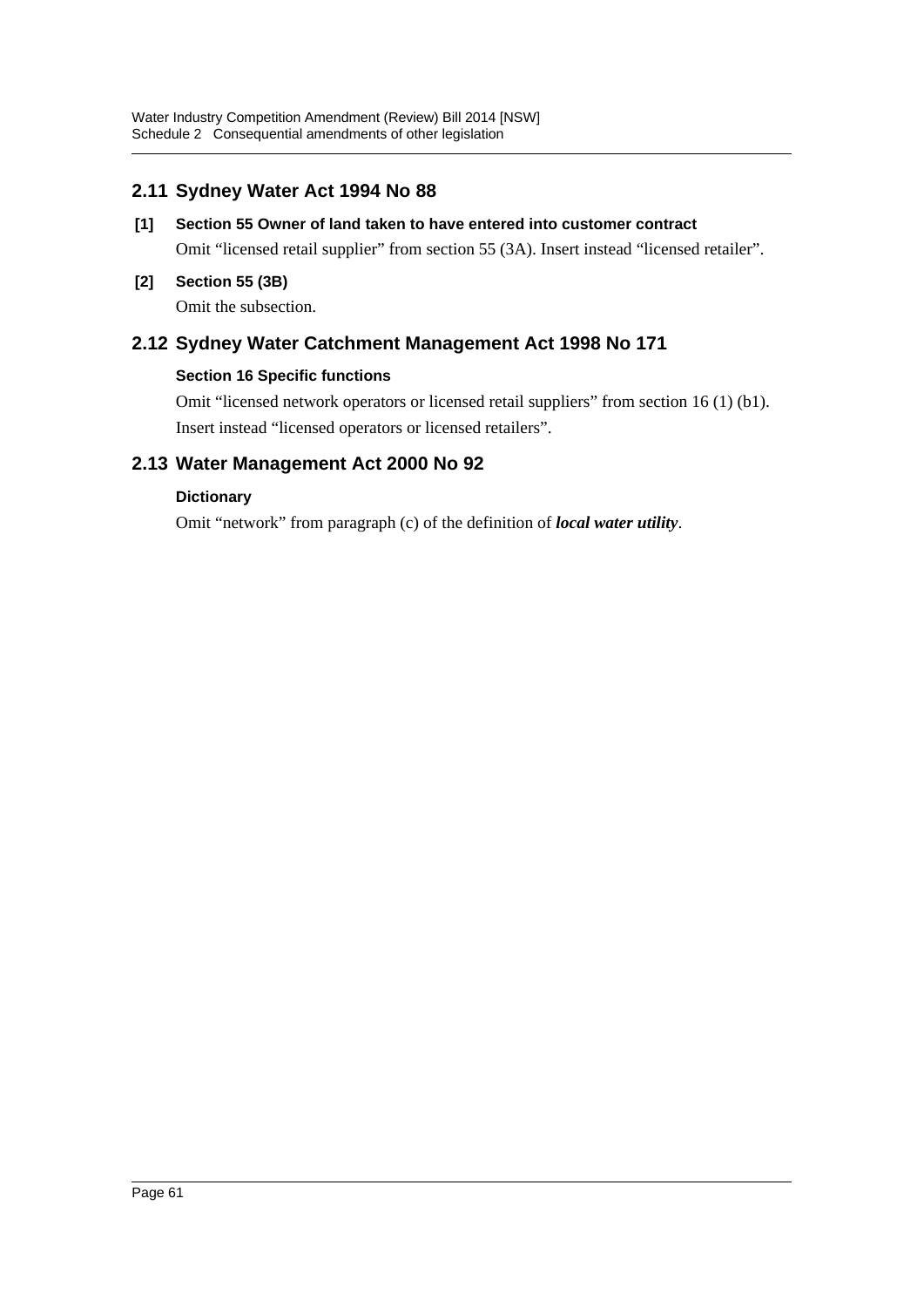## 2.11 Sydney Water Act 1994 No 88

**[1] Section 55 Owner of land taken to have entered into customer contract**

Omit "licensed retail supplier" from section 55 (3A). Insert instead "licensed retailer".

**[2] Section 55 (3B)**

Omit the subsection.

## 2.12 Sydney Water Catchment Management Act 1998 No 171

**Section 16 Specific functions**

Omit "licensed network operators or licensed retail suppliers" from section 16 (1) (b1). Insert instead "licensed operators or licensed retailers".

## 2.13 Water Management Act 2000 No 92

**Dictionary**

Omit "network" from paragraph (c) of the definition of ***local water utility***.